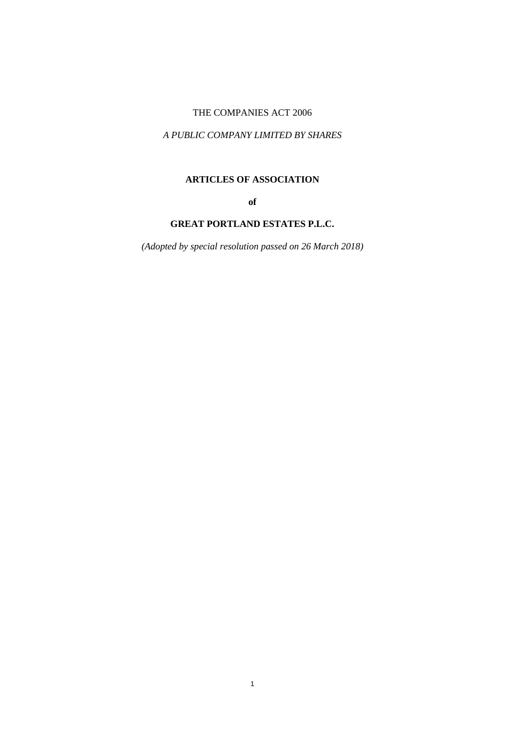THE COMPANIES ACT 2006

*A PUBLIC COMPANY LIMITED BY SHARES*

# ARTICLES OF ASSOCIATION

**of**

# GREAT PORTLAND ESTATES P.L.C.

*(Adopted by special resolution passed on 26 March 2018)*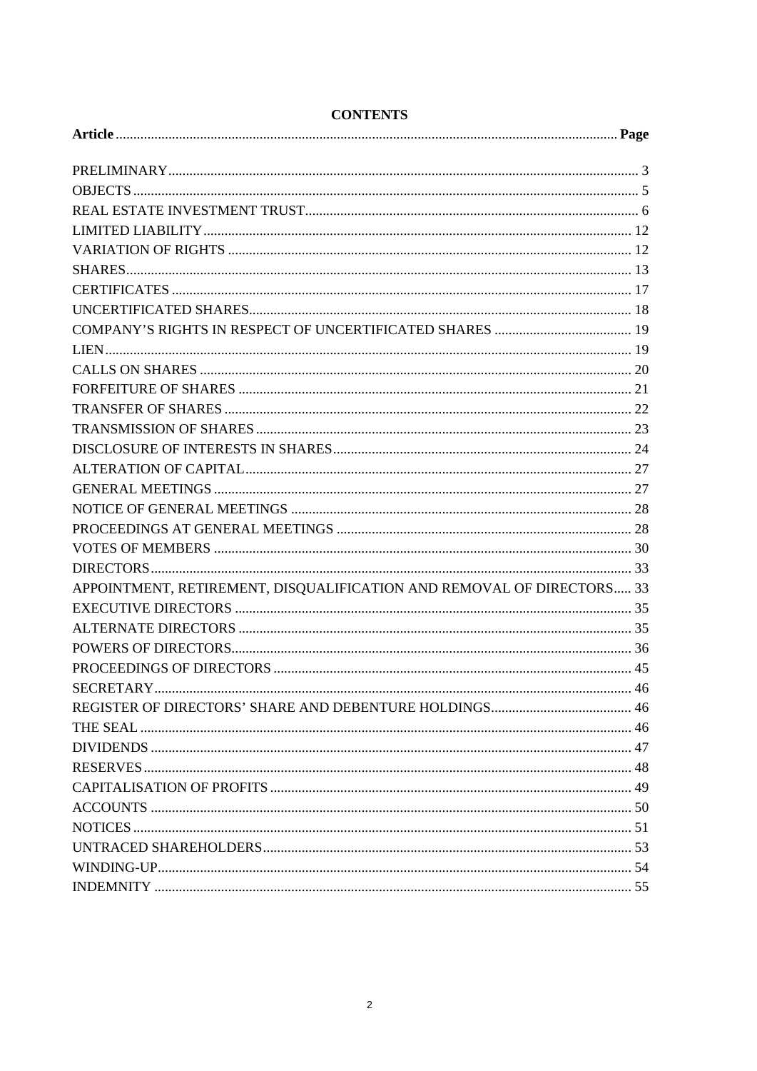# CONTENTS

| **Article** | **Page** |
|---|---|
| PRELIMINARY | 3 |
| OBJECTS | 5 |
| REAL ESTATE INVESTMENT TRUST | 6 |
| LIMITED LIABILITY | 12 |
| VARIATION OF RIGHTS | 12 |
| SHARES | 13 |
| CERTIFICATES | 17 |
| UNCERTIFICATED SHARES | 18 |
| COMPANY'S RIGHTS IN RESPECT OF UNCERTIFICATED SHARES | 19 |
| LIEN | 19 |
| CALLS ON SHARES | 20 |
| FORFEITURE OF SHARES | 21 |
| TRANSFER OF SHARES | 22 |
| TRANSMISSION OF SHARES | 23 |
| DISCLOSURE OF INTERESTS IN SHARES | 24 |
| ALTERATION OF CAPITAL | 27 |
| GENERAL MEETINGS | 27 |
| NOTICE OF GENERAL MEETINGS | 28 |
| PROCEEDINGS AT GENERAL MEETINGS | 28 |
| VOTES OF MEMBERS | 30 |
| DIRECTORS | 33 |
| APPOINTMENT, RETIREMENT, DISQUALIFICATION AND REMOVAL OF DIRECTORS | 33 |
| EXECUTIVE DIRECTORS | 35 |
| ALTERNATE DIRECTORS | 35 |
| POWERS OF DIRECTORS | 36 |
| PROCEEDINGS OF DIRECTORS | 45 |
| SECRETARY | 46 |
| REGISTER OF DIRECTORS' SHARE AND DEBENTURE HOLDINGS | 46 |
| THE SEAL | 46 |
| DIVIDENDS | 47 |
| RESERVES | 48 |
| CAPITALISATION OF PROFITS | 49 |
| ACCOUNTS | 50 |
| NOTICES | 51 |
| UNTRACED SHAREHOLDERS | 53 |
| WINDING-UP | 54 |
| INDEMNITY | 55 |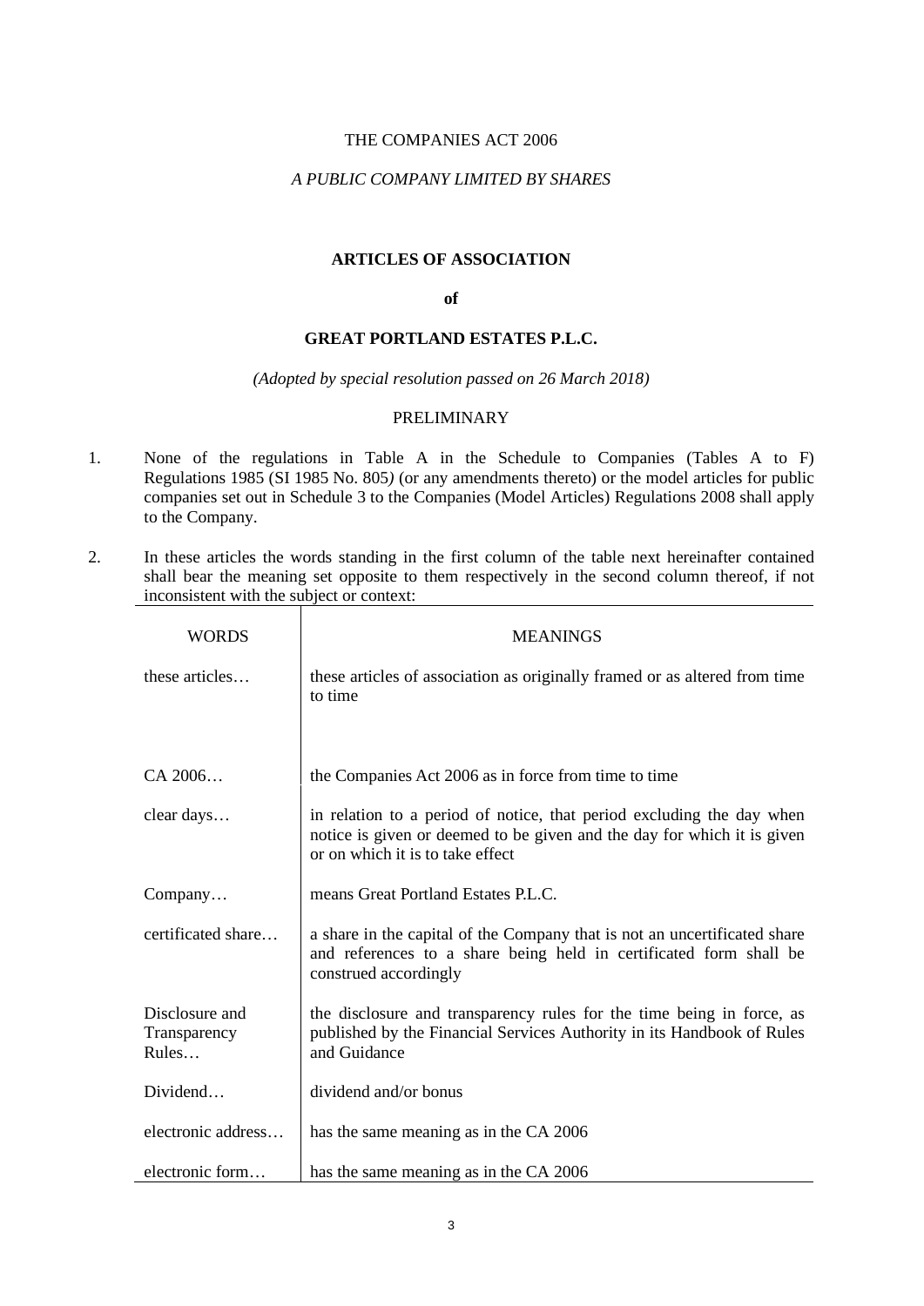THE COMPANIES ACT 2006

*A PUBLIC COMPANY LIMITED BY SHARES*

# ARTICLES OF ASSOCIATION

**of**

# GREAT PORTLAND ESTATES P.L.C.

*(Adopted by special resolution passed on 26 March 2018)*

## PRELIMINARY

1. None of the regulations in Table A in the Schedule to Companies (Tables A to F) Regulations 1985 (SI 1985 No. 805*)* (or any amendments thereto) or the model articles for public companies set out in Schedule 3 to the Companies (Model Articles) Regulations 2008 shall apply to the Company.

2. In these articles the words standing in the first column of the table next hereinafter contained shall bear the meaning set opposite to them respectively in the second column thereof, if not inconsistent with the subject or context:

| WORDS | MEANINGS |
|---|---|
| these articles… | these articles of association as originally framed or as altered from time to time |
| CA 2006… | the Companies Act 2006 as in force from time to time |
| clear days… | in relation to a period of notice, that period excluding the day when notice is given or deemed to be given and the day for which it is given or on which it is to take effect |
| Company… | means Great Portland Estates P.L.C. |
| certificated share… | a share in the capital of the Company that is not an uncertificated share and references to a share being held in certificated form shall be construed accordingly |
| Disclosure and Transparency Rules… | the disclosure and transparency rules for the time being in force, as published by the Financial Services Authority in its Handbook of Rules and Guidance |
| Dividend… | dividend and/or bonus |
| electronic address… | has the same meaning as in the CA 2006 |
| electronic form… | has the same meaning as in the CA 2006 |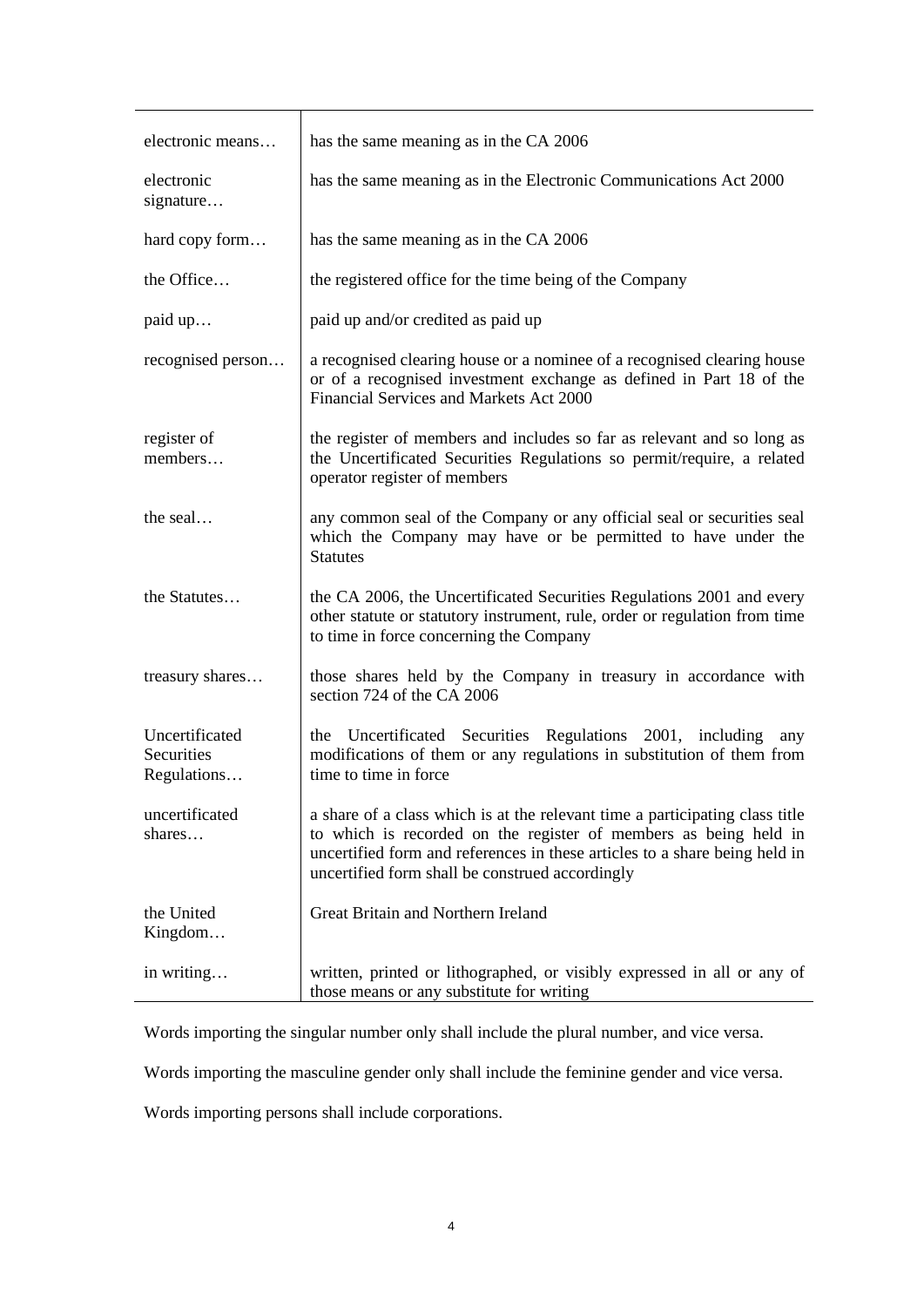| | |
|---|---|
| electronic means… | has the same meaning as in the CA 2006 |
| electronic signature… | has the same meaning as in the Electronic Communications Act 2000 |
| hard copy form… | has the same meaning as in the CA 2006 |
| the Office… | the registered office for the time being of the Company |
| paid up… | paid up and/or credited as paid up |
| recognised person… | a recognised clearing house or a nominee of a recognised clearing house or of a recognised investment exchange as defined in Part 18 of the Financial Services and Markets Act 2000 |
| register of members… | the register of members and includes so far as relevant and so long as the Uncertificated Securities Regulations so permit/require, a related operator register of members |
| the seal… | any common seal of the Company or any official seal or securities seal which the Company may have or be permitted to have under the Statutes |
| the Statutes… | the CA 2006, the Uncertificated Securities Regulations 2001 and every other statute or statutory instrument, rule, order or regulation from time to time in force concerning the Company |
| treasury shares… | those shares held by the Company in treasury in accordance with section 724 of the CA 2006 |
| Uncertificated Securities Regulations… | the Uncertificated Securities Regulations 2001, including any modifications of them or any regulations in substitution of them from time to time in force |
| uncertificated shares… | a share of a class which is at the relevant time a participating class title to which is recorded on the register of members as being held in uncertified form and references in these articles to a share being held in uncertified form shall be construed accordingly |
| the United Kingdom… | Great Britain and Northern Ireland |
| in writing… | written, printed or lithographed, or visibly expressed in all or any of those means or any substitute for writing |

Words importing the singular number only shall include the plural number, and vice versa.

Words importing the masculine gender only shall include the feminine gender and vice versa.

Words importing persons shall include corporations.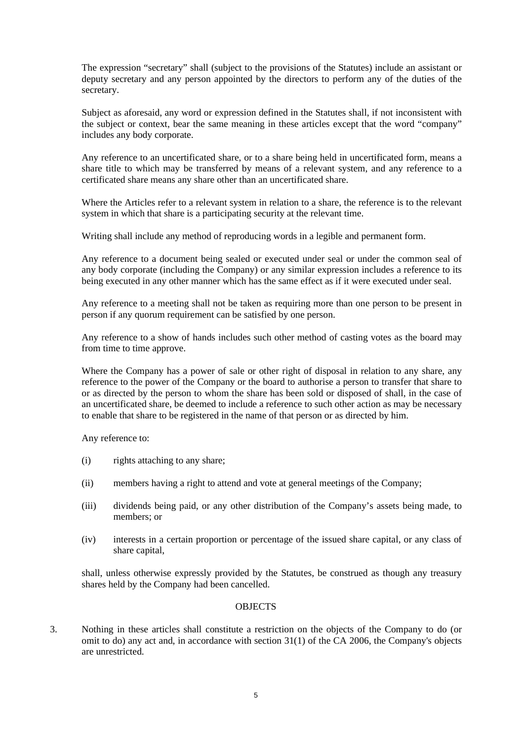The expression "secretary" shall (subject to the provisions of the Statutes) include an assistant or deputy secretary and any person appointed by the directors to perform any of the duties of the secretary.

Subject as aforesaid, any word or expression defined in the Statutes shall, if not inconsistent with the subject or context, bear the same meaning in these articles except that the word "company" includes any body corporate.

Any reference to an uncertificated share, or to a share being held in uncertificated form, means a share title to which may be transferred by means of a relevant system, and any reference to a certificated share means any share other than an uncertificated share.

Where the Articles refer to a relevant system in relation to a share, the reference is to the relevant system in which that share is a participating security at the relevant time.

Writing shall include any method of reproducing words in a legible and permanent form.

Any reference to a document being sealed or executed under seal or under the common seal of any body corporate (including the Company) or any similar expression includes a reference to its being executed in any other manner which has the same effect as if it were executed under seal.

Any reference to a meeting shall not be taken as requiring more than one person to be present in person if any quorum requirement can be satisfied by one person.

Any reference to a show of hands includes such other method of casting votes as the board may from time to time approve.

Where the Company has a power of sale or other right of disposal in relation to any share, any reference to the power of the Company or the board to authorise a person to transfer that share to or as directed by the person to whom the share has been sold or disposed of shall, in the case of an uncertificated share, be deemed to include a reference to such other action as may be necessary to enable that share to be registered in the name of that person or as directed by him.

Any reference to:

(i) rights attaching to any share;

(ii) members having a right to attend and vote at general meetings of the Company;

(iii) dividends being paid, or any other distribution of the Company's assets being made, to members; or

(iv) interests in a certain proportion or percentage of the issued share capital, or any class of share capital,

shall, unless otherwise expressly provided by the Statutes, be construed as though any treasury shares held by the Company had been cancelled.

## OBJECTS

3. Nothing in these articles shall constitute a restriction on the objects of the Company to do (or omit to do) any act and, in accordance with section 31(1) of the CA 2006, the Company's objects are unrestricted.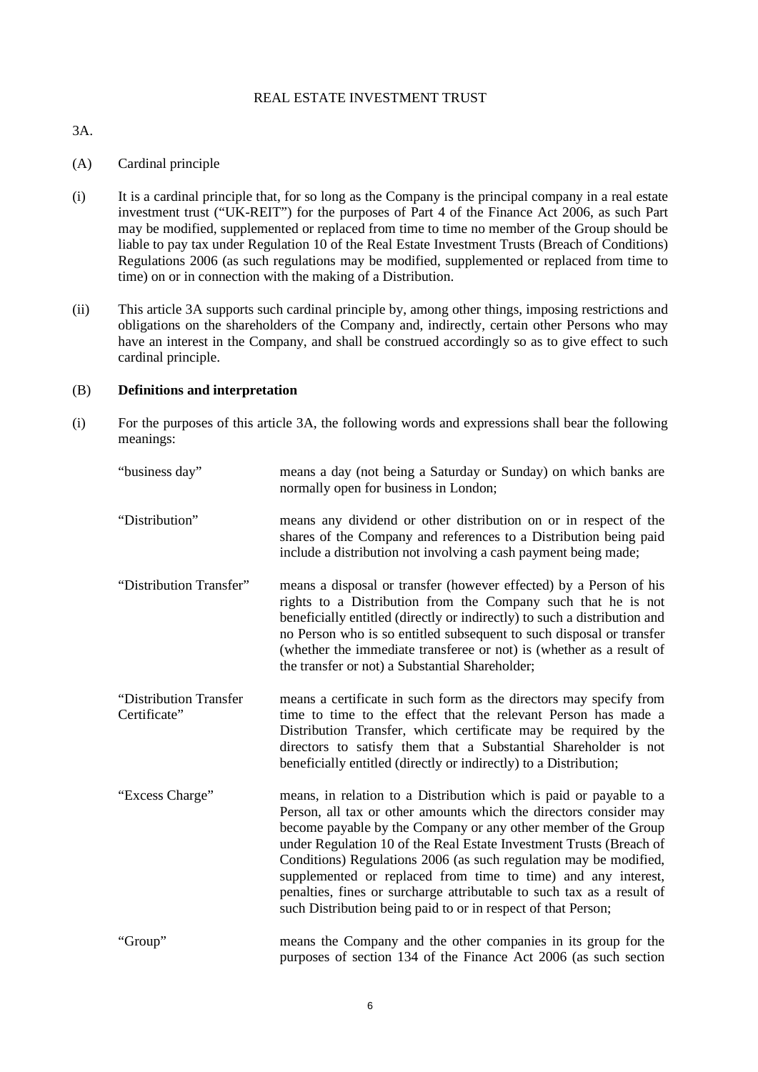REAL ESTATE INVESTMENT TRUST

3A.

(A) Cardinal principle

(i) It is a cardinal principle that, for so long as the Company is the principal company in a real estate investment trust ("UK-REIT") for the purposes of Part 4 of the Finance Act 2006, as such Part may be modified, supplemented or replaced from time to time no member of the Group should be liable to pay tax under Regulation 10 of the Real Estate Investment Trusts (Breach of Conditions) Regulations 2006 (as such regulations may be modified, supplemented or replaced from time to time) on or in connection with the making of a Distribution.

(ii) This article 3A supports such cardinal principle by, among other things, imposing restrictions and obligations on the shareholders of the Company and, indirectly, certain other Persons who may have an interest in the Company, and shall be construed accordingly so as to give effect to such cardinal principle.

(B) **Definitions and interpretation**

(i) For the purposes of this article 3A, the following words and expressions shall bear the following meanings:

"business day" means a day (not being a Saturday or Sunday) on which banks are normally open for business in London;

"Distribution" means any dividend or other distribution on or in respect of the shares of the Company and references to a Distribution being paid include a distribution not involving a cash payment being made;

"Distribution Transfer" means a disposal or transfer (however effected) by a Person of his rights to a Distribution from the Company such that he is not beneficially entitled (directly or indirectly) to such a distribution and no Person who is so entitled subsequent to such disposal or transfer (whether the immediate transferee or not) is (whether as a result of the transfer or not) a Substantial Shareholder;

"Distribution Transfer Certificate" means a certificate in such form as the directors may specify from time to time to the effect that the relevant Person has made a Distribution Transfer, which certificate may be required by the directors to satisfy them that a Substantial Shareholder is not beneficially entitled (directly or indirectly) to a Distribution;

"Excess Charge" means, in relation to a Distribution which is paid or payable to a Person, all tax or other amounts which the directors consider may become payable by the Company or any other member of the Group under Regulation 10 of the Real Estate Investment Trusts (Breach of Conditions) Regulations 2006 (as such regulation may be modified, supplemented or replaced from time to time) and any interest, penalties, fines or surcharge attributable to such tax as a result of such Distribution being paid to or in respect of that Person;

"Group" means the Company and the other companies in its group for the purposes of section 134 of the Finance Act 2006 (as such section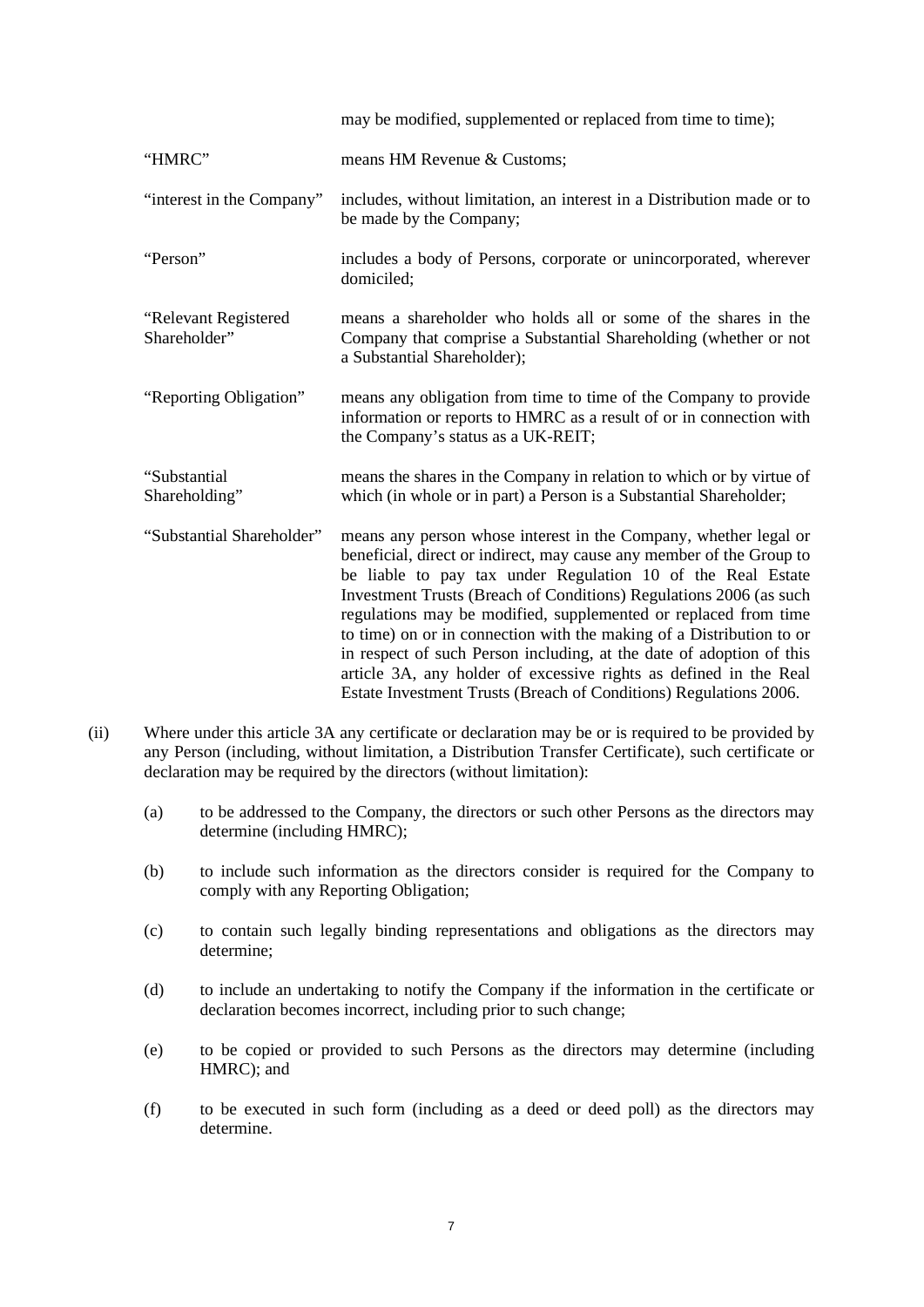| | |
|---|---|
| | may be modified, supplemented or replaced from time to time); |
| "HMRC" | means HM Revenue & Customs; |
| "interest in the Company" | includes, without limitation, an interest in a Distribution made or to be made by the Company; |
| "Person" | includes a body of Persons, corporate or unincorporated, wherever domiciled; |
| "Relevant Registered Shareholder" | means a shareholder who holds all or some of the shares in the Company that comprise a Substantial Shareholding (whether or not a Substantial Shareholder); |
| "Reporting Obligation" | means any obligation from time to time of the Company to provide information or reports to HMRC as a result of or in connection with the Company's status as a UK-REIT; |
| "Substantial Shareholding" | means the shares in the Company in relation to which or by virtue of which (in whole or in part) a Person is a Substantial Shareholder; |
| "Substantial Shareholder" | means any person whose interest in the Company, whether legal or beneficial, direct or indirect, may cause any member of the Group to be liable to pay tax under Regulation 10 of the Real Estate Investment Trusts (Breach of Conditions) Regulations 2006 (as such regulations may be modified, supplemented or replaced from time to time) on or in connection with the making of a Distribution to or in respect of such Person including, at the date of adoption of this article 3A, any holder of excessive rights as defined in the Real Estate Investment Trusts (Breach of Conditions) Regulations 2006. |

(ii) Where under this article 3A any certificate or declaration may be or is required to be provided by any Person (including, without limitation, a Distribution Transfer Certificate), such certificate or declaration may be required by the directors (without limitation):

(a) to be addressed to the Company, the directors or such other Persons as the directors may determine (including HMRC);

(b) to include such information as the directors consider is required for the Company to comply with any Reporting Obligation;

(c) to contain such legally binding representations and obligations as the directors may determine;

(d) to include an undertaking to notify the Company if the information in the certificate or declaration becomes incorrect, including prior to such change;

(e) to be copied or provided to such Persons as the directors may determine (including HMRC); and

(f) to be executed in such form (including as a deed or deed poll) as the directors may determine.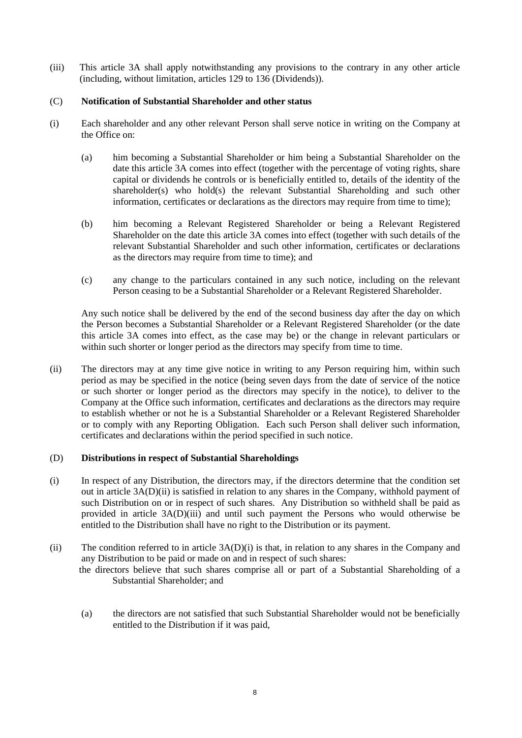(iii) This article 3A shall apply notwithstanding any provisions to the contrary in any other article (including, without limitation, articles 129 to 136 (Dividends)).

(C) **Notification of Substantial Shareholder and other status**

(i) Each shareholder and any other relevant Person shall serve notice in writing on the Company at the Office on:

   (a) him becoming a Substantial Shareholder or him being a Substantial Shareholder on the date this article 3A comes into effect (together with the percentage of voting rights, share capital or dividends he controls or is beneficially entitled to, details of the identity of the shareholder(s) who hold(s) the relevant Substantial Shareholding and such other information, certificates or declarations as the directors may require from time to time);

   (b) him becoming a Relevant Registered Shareholder or being a Relevant Registered Shareholder on the date this article 3A comes into effect (together with such details of the relevant Substantial Shareholder and such other information, certificates or declarations as the directors may require from time to time); and

   (c) any change to the particulars contained in any such notice, including on the relevant Person ceasing to be a Substantial Shareholder or a Relevant Registered Shareholder.

   Any such notice shall be delivered by the end of the second business day after the day on which the Person becomes a Substantial Shareholder or a Relevant Registered Shareholder (or the date this article 3A comes into effect, as the case may be) or the change in relevant particulars or within such shorter or longer period as the directors may specify from time to time.

(ii) The directors may at any time give notice in writing to any Person requiring him, within such period as may be specified in the notice (being seven days from the date of service of the notice or such shorter or longer period as the directors may specify in the notice), to deliver to the Company at the Office such information, certificates and declarations as the directors may require to establish whether or not he is a Substantial Shareholder or a Relevant Registered Shareholder or to comply with any Reporting Obligation. Each such Person shall deliver such information, certificates and declarations within the period specified in such notice.

(D) **Distributions in respect of Substantial Shareholdings**

(i) In respect of any Distribution, the directors may, if the directors determine that the condition set out in article 3A(D)(ii) is satisfied in relation to any shares in the Company, withhold payment of such Distribution on or in respect of such shares. Any Distribution so withheld shall be paid as provided in article 3A(D)(iii) and until such payment the Persons who would otherwise be entitled to the Distribution shall have no right to the Distribution or its payment.

(ii) The condition referred to in article 3A(D)(i) is that, in relation to any shares in the Company and any Distribution to be paid or made on and in respect of such shares:

   the directors believe that such shares comprise all or part of a Substantial Shareholding of a Substantial Shareholder; and

   (a) the directors are not satisfied that such Substantial Shareholder would not be beneficially entitled to the Distribution if it was paid,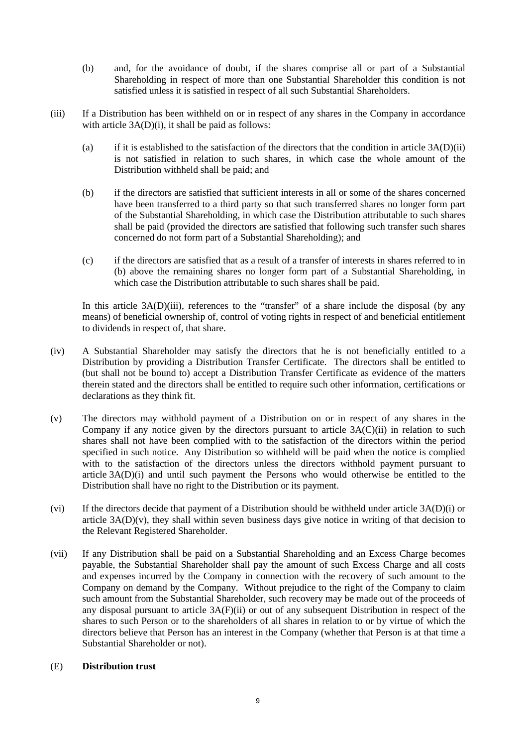(b) and, for the avoidance of doubt, if the shares comprise all or part of a Substantial Shareholding in respect of more than one Substantial Shareholder this condition is not satisfied unless it is satisfied in respect of all such Substantial Shareholders.

(iii) If a Distribution has been withheld on or in respect of any shares in the Company in accordance with article 3A(D)(i), it shall be paid as follows:

(a) if it is established to the satisfaction of the directors that the condition in article 3A(D)(ii) is not satisfied in relation to such shares, in which case the whole amount of the Distribution withheld shall be paid; and

(b) if the directors are satisfied that sufficient interests in all or some of the shares concerned have been transferred to a third party so that such transferred shares no longer form part of the Substantial Shareholding, in which case the Distribution attributable to such shares shall be paid (provided the directors are satisfied that following such transfer such shares concerned do not form part of a Substantial Shareholding); and

(c) if the directors are satisfied that as a result of a transfer of interests in shares referred to in (b) above the remaining shares no longer form part of a Substantial Shareholding, in which case the Distribution attributable to such shares shall be paid.

In this article 3A(D)(iii), references to the "transfer" of a share include the disposal (by any means) of beneficial ownership of, control of voting rights in respect of and beneficial entitlement to dividends in respect of, that share.

(iv) A Substantial Shareholder may satisfy the directors that he is not beneficially entitled to a Distribution by providing a Distribution Transfer Certificate. The directors shall be entitled to (but shall not be bound to) accept a Distribution Transfer Certificate as evidence of the matters therein stated and the directors shall be entitled to require such other information, certifications or declarations as they think fit.

(v) The directors may withhold payment of a Distribution on or in respect of any shares in the Company if any notice given by the directors pursuant to article 3A(C)(ii) in relation to such shares shall not have been complied with to the satisfaction of the directors within the period specified in such notice. Any Distribution so withheld will be paid when the notice is complied with to the satisfaction of the directors unless the directors withhold payment pursuant to article 3A(D)(i) and until such payment the Persons who would otherwise be entitled to the Distribution shall have no right to the Distribution or its payment.

(vi) If the directors decide that payment of a Distribution should be withheld under article 3A(D)(i) or article 3A(D)(v), they shall within seven business days give notice in writing of that decision to the Relevant Registered Shareholder.

(vii) If any Distribution shall be paid on a Substantial Shareholding and an Excess Charge becomes payable, the Substantial Shareholder shall pay the amount of such Excess Charge and all costs and expenses incurred by the Company in connection with the recovery of such amount to the Company on demand by the Company. Without prejudice to the right of the Company to claim such amount from the Substantial Shareholder, such recovery may be made out of the proceeds of any disposal pursuant to article 3A(F)(ii) or out of any subsequent Distribution in respect of the shares to such Person or to the shareholders of all shares in relation to or by virtue of which the directors believe that Person has an interest in the Company (whether that Person is at that time a Substantial Shareholder or not).

(E) **Distribution trust**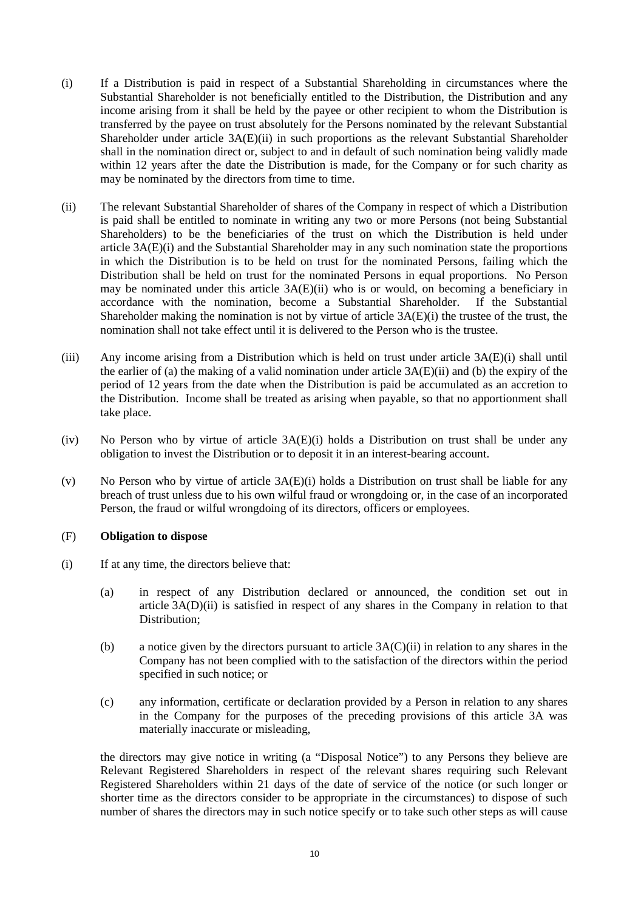(i) If a Distribution is paid in respect of a Substantial Shareholding in circumstances where the Substantial Shareholder is not beneficially entitled to the Distribution, the Distribution and any income arising from it shall be held by the payee or other recipient to whom the Distribution is transferred by the payee on trust absolutely for the Persons nominated by the relevant Substantial Shareholder under article 3A(E)(ii) in such proportions as the relevant Substantial Shareholder shall in the nomination direct or, subject to and in default of such nomination being validly made within 12 years after the date the Distribution is made, for the Company or for such charity as may be nominated by the directors from time to time.

(ii) The relevant Substantial Shareholder of shares of the Company in respect of which a Distribution is paid shall be entitled to nominate in writing any two or more Persons (not being Substantial Shareholders) to be the beneficiaries of the trust on which the Distribution is held under article 3A(E)(i) and the Substantial Shareholder may in any such nomination state the proportions in which the Distribution is to be held on trust for the nominated Persons, failing which the Distribution shall be held on trust for the nominated Persons in equal proportions. No Person may be nominated under this article 3A(E)(ii) who is or would, on becoming a beneficiary in accordance with the nomination, become a Substantial Shareholder. If the Substantial Shareholder making the nomination is not by virtue of article 3A(E)(i) the trustee of the trust, the nomination shall not take effect until it is delivered to the Person who is the trustee.

(iii) Any income arising from a Distribution which is held on trust under article 3A(E)(i) shall until the earlier of (a) the making of a valid nomination under article 3A(E)(ii) and (b) the expiry of the period of 12 years from the date when the Distribution is paid be accumulated as an accretion to the Distribution. Income shall be treated as arising when payable, so that no apportionment shall take place.

(iv) No Person who by virtue of article 3A(E)(i) holds a Distribution on trust shall be under any obligation to invest the Distribution or to deposit it in an interest-bearing account.

(v) No Person who by virtue of article 3A(E)(i) holds a Distribution on trust shall be liable for any breach of trust unless due to his own wilful fraud or wrongdoing or, in the case of an incorporated Person, the fraud or wilful wrongdoing of its directors, officers or employees.

(F) **Obligation to dispose**

(i) If at any time, the directors believe that:

  (a) in respect of any Distribution declared or announced, the condition set out in article 3A(D)(ii) is satisfied in respect of any shares in the Company in relation to that Distribution;

  (b) a notice given by the directors pursuant to article 3A(C)(ii) in relation to any shares in the Company has not been complied with to the satisfaction of the directors within the period specified in such notice; or

  (c) any information, certificate or declaration provided by a Person in relation to any shares in the Company for the purposes of the preceding provisions of this article 3A was materially inaccurate or misleading,

  the directors may give notice in writing (a "Disposal Notice") to any Persons they believe are Relevant Registered Shareholders in respect of the relevant shares requiring such Relevant Registered Shareholders within 21 days of the date of service of the notice (or such longer or shorter time as the directors consider to be appropriate in the circumstances) to dispose of such number of shares the directors may in such notice specify or to take such other steps as will cause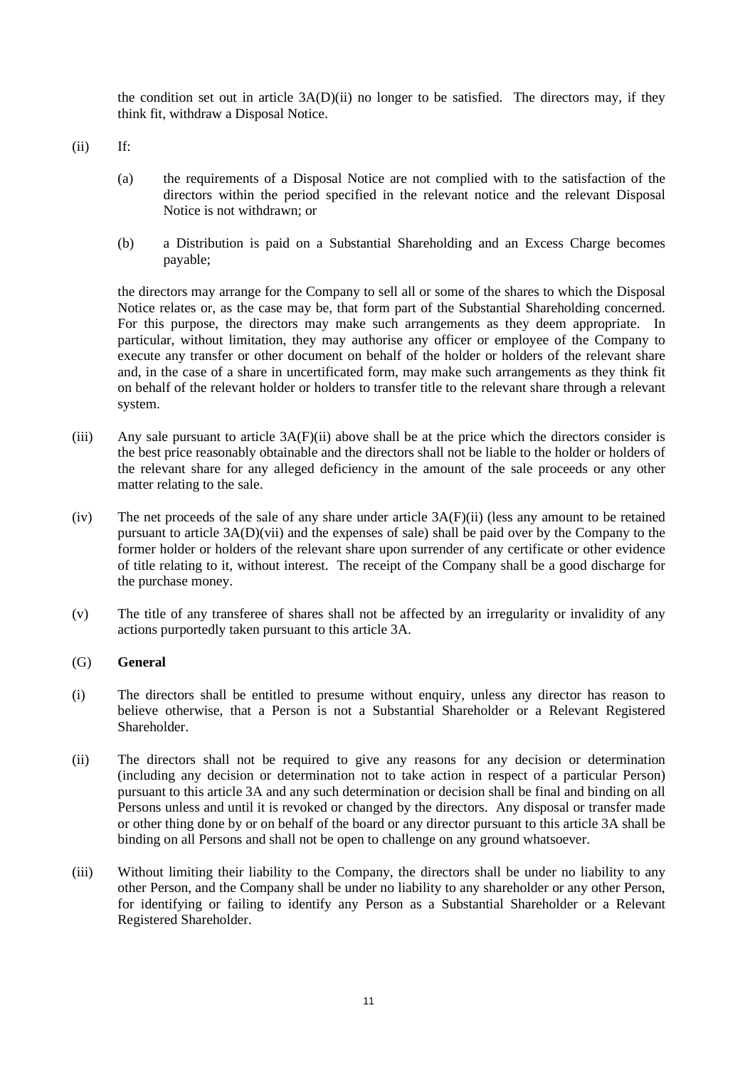the condition set out in article 3A(D)(ii) no longer to be satisfied. The directors may, if they think fit, withdraw a Disposal Notice.

(ii) If:

(a) the requirements of a Disposal Notice are not complied with to the satisfaction of the directors within the period specified in the relevant notice and the relevant Disposal Notice is not withdrawn; or

(b) a Distribution is paid on a Substantial Shareholding and an Excess Charge becomes payable;

the directors may arrange for the Company to sell all or some of the shares to which the Disposal Notice relates or, as the case may be, that form part of the Substantial Shareholding concerned. For this purpose, the directors may make such arrangements as they deem appropriate. In particular, without limitation, they may authorise any officer or employee of the Company to execute any transfer or other document on behalf of the holder or holders of the relevant share and, in the case of a share in uncertificated form, may make such arrangements as they think fit on behalf of the relevant holder or holders to transfer title to the relevant share through a relevant system.

(iii) Any sale pursuant to article 3A(F)(ii) above shall be at the price which the directors consider is the best price reasonably obtainable and the directors shall not be liable to the holder or holders of the relevant share for any alleged deficiency in the amount of the sale proceeds or any other matter relating to the sale.

(iv) The net proceeds of the sale of any share under article 3A(F)(ii) (less any amount to be retained pursuant to article 3A(D)(vii) and the expenses of sale) shall be paid over by the Company to the former holder or holders of the relevant share upon surrender of any certificate or other evidence of title relating to it, without interest. The receipt of the Company shall be a good discharge for the purchase money.

(v) The title of any transferee of shares shall not be affected by an irregularity or invalidity of any actions purportedly taken pursuant to this article 3A.

(G) **General**

(i) The directors shall be entitled to presume without enquiry, unless any director has reason to believe otherwise, that a Person is not a Substantial Shareholder or a Relevant Registered Shareholder.

(ii) The directors shall not be required to give any reasons for any decision or determination (including any decision or determination not to take action in respect of a particular Person) pursuant to this article 3A and any such determination or decision shall be final and binding on all Persons unless and until it is revoked or changed by the directors. Any disposal or transfer made or other thing done by or on behalf of the board or any director pursuant to this article 3A shall be binding on all Persons and shall not be open to challenge on any ground whatsoever.

(iii) Without limiting their liability to the Company, the directors shall be under no liability to any other Person, and the Company shall be under no liability to any shareholder or any other Person, for identifying or failing to identify any Person as a Substantial Shareholder or a Relevant Registered Shareholder.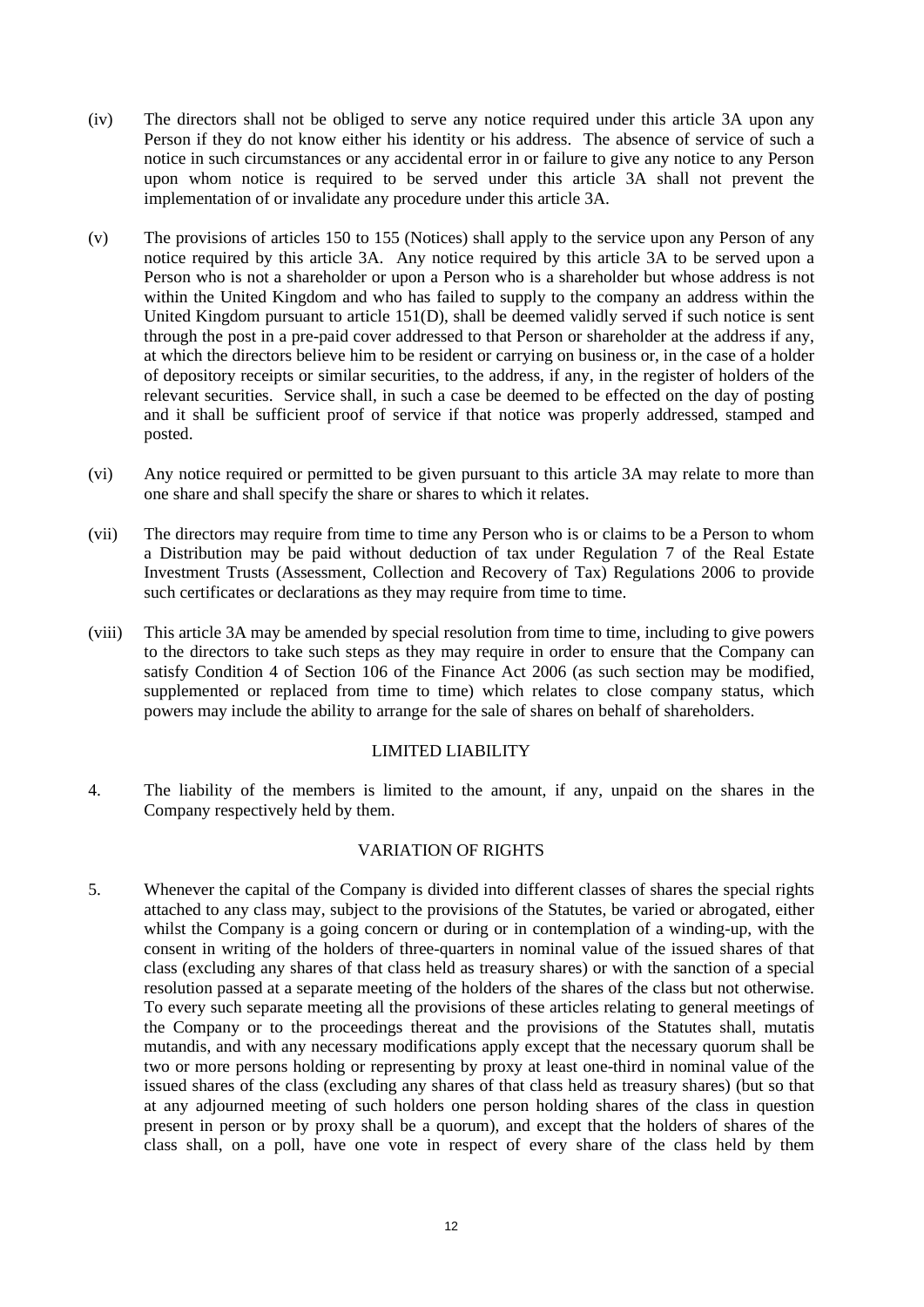(iv) The directors shall not be obliged to serve any notice required under this article 3A upon any Person if they do not know either his identity or his address. The absence of service of such a notice in such circumstances or any accidental error in or failure to give any notice to any Person upon whom notice is required to be served under this article 3A shall not prevent the implementation of or invalidate any procedure under this article 3A.

(v) The provisions of articles 150 to 155 (Notices) shall apply to the service upon any Person of any notice required by this article 3A. Any notice required by this article 3A to be served upon a Person who is not a shareholder or upon a Person who is a shareholder but whose address is not within the United Kingdom and who has failed to supply to the company an address within the United Kingdom pursuant to article 151(D), shall be deemed validly served if such notice is sent through the post in a pre-paid cover addressed to that Person or shareholder at the address if any, at which the directors believe him to be resident or carrying on business or, in the case of a holder of depository receipts or similar securities, to the address, if any, in the register of holders of the relevant securities. Service shall, in such a case be deemed to be effected on the day of posting and it shall be sufficient proof of service if that notice was properly addressed, stamped and posted.

(vi) Any notice required or permitted to be given pursuant to this article 3A may relate to more than one share and shall specify the share or shares to which it relates.

(vii) The directors may require from time to time any Person who is or claims to be a Person to whom a Distribution may be paid without deduction of tax under Regulation 7 of the Real Estate Investment Trusts (Assessment, Collection and Recovery of Tax) Regulations 2006 to provide such certificates or declarations as they may require from time to time.

(viii) This article 3A may be amended by special resolution from time to time, including to give powers to the directors to take such steps as they may require in order to ensure that the Company can satisfy Condition 4 of Section 106 of the Finance Act 2006 (as such section may be modified, supplemented or replaced from time to time) which relates to close company status, which powers may include the ability to arrange for the sale of shares on behalf of shareholders.

## LIMITED LIABILITY

4. The liability of the members is limited to the amount, if any, unpaid on the shares in the Company respectively held by them.

## VARIATION OF RIGHTS

5. Whenever the capital of the Company is divided into different classes of shares the special rights attached to any class may, subject to the provisions of the Statutes, be varied or abrogated, either whilst the Company is a going concern or during or in contemplation of a winding-up, with the consent in writing of the holders of three-quarters in nominal value of the issued shares of that class (excluding any shares of that class held as treasury shares) or with the sanction of a special resolution passed at a separate meeting of the holders of the shares of the class but not otherwise. To every such separate meeting all the provisions of these articles relating to general meetings of the Company or to the proceedings thereat and the provisions of the Statutes shall, mutatis mutandis, and with any necessary modifications apply except that the necessary quorum shall be two or more persons holding or representing by proxy at least one-third in nominal value of the issued shares of the class (excluding any shares of that class held as treasury shares) (but so that at any adjourned meeting of such holders one person holding shares of the class in question present in person or by proxy shall be a quorum), and except that the holders of shares of the class shall, on a poll, have one vote in respect of every share of the class held by them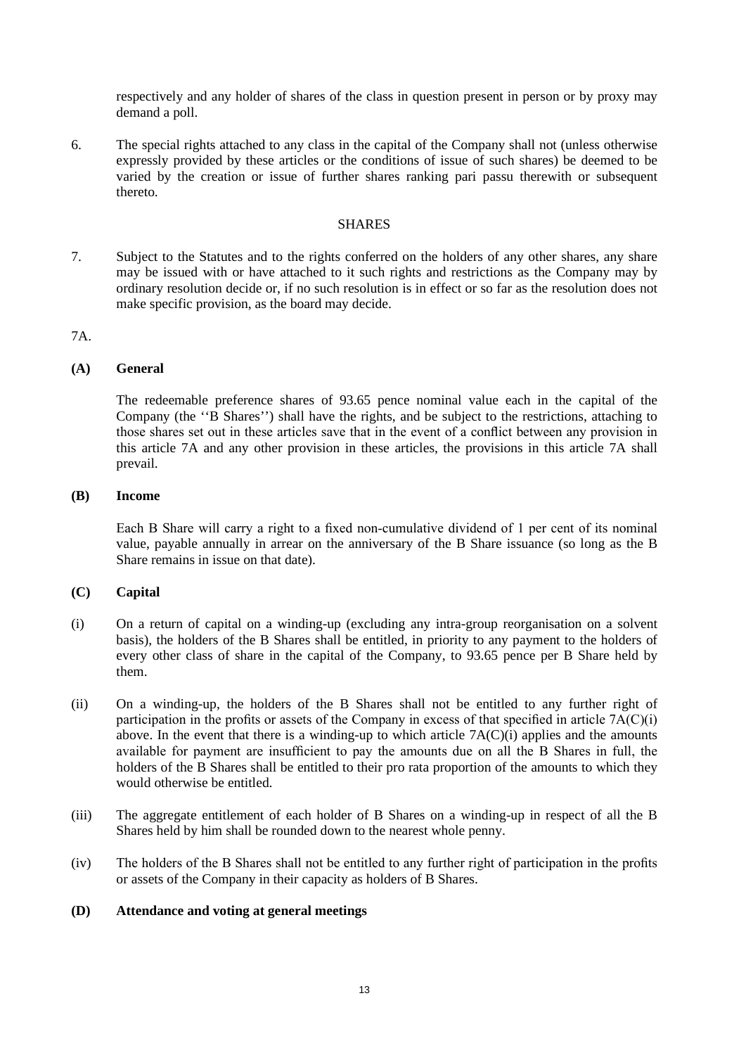respectively and any holder of shares of the class in question present in person or by proxy may demand a poll.

6. The special rights attached to any class in the capital of the Company shall not (unless otherwise expressly provided by these articles or the conditions of issue of such shares) be deemed to be varied by the creation or issue of further shares ranking pari passu therewith or subsequent thereto.

## SHARES

7. Subject to the Statutes and to the rights conferred on the holders of any other shares, any share may be issued with or have attached to it such rights and restrictions as the Company may by ordinary resolution decide or, if no such resolution is in effect or so far as the resolution does not make specific provision, as the board may decide.

7A.

**(A) General**

The redeemable preference shares of 93.65 pence nominal value each in the capital of the Company (the ''B Shares'') shall have the rights, and be subject to the restrictions, attaching to those shares set out in these articles save that in the event of a conflict between any provision in this article 7A and any other provision in these articles, the provisions in this article 7A shall prevail.

**(B) Income**

Each B Share will carry a right to a fixed non-cumulative dividend of 1 per cent of its nominal value, payable annually in arrear on the anniversary of the B Share issuance (so long as the B Share remains in issue on that date).

**(C) Capital**

(i) On a return of capital on a winding-up (excluding any intra-group reorganisation on a solvent basis), the holders of the B Shares shall be entitled, in priority to any payment to the holders of every other class of share in the capital of the Company, to 93.65 pence per B Share held by them.

(ii) On a winding-up, the holders of the B Shares shall not be entitled to any further right of participation in the profits or assets of the Company in excess of that specified in article 7A(C)(i) above. In the event that there is a winding-up to which article 7A(C)(i) applies and the amounts available for payment are insufficient to pay the amounts due on all the B Shares in full, the holders of the B Shares shall be entitled to their pro rata proportion of the amounts to which they would otherwise be entitled.

(iii) The aggregate entitlement of each holder of B Shares on a winding-up in respect of all the B Shares held by him shall be rounded down to the nearest whole penny.

(iv) The holders of the B Shares shall not be entitled to any further right of participation in the profits or assets of the Company in their capacity as holders of B Shares.

**(D) Attendance and voting at general meetings**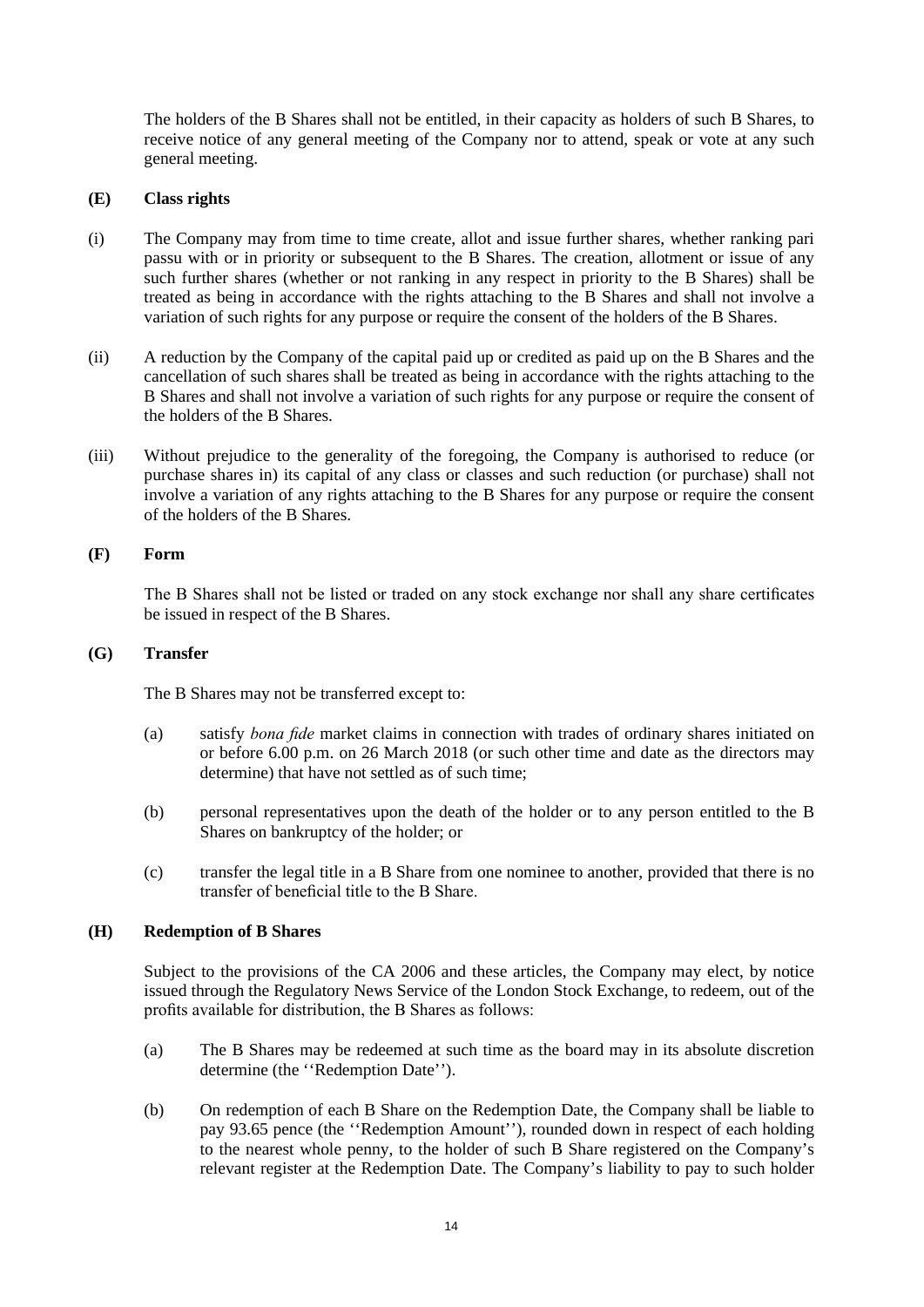The holders of the B Shares shall not be entitled, in their capacity as holders of such B Shares, to receive notice of any general meeting of the Company nor to attend, speak or vote at any such general meeting.

**(E) Class rights**

(i) The Company may from time to time create, allot and issue further shares, whether ranking pari passu with or in priority or subsequent to the B Shares. The creation, allotment or issue of any such further shares (whether or not ranking in any respect in priority to the B Shares) shall be treated as being in accordance with the rights attaching to the B Shares and shall not involve a variation of such rights for any purpose or require the consent of the holders of the B Shares.

(ii) A reduction by the Company of the capital paid up or credited as paid up on the B Shares and the cancellation of such shares shall be treated as being in accordance with the rights attaching to the B Shares and shall not involve a variation of such rights for any purpose or require the consent of the holders of the B Shares.

(iii) Without prejudice to the generality of the foregoing, the Company is authorised to reduce (or purchase shares in) its capital of any class or classes and such reduction (or purchase) shall not involve a variation of any rights attaching to the B Shares for any purpose or require the consent of the holders of the B Shares.

**(F) Form**

The B Shares shall not be listed or traded on any stock exchange nor shall any share certificates be issued in respect of the B Shares.

**(G) Transfer**

The B Shares may not be transferred except to:

(a) satisfy *bona fide* market claims in connection with trades of ordinary shares initiated on or before 6.00 p.m. on 26 March 2018 (or such other time and date as the directors may determine) that have not settled as of such time;

(b) personal representatives upon the death of the holder or to any person entitled to the B Shares on bankruptcy of the holder; or

(c) transfer the legal title in a B Share from one nominee to another, provided that there is no transfer of beneficial title to the B Share.

**(H) Redemption of B Shares**

Subject to the provisions of the CA 2006 and these articles, the Company may elect, by notice issued through the Regulatory News Service of the London Stock Exchange, to redeem, out of the profits available for distribution, the B Shares as follows:

(a) The B Shares may be redeemed at such time as the board may in its absolute discretion determine (the ''Redemption Date'').

(b) On redemption of each B Share on the Redemption Date, the Company shall be liable to pay 93.65 pence (the ''Redemption Amount''), rounded down in respect of each holding to the nearest whole penny, to the holder of such B Share registered on the Company's relevant register at the Redemption Date. The Company's liability to pay to such holder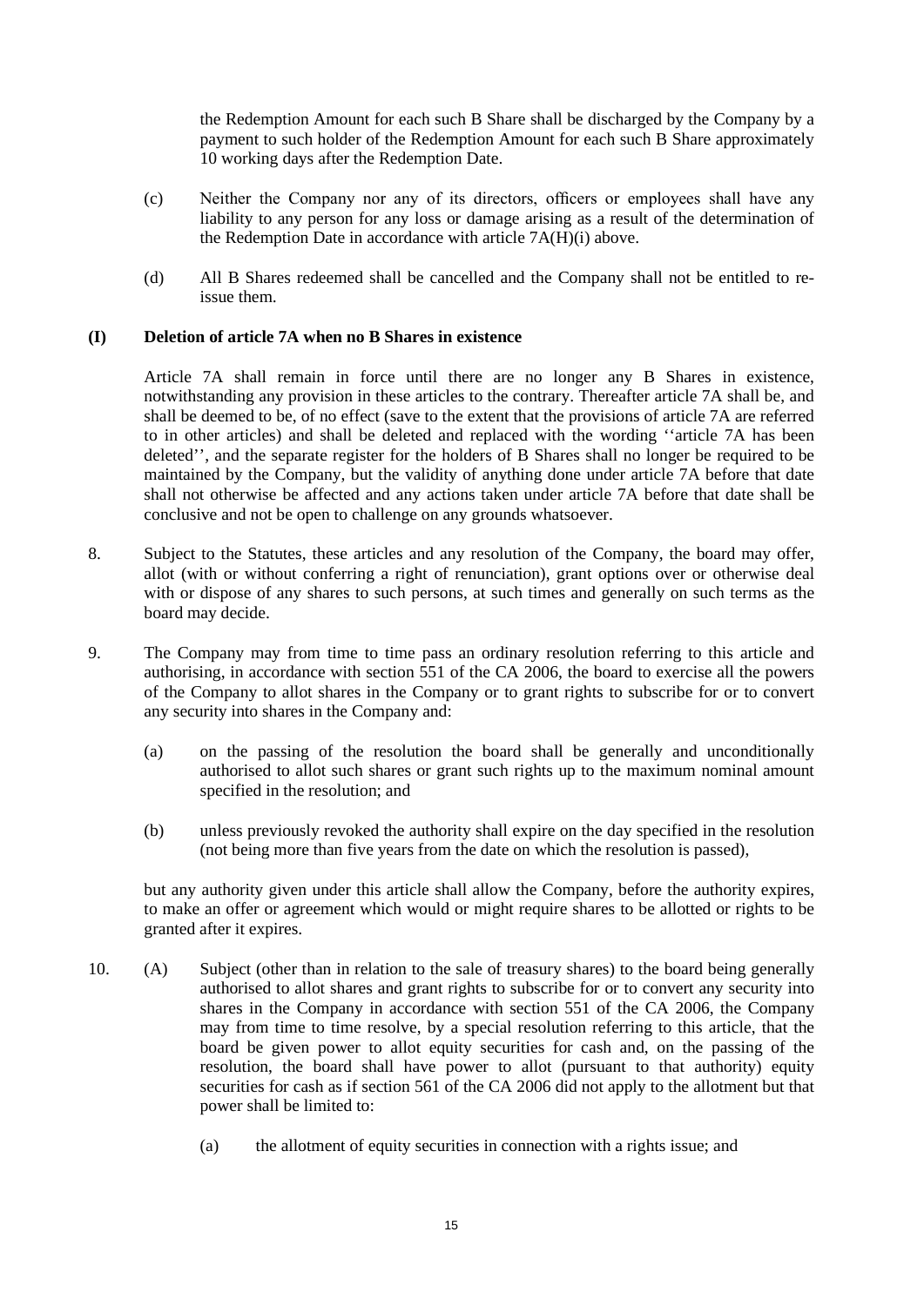the Redemption Amount for each such B Share shall be discharged by the Company by a payment to such holder of the Redemption Amount for each such B Share approximately 10 working days after the Redemption Date.

(c) Neither the Company nor any of its directors, officers or employees shall have any liability to any person for any loss or damage arising as a result of the determination of the Redemption Date in accordance with article 7A(H)(i) above.

(d) All B Shares redeemed shall be cancelled and the Company shall not be entitled to re-issue them.

**(I) Deletion of article 7A when no B Shares in existence**

Article 7A shall remain in force until there are no longer any B Shares in existence, notwithstanding any provision in these articles to the contrary. Thereafter article 7A shall be, and shall be deemed to be, of no effect (save to the extent that the provisions of article 7A are referred to in other articles) and shall be deleted and replaced with the wording ''article 7A has been deleted'', and the separate register for the holders of B Shares shall no longer be required to be maintained by the Company, but the validity of anything done under article 7A before that date shall not otherwise be affected and any actions taken under article 7A before that date shall be conclusive and not be open to challenge on any grounds whatsoever.

8. Subject to the Statutes, these articles and any resolution of the Company, the board may offer, allot (with or without conferring a right of renunciation), grant options over or otherwise deal with or dispose of any shares to such persons, at such times and generally on such terms as the board may decide.

9. The Company may from time to time pass an ordinary resolution referring to this article and authorising, in accordance with section 551 of the CA 2006, the board to exercise all the powers of the Company to allot shares in the Company or to grant rights to subscribe for or to convert any security into shares in the Company and:

(a) on the passing of the resolution the board shall be generally and unconditionally authorised to allot such shares or grant such rights up to the maximum nominal amount specified in the resolution; and

(b) unless previously revoked the authority shall expire on the day specified in the resolution (not being more than five years from the date on which the resolution is passed),

but any authority given under this article shall allow the Company, before the authority expires, to make an offer or agreement which would or might require shares to be allotted or rights to be granted after it expires.

10. (A) Subject (other than in relation to the sale of treasury shares) to the board being generally authorised to allot shares and grant rights to subscribe for or to convert any security into shares in the Company in accordance with section 551 of the CA 2006, the Company may from time to time resolve, by a special resolution referring to this article, that the board be given power to allot equity securities for cash and, on the passing of the resolution, the board shall have power to allot (pursuant to that authority) equity securities for cash as if section 561 of the CA 2006 did not apply to the allotment but that power shall be limited to:

(a) the allotment of equity securities in connection with a rights issue; and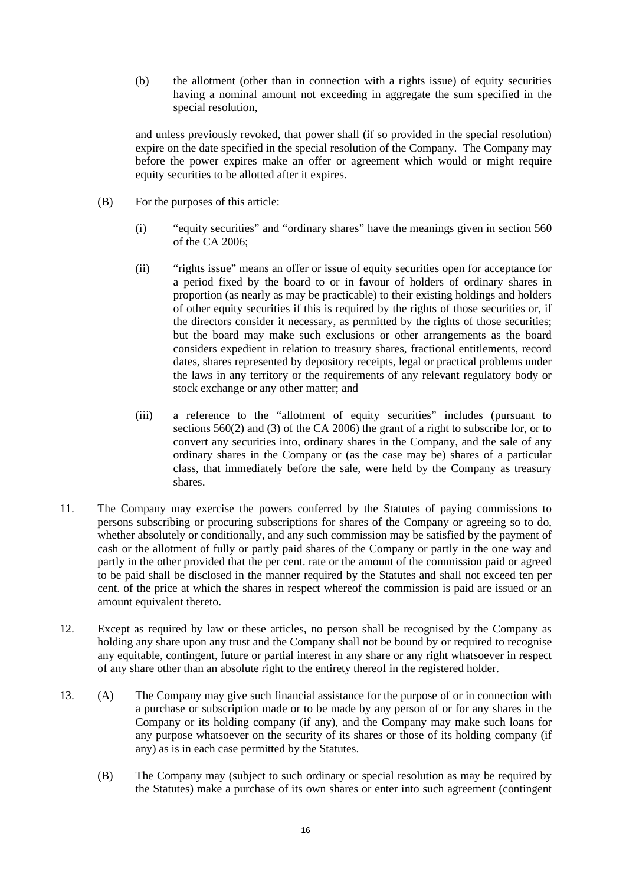(b) the allotment (other than in connection with a rights issue) of equity securities having a nominal amount not exceeding in aggregate the sum specified in the special resolution,

and unless previously revoked, that power shall (if so provided in the special resolution) expire on the date specified in the special resolution of the Company. The Company may before the power expires make an offer or agreement which would or might require equity securities to be allotted after it expires.

(B) For the purposes of this article:

(i) "equity securities" and "ordinary shares" have the meanings given in section 560 of the CA 2006;

(ii) "rights issue" means an offer or issue of equity securities open for acceptance for a period fixed by the board to or in favour of holders of ordinary shares in proportion (as nearly as may be practicable) to their existing holdings and holders of other equity securities if this is required by the rights of those securities or, if the directors consider it necessary, as permitted by the rights of those securities; but the board may make such exclusions or other arrangements as the board considers expedient in relation to treasury shares, fractional entitlements, record dates, shares represented by depository receipts, legal or practical problems under the laws in any territory or the requirements of any relevant regulatory body or stock exchange or any other matter; and

(iii) a reference to the "allotment of equity securities" includes (pursuant to sections 560(2) and (3) of the CA 2006) the grant of a right to subscribe for, or to convert any securities into, ordinary shares in the Company, and the sale of any ordinary shares in the Company or (as the case may be) shares of a particular class, that immediately before the sale, were held by the Company as treasury shares.

11. The Company may exercise the powers conferred by the Statutes of paying commissions to persons subscribing or procuring subscriptions for shares of the Company or agreeing so to do, whether absolutely or conditionally, and any such commission may be satisfied by the payment of cash or the allotment of fully or partly paid shares of the Company or partly in the one way and partly in the other provided that the per cent. rate or the amount of the commission paid or agreed to be paid shall be disclosed in the manner required by the Statutes and shall not exceed ten per cent. of the price at which the shares in respect whereof the commission is paid are issued or an amount equivalent thereto.

12. Except as required by law or these articles, no person shall be recognised by the Company as holding any share upon any trust and the Company shall not be bound by or required to recognise any equitable, contingent, future or partial interest in any share or any right whatsoever in respect of any share other than an absolute right to the entirety thereof in the registered holder.

13. (A) The Company may give such financial assistance for the purpose of or in connection with a purchase or subscription made or to be made by any person of or for any shares in the Company or its holding company (if any), and the Company may make such loans for any purpose whatsoever on the security of its shares or those of its holding company (if any) as is in each case permitted by the Statutes.

(B) The Company may (subject to such ordinary or special resolution as may be required by the Statutes) make a purchase of its own shares or enter into such agreement (contingent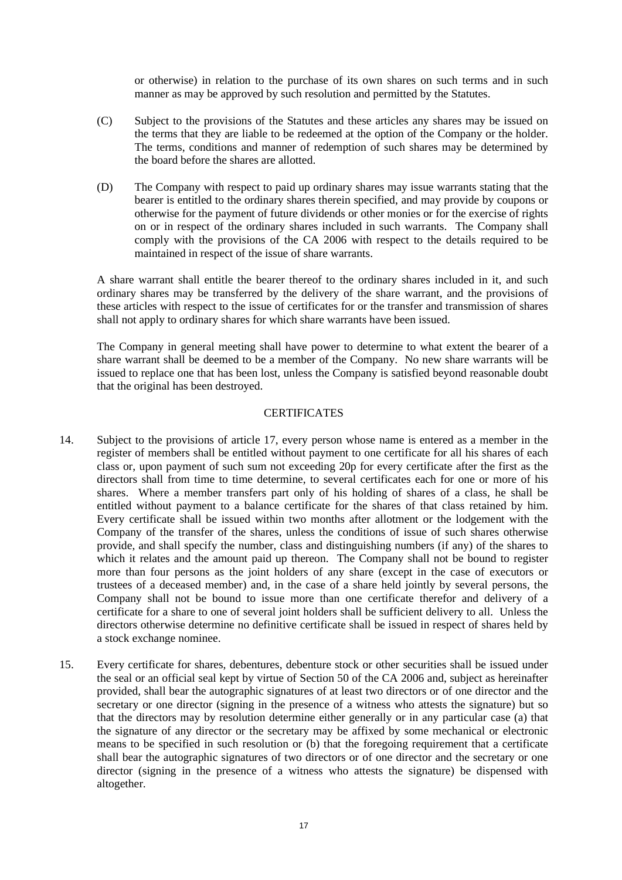or otherwise) in relation to the purchase of its own shares on such terms and in such manner as may be approved by such resolution and permitted by the Statutes.

(C) Subject to the provisions of the Statutes and these articles any shares may be issued on the terms that they are liable to be redeemed at the option of the Company or the holder. The terms, conditions and manner of redemption of such shares may be determined by the board before the shares are allotted.

(D) The Company with respect to paid up ordinary shares may issue warrants stating that the bearer is entitled to the ordinary shares therein specified, and may provide by coupons or otherwise for the payment of future dividends or other monies or for the exercise of rights on or in respect of the ordinary shares included in such warrants. The Company shall comply with the provisions of the CA 2006 with respect to the details required to be maintained in respect of the issue of share warrants.

A share warrant shall entitle the bearer thereof to the ordinary shares included in it, and such ordinary shares may be transferred by the delivery of the share warrant, and the provisions of these articles with respect to the issue of certificates for or the transfer and transmission of shares shall not apply to ordinary shares for which share warrants have been issued.

The Company in general meeting shall have power to determine to what extent the bearer of a share warrant shall be deemed to be a member of the Company. No new share warrants will be issued to replace one that has been lost, unless the Company is satisfied beyond reasonable doubt that the original has been destroyed.

## CERTIFICATES

14. Subject to the provisions of article 17, every person whose name is entered as a member in the register of members shall be entitled without payment to one certificate for all his shares of each class or, upon payment of such sum not exceeding 20p for every certificate after the first as the directors shall from time to time determine, to several certificates each for one or more of his shares. Where a member transfers part only of his holding of shares of a class, he shall be entitled without payment to a balance certificate for the shares of that class retained by him. Every certificate shall be issued within two months after allotment or the lodgement with the Company of the transfer of the shares, unless the conditions of issue of such shares otherwise provide, and shall specify the number, class and distinguishing numbers (if any) of the shares to which it relates and the amount paid up thereon. The Company shall not be bound to register more than four persons as the joint holders of any share (except in the case of executors or trustees of a deceased member) and, in the case of a share held jointly by several persons, the Company shall not be bound to issue more than one certificate therefor and delivery of a certificate for a share to one of several joint holders shall be sufficient delivery to all. Unless the directors otherwise determine no definitive certificate shall be issued in respect of shares held by a stock exchange nominee.

15. Every certificate for shares, debentures, debenture stock or other securities shall be issued under the seal or an official seal kept by virtue of Section 50 of the CA 2006 and, subject as hereinafter provided, shall bear the autographic signatures of at least two directors or of one director and the secretary or one director (signing in the presence of a witness who attests the signature) but so that the directors may by resolution determine either generally or in any particular case (a) that the signature of any director or the secretary may be affixed by some mechanical or electronic means to be specified in such resolution or (b) that the foregoing requirement that a certificate shall bear the autographic signatures of two directors or of one director and the secretary or one director (signing in the presence of a witness who attests the signature) be dispensed with altogether.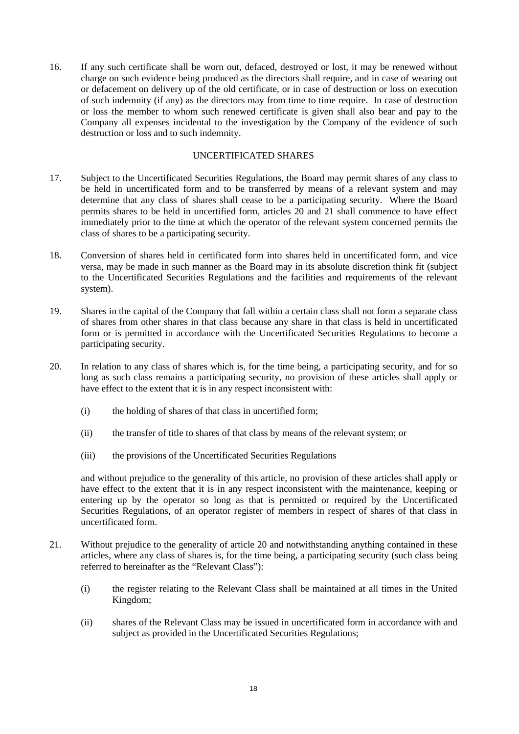16. If any such certificate shall be worn out, defaced, destroyed or lost, it may be renewed without charge on such evidence being produced as the directors shall require, and in case of wearing out or defacement on delivery up of the old certificate, or in case of destruction or loss on execution of such indemnity (if any) as the directors may from time to time require. In case of destruction or loss the member to whom such renewed certificate is given shall also bear and pay to the Company all expenses incidental to the investigation by the Company of the evidence of such destruction or loss and to such indemnity.

## UNCERTIFICATED SHARES

17. Subject to the Uncertificated Securities Regulations, the Board may permit shares of any class to be held in uncertificated form and to be transferred by means of a relevant system and may determine that any class of shares shall cease to be a participating security. Where the Board permits shares to be held in uncertified form, articles 20 and 21 shall commence to have effect immediately prior to the time at which the operator of the relevant system concerned permits the class of shares to be a participating security.

18. Conversion of shares held in certificated form into shares held in uncertificated form, and vice versa, may be made in such manner as the Board may in its absolute discretion think fit (subject to the Uncertificated Securities Regulations and the facilities and requirements of the relevant system).

19. Shares in the capital of the Company that fall within a certain class shall not form a separate class of shares from other shares in that class because any share in that class is held in uncertificated form or is permitted in accordance with the Uncertificated Securities Regulations to become a participating security.

20. In relation to any class of shares which is, for the time being, a participating security, and for so long as such class remains a participating security, no provision of these articles shall apply or have effect to the extent that it is in any respect inconsistent with:

    (i) the holding of shares of that class in uncertified form;

    (ii) the transfer of title to shares of that class by means of the relevant system; or

    (iii) the provisions of the Uncertificated Securities Regulations

    and without prejudice to the generality of this article, no provision of these articles shall apply or have effect to the extent that it is in any respect inconsistent with the maintenance, keeping or entering up by the operator so long as that is permitted or required by the Uncertificated Securities Regulations, of an operator register of members in respect of shares of that class in uncertificated form.

21. Without prejudice to the generality of article 20 and notwithstanding anything contained in these articles, where any class of shares is, for the time being, a participating security (such class being referred to hereinafter as the "Relevant Class"):

    (i) the register relating to the Relevant Class shall be maintained at all times in the United Kingdom;

    (ii) shares of the Relevant Class may be issued in uncertificated form in accordance with and subject as provided in the Uncertificated Securities Regulations;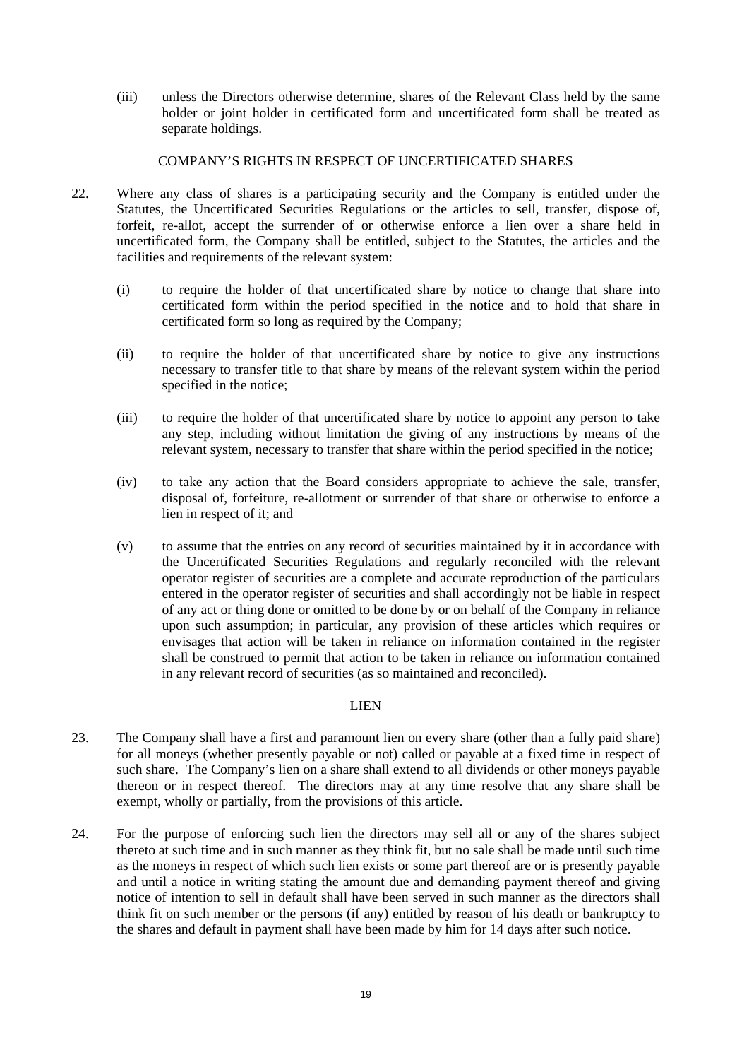(iii) unless the Directors otherwise determine, shares of the Relevant Class held by the same holder or joint holder in certificated form and uncertificated form shall be treated as separate holdings.

## COMPANY'S RIGHTS IN RESPECT OF UNCERTIFICATED SHARES

22. Where any class of shares is a participating security and the Company is entitled under the Statutes, the Uncertificated Securities Regulations or the articles to sell, transfer, dispose of, forfeit, re-allot, accept the surrender of or otherwise enforce a lien over a share held in uncertificated form, the Company shall be entitled, subject to the Statutes, the articles and the facilities and requirements of the relevant system:

    (i) to require the holder of that uncertificated share by notice to change that share into certificated form within the period specified in the notice and to hold that share in certificated form so long as required by the Company;

    (ii) to require the holder of that uncertificated share by notice to give any instructions necessary to transfer title to that share by means of the relevant system within the period specified in the notice;

    (iii) to require the holder of that uncertificated share by notice to appoint any person to take any step, including without limitation the giving of any instructions by means of the relevant system, necessary to transfer that share within the period specified in the notice;

    (iv) to take any action that the Board considers appropriate to achieve the sale, transfer, disposal of, forfeiture, re-allotment or surrender of that share or otherwise to enforce a lien in respect of it; and

    (v) to assume that the entries on any record of securities maintained by it in accordance with the Uncertificated Securities Regulations and regularly reconciled with the relevant operator register of securities are a complete and accurate reproduction of the particulars entered in the operator register of securities and shall accordingly not be liable in respect of any act or thing done or omitted to be done by or on behalf of the Company in reliance upon such assumption; in particular, any provision of these articles which requires or envisages that action will be taken in reliance on information contained in the register shall be construed to permit that action to be taken in reliance on information contained in any relevant record of securities (as so maintained and reconciled).

## LIEN

23. The Company shall have a first and paramount lien on every share (other than a fully paid share) for all moneys (whether presently payable or not) called or payable at a fixed time in respect of such share. The Company's lien on a share shall extend to all dividends or other moneys payable thereon or in respect thereof. The directors may at any time resolve that any share shall be exempt, wholly or partially, from the provisions of this article.

24. For the purpose of enforcing such lien the directors may sell all or any of the shares subject thereto at such time and in such manner as they think fit, but no sale shall be made until such time as the moneys in respect of which such lien exists or some part thereof are or is presently payable and until a notice in writing stating the amount due and demanding payment thereof and giving notice of intention to sell in default shall have been served in such manner as the directors shall think fit on such member or the persons (if any) entitled by reason of his death or bankruptcy to the shares and default in payment shall have been made by him for 14 days after such notice.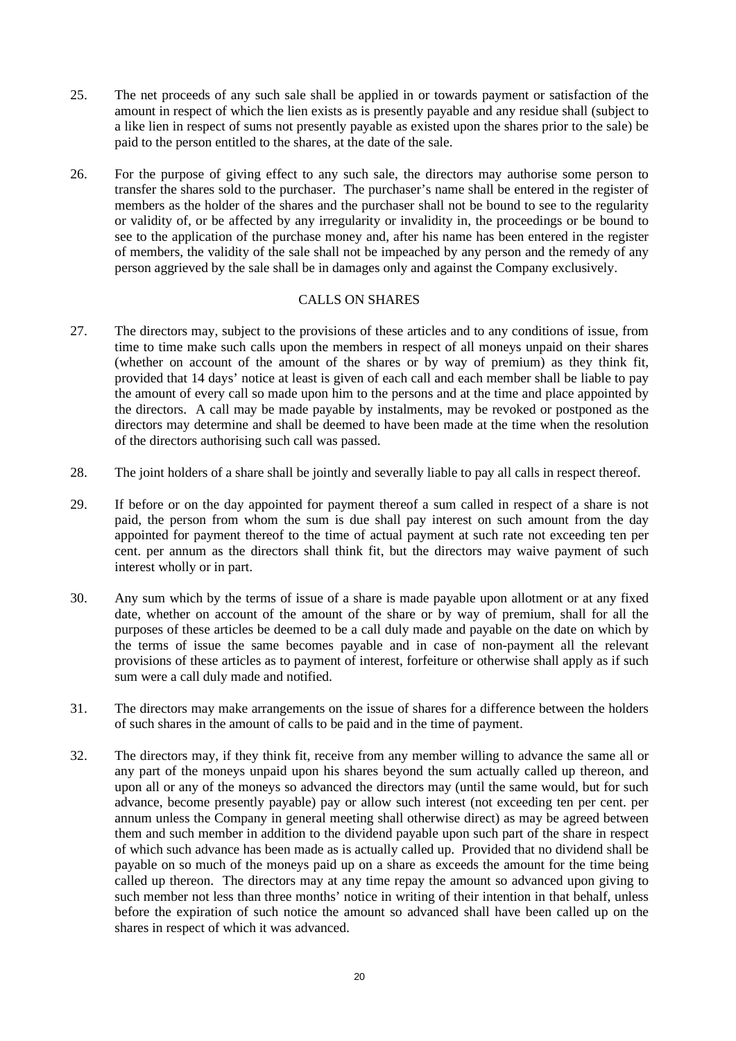25. The net proceeds of any such sale shall be applied in or towards payment or satisfaction of the amount in respect of which the lien exists as is presently payable and any residue shall (subject to a like lien in respect of sums not presently payable as existed upon the shares prior to the sale) be paid to the person entitled to the shares, at the date of the sale.

26. For the purpose of giving effect to any such sale, the directors may authorise some person to transfer the shares sold to the purchaser. The purchaser's name shall be entered in the register of members as the holder of the shares and the purchaser shall not be bound to see to the regularity or validity of, or be affected by any irregularity or invalidity in, the proceedings or be bound to see to the application of the purchase money and, after his name has been entered in the register of members, the validity of the sale shall not be impeached by any person and the remedy of any person aggrieved by the sale shall be in damages only and against the Company exclusively.

## CALLS ON SHARES

27. The directors may, subject to the provisions of these articles and to any conditions of issue, from time to time make such calls upon the members in respect of all moneys unpaid on their shares (whether on account of the amount of the shares or by way of premium) as they think fit, provided that 14 days' notice at least is given of each call and each member shall be liable to pay the amount of every call so made upon him to the persons and at the time and place appointed by the directors. A call may be made payable by instalments, may be revoked or postponed as the directors may determine and shall be deemed to have been made at the time when the resolution of the directors authorising such call was passed.

28. The joint holders of a share shall be jointly and severally liable to pay all calls in respect thereof.

29. If before or on the day appointed for payment thereof a sum called in respect of a share is not paid, the person from whom the sum is due shall pay interest on such amount from the day appointed for payment thereof to the time of actual payment at such rate not exceeding ten per cent. per annum as the directors shall think fit, but the directors may waive payment of such interest wholly or in part.

30. Any sum which by the terms of issue of a share is made payable upon allotment or at any fixed date, whether on account of the amount of the share or by way of premium, shall for all the purposes of these articles be deemed to be a call duly made and payable on the date on which by the terms of issue the same becomes payable and in case of non-payment all the relevant provisions of these articles as to payment of interest, forfeiture or otherwise shall apply as if such sum were a call duly made and notified.

31. The directors may make arrangements on the issue of shares for a difference between the holders of such shares in the amount of calls to be paid and in the time of payment.

32. The directors may, if they think fit, receive from any member willing to advance the same all or any part of the moneys unpaid upon his shares beyond the sum actually called up thereon, and upon all or any of the moneys so advanced the directors may (until the same would, but for such advance, become presently payable) pay or allow such interest (not exceeding ten per cent. per annum unless the Company in general meeting shall otherwise direct) as may be agreed between them and such member in addition to the dividend payable upon such part of the share in respect of which such advance has been made as is actually called up. Provided that no dividend shall be payable on so much of the moneys paid up on a share as exceeds the amount for the time being called up thereon. The directors may at any time repay the amount so advanced upon giving to such member not less than three months' notice in writing of their intention in that behalf, unless before the expiration of such notice the amount so advanced shall have been called up on the shares in respect of which it was advanced.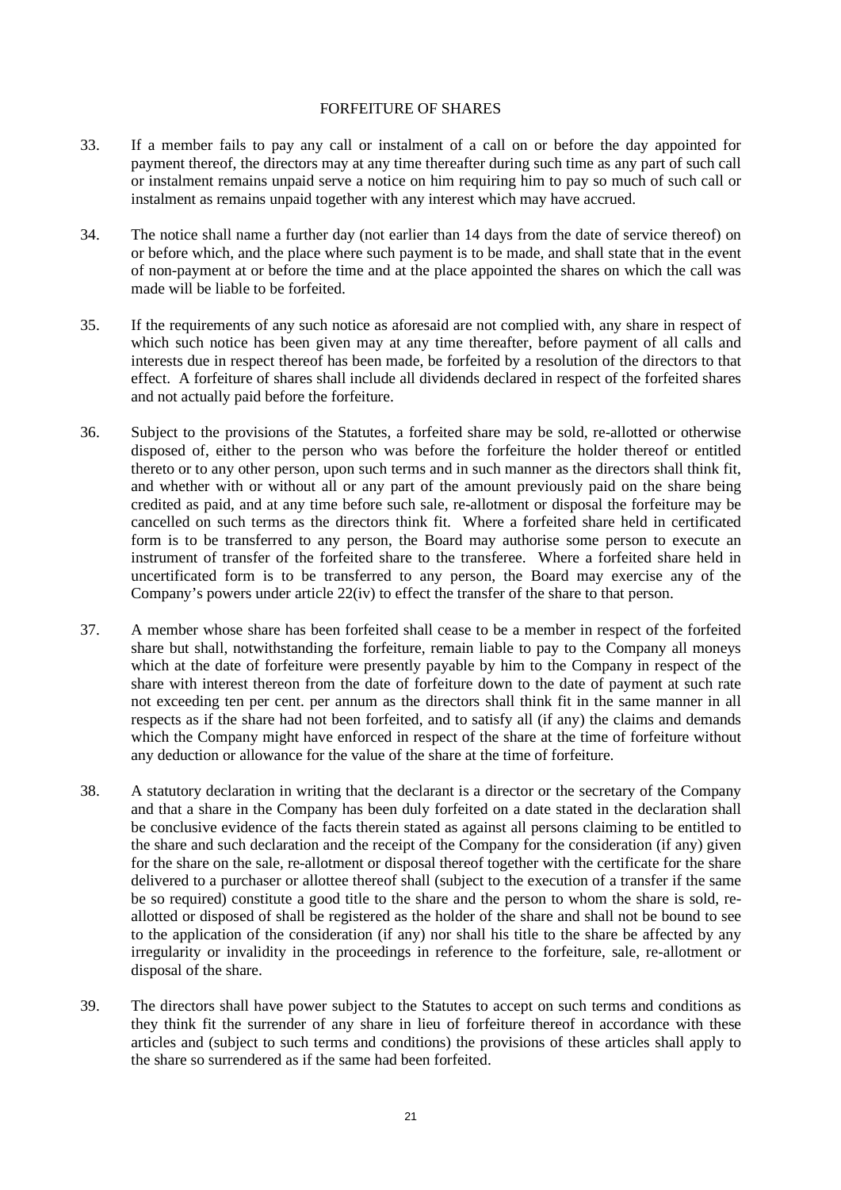## FORFEITURE OF SHARES

33. If a member fails to pay any call or instalment of a call on or before the day appointed for payment thereof, the directors may at any time thereafter during such time as any part of such call or instalment remains unpaid serve a notice on him requiring him to pay so much of such call or instalment as remains unpaid together with any interest which may have accrued.

34. The notice shall name a further day (not earlier than 14 days from the date of service thereof) on or before which, and the place where such payment is to be made, and shall state that in the event of non-payment at or before the time and at the place appointed the shares on which the call was made will be liable to be forfeited.

35. If the requirements of any such notice as aforesaid are not complied with, any share in respect of which such notice has been given may at any time thereafter, before payment of all calls and interests due in respect thereof has been made, be forfeited by a resolution of the directors to that effect. A forfeiture of shares shall include all dividends declared in respect of the forfeited shares and not actually paid before the forfeiture.

36. Subject to the provisions of the Statutes, a forfeited share may be sold, re-allotted or otherwise disposed of, either to the person who was before the forfeiture the holder thereof or entitled thereto or to any other person, upon such terms and in such manner as the directors shall think fit, and whether with or without all or any part of the amount previously paid on the share being credited as paid, and at any time before such sale, re-allotment or disposal the forfeiture may be cancelled on such terms as the directors think fit. Where a forfeited share held in certificated form is to be transferred to any person, the Board may authorise some person to execute an instrument of transfer of the forfeited share to the transferee. Where a forfeited share held in uncertificated form is to be transferred to any person, the Board may exercise any of the Company's powers under article 22(iv) to effect the transfer of the share to that person.

37. A member whose share has been forfeited shall cease to be a member in respect of the forfeited share but shall, notwithstanding the forfeiture, remain liable to pay to the Company all moneys which at the date of forfeiture were presently payable by him to the Company in respect of the share with interest thereon from the date of forfeiture down to the date of payment at such rate not exceeding ten per cent. per annum as the directors shall think fit in the same manner in all respects as if the share had not been forfeited, and to satisfy all (if any) the claims and demands which the Company might have enforced in respect of the share at the time of forfeiture without any deduction or allowance for the value of the share at the time of forfeiture.

38. A statutory declaration in writing that the declarant is a director or the secretary of the Company and that a share in the Company has been duly forfeited on a date stated in the declaration shall be conclusive evidence of the facts therein stated as against all persons claiming to be entitled to the share and such declaration and the receipt of the Company for the consideration (if any) given for the share on the sale, re-allotment or disposal thereof together with the certificate for the share delivered to a purchaser or allottee thereof shall (subject to the execution of a transfer if the same be so required) constitute a good title to the share and the person to whom the share is sold, re-allotted or disposed of shall be registered as the holder of the share and shall not be bound to see to the application of the consideration (if any) nor shall his title to the share be affected by any irregularity or invalidity in the proceedings in reference to the forfeiture, sale, re-allotment or disposal of the share.

39. The directors shall have power subject to the Statutes to accept on such terms and conditions as they think fit the surrender of any share in lieu of forfeiture thereof in accordance with these articles and (subject to such terms and conditions) the provisions of these articles shall apply to the share so surrendered as if the same had been forfeited.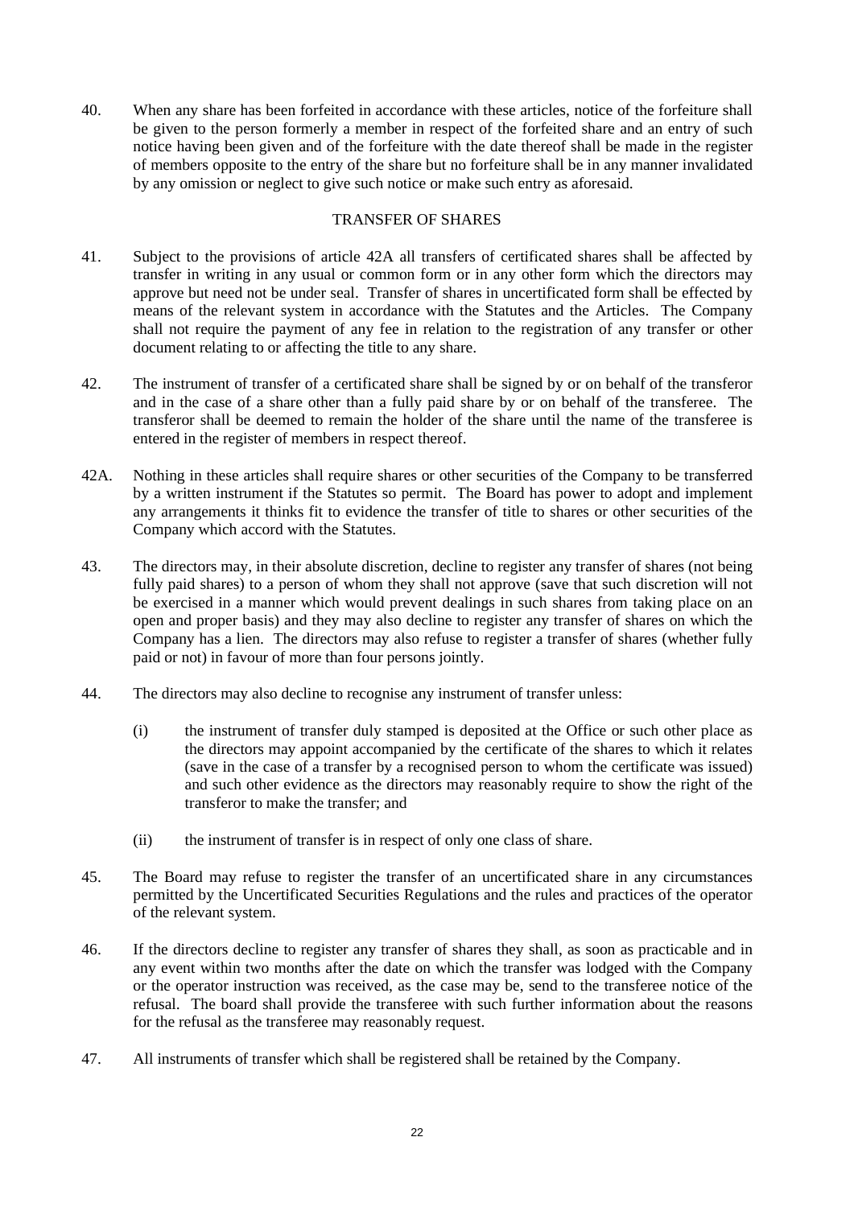40. When any share has been forfeited in accordance with these articles, notice of the forfeiture shall be given to the person formerly a member in respect of the forfeited share and an entry of such notice having been given and of the forfeiture with the date thereof shall be made in the register of members opposite to the entry of the share but no forfeiture shall be in any manner invalidated by any omission or neglect to give such notice or make such entry as aforesaid.

## TRANSFER OF SHARES

41. Subject to the provisions of article 42A all transfers of certificated shares shall be affected by transfer in writing in any usual or common form or in any other form which the directors may approve but need not be under seal. Transfer of shares in uncertificated form shall be effected by means of the relevant system in accordance with the Statutes and the Articles. The Company shall not require the payment of any fee in relation to the registration of any transfer or other document relating to or affecting the title to any share.

42. The instrument of transfer of a certificated share shall be signed by or on behalf of the transferor and in the case of a share other than a fully paid share by or on behalf of the transferee. The transferor shall be deemed to remain the holder of the share until the name of the transferee is entered in the register of members in respect thereof.

42A. Nothing in these articles shall require shares or other securities of the Company to be transferred by a written instrument if the Statutes so permit. The Board has power to adopt and implement any arrangements it thinks fit to evidence the transfer of title to shares or other securities of the Company which accord with the Statutes.

43. The directors may, in their absolute discretion, decline to register any transfer of shares (not being fully paid shares) to a person of whom they shall not approve (save that such discretion will not be exercised in a manner which would prevent dealings in such shares from taking place on an open and proper basis) and they may also decline to register any transfer of shares on which the Company has a lien. The directors may also refuse to register a transfer of shares (whether fully paid or not) in favour of more than four persons jointly.

44. The directors may also decline to recognise any instrument of transfer unless:

    (i) the instrument of transfer duly stamped is deposited at the Office or such other place as the directors may appoint accompanied by the certificate of the shares to which it relates (save in the case of a transfer by a recognised person to whom the certificate was issued) and such other evidence as the directors may reasonably require to show the right of the transferor to make the transfer; and

    (ii) the instrument of transfer is in respect of only one class of share.

45. The Board may refuse to register the transfer of an uncertificated share in any circumstances permitted by the Uncertificated Securities Regulations and the rules and practices of the operator of the relevant system.

46. If the directors decline to register any transfer of shares they shall, as soon as practicable and in any event within two months after the date on which the transfer was lodged with the Company or the operator instruction was received, as the case may be, send to the transferee notice of the refusal. The board shall provide the transferee with such further information about the reasons for the refusal as the transferee may reasonably request.

47. All instruments of transfer which shall be registered shall be retained by the Company.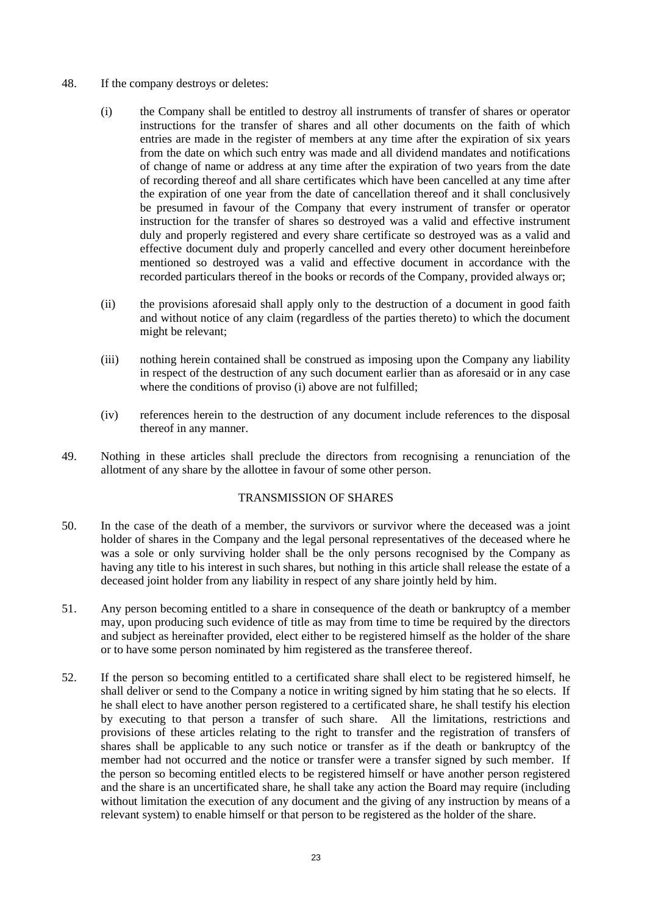48. If the company destroys or deletes:

    (i) the Company shall be entitled to destroy all instruments of transfer of shares or operator instructions for the transfer of shares and all other documents on the faith of which entries are made in the register of members at any time after the expiration of six years from the date on which such entry was made and all dividend mandates and notifications of change of name or address at any time after the expiration of two years from the date of recording thereof and all share certificates which have been cancelled at any time after the expiration of one year from the date of cancellation thereof and it shall conclusively be presumed in favour of the Company that every instrument of transfer or operator instruction for the transfer of shares so destroyed was a valid and effective instrument duly and properly registered and every share certificate so destroyed was as a valid and effective document duly and properly cancelled and every other document hereinbefore mentioned so destroyed was a valid and effective document in accordance with the recorded particulars thereof in the books or records of the Company, provided always or;

    (ii) the provisions aforesaid shall apply only to the destruction of a document in good faith and without notice of any claim (regardless of the parties thereto) to which the document might be relevant;

    (iii) nothing herein contained shall be construed as imposing upon the Company any liability in respect of the destruction of any such document earlier than as aforesaid or in any case where the conditions of proviso (i) above are not fulfilled;

    (iv) references herein to the destruction of any document include references to the disposal thereof in any manner.

49. Nothing in these articles shall preclude the directors from recognising a renunciation of the allotment of any share by the allottee in favour of some other person.

## TRANSMISSION OF SHARES

50. In the case of the death of a member, the survivors or survivor where the deceased was a joint holder of shares in the Company and the legal personal representatives of the deceased where he was a sole or only surviving holder shall be the only persons recognised by the Company as having any title to his interest in such shares, but nothing in this article shall release the estate of a deceased joint holder from any liability in respect of any share jointly held by him.

51. Any person becoming entitled to a share in consequence of the death or bankruptcy of a member may, upon producing such evidence of title as may from time to time be required by the directors and subject as hereinafter provided, elect either to be registered himself as the holder of the share or to have some person nominated by him registered as the transferee thereof.

52. If the person so becoming entitled to a certificated share shall elect to be registered himself, he shall deliver or send to the Company a notice in writing signed by him stating that he so elects. If he shall elect to have another person registered to a certificated share, he shall testify his election by executing to that person a transfer of such share. All the limitations, restrictions and provisions of these articles relating to the right to transfer and the registration of transfers of shares shall be applicable to any such notice or transfer as if the death or bankruptcy of the member had not occurred and the notice or transfer were a transfer signed by such member. If the person so becoming entitled elects to be registered himself or have another person registered and the share is an uncertificated share, he shall take any action the Board may require (including without limitation the execution of any document and the giving of any instruction by means of a relevant system) to enable himself or that person to be registered as the holder of the share.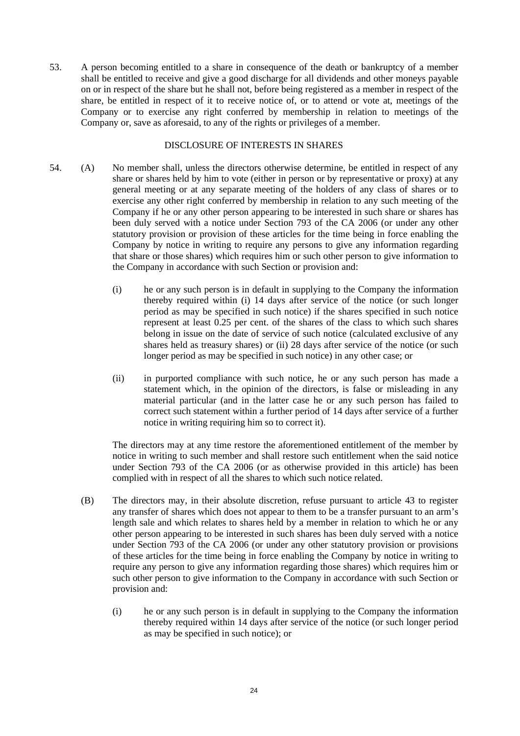53. A person becoming entitled to a share in consequence of the death or bankruptcy of a member shall be entitled to receive and give a good discharge for all dividends and other moneys payable on or in respect of the share but he shall not, before being registered as a member in respect of the share, be entitled in respect of it to receive notice of, or to attend or vote at, meetings of the Company or to exercise any right conferred by membership in relation to meetings of the Company or, save as aforesaid, to any of the rights or privileges of a member.

DISCLOSURE OF INTERESTS IN SHARES

54. (A) No member shall, unless the directors otherwise determine, be entitled in respect of any share or shares held by him to vote (either in person or by representative or proxy) at any general meeting or at any separate meeting of the holders of any class of shares or to exercise any other right conferred by membership in relation to any such meeting of the Company if he or any other person appearing to be interested in such share or shares has been duly served with a notice under Section 793 of the CA 2006 (or under any other statutory provision or provision of these articles for the time being in force enabling the Company by notice in writing to require any persons to give any information regarding that share or those shares) which requires him or such other person to give information to the Company in accordance with such Section or provision and:

(i) he or any such person is in default in supplying to the Company the information thereby required within (i) 14 days after service of the notice (or such longer period as may be specified in such notice) if the shares specified in such notice represent at least 0.25 per cent. of the shares of the class to which such shares belong in issue on the date of service of such notice (calculated exclusive of any shares held as treasury shares) or (ii) 28 days after service of the notice (or such longer period as may be specified in such notice) in any other case; or

(ii) in purported compliance with such notice, he or any such person has made a statement which, in the opinion of the directors, is false or misleading in any material particular (and in the latter case he or any such person has failed to correct such statement within a further period of 14 days after service of a further notice in writing requiring him so to correct it).

The directors may at any time restore the aforementioned entitlement of the member by notice in writing to such member and shall restore such entitlement when the said notice under Section 793 of the CA 2006 (or as otherwise provided in this article) has been complied with in respect of all the shares to which such notice related.

(B) The directors may, in their absolute discretion, refuse pursuant to article 43 to register any transfer of shares which does not appear to them to be a transfer pursuant to an arm's length sale and which relates to shares held by a member in relation to which he or any other person appearing to be interested in such shares has been duly served with a notice under Section 793 of the CA 2006 (or under any other statutory provision or provisions of these articles for the time being in force enabling the Company by notice in writing to require any person to give any information regarding those shares) which requires him or such other person to give information to the Company in accordance with such Section or provision and:

(i) he or any such person is in default in supplying to the Company the information thereby required within 14 days after service of the notice (or such longer period as may be specified in such notice); or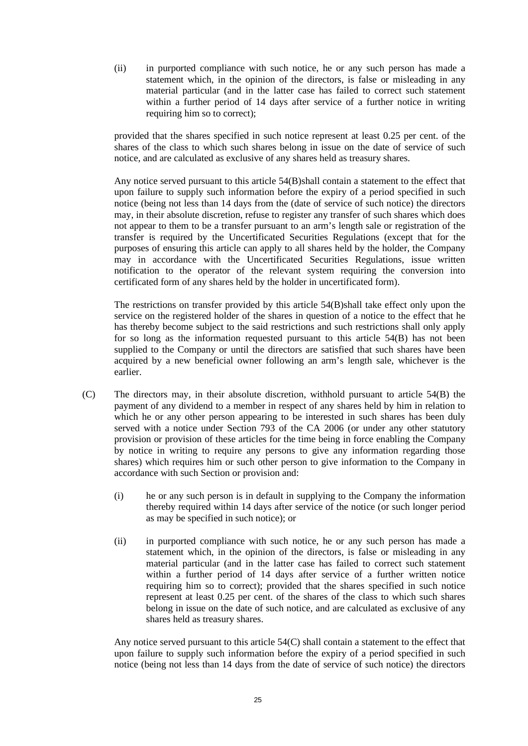(ii) in purported compliance with such notice, he or any such person has made a statement which, in the opinion of the directors, is false or misleading in any material particular (and in the latter case has failed to correct such statement within a further period of 14 days after service of a further notice in writing requiring him so to correct);

provided that the shares specified in such notice represent at least 0.25 per cent. of the shares of the class to which such shares belong in issue on the date of service of such notice, and are calculated as exclusive of any shares held as treasury shares.

Any notice served pursuant to this article 54(B)shall contain a statement to the effect that upon failure to supply such information before the expiry of a period specified in such notice (being not less than 14 days from the (date of service of such notice) the directors may, in their absolute discretion, refuse to register any transfer of such shares which does not appear to them to be a transfer pursuant to an arm's length sale or registration of the transfer is required by the Uncertificated Securities Regulations (except that for the purposes of ensuring this article can apply to all shares held by the holder, the Company may in accordance with the Uncertificated Securities Regulations, issue written notification to the operator of the relevant system requiring the conversion into certificated form of any shares held by the holder in uncertificated form).

The restrictions on transfer provided by this article 54(B)shall take effect only upon the service on the registered holder of the shares in question of a notice to the effect that he has thereby become subject to the said restrictions and such restrictions shall only apply for so long as the information requested pursuant to this article 54(B) has not been supplied to the Company or until the directors are satisfied that such shares have been acquired by a new beneficial owner following an arm's length sale, whichever is the earlier.

(C) The directors may, in their absolute discretion, withhold pursuant to article 54(B) the payment of any dividend to a member in respect of any shares held by him in relation to which he or any other person appearing to be interested in such shares has been duly served with a notice under Section 793 of the CA 2006 (or under any other statutory provision or provision of these articles for the time being in force enabling the Company by notice in writing to require any persons to give any information regarding those shares) which requires him or such other person to give information to the Company in accordance with such Section or provision and:

(i) he or any such person is in default in supplying to the Company the information thereby required within 14 days after service of the notice (or such longer period as may be specified in such notice); or

(ii) in purported compliance with such notice, he or any such person has made a statement which, in the opinion of the directors, is false or misleading in any material particular (and in the latter case has failed to correct such statement within a further period of 14 days after service of a further written notice requiring him so to correct); provided that the shares specified in such notice represent at least 0.25 per cent. of the shares of the class to which such shares belong in issue on the date of such notice, and are calculated as exclusive of any shares held as treasury shares.

Any notice served pursuant to this article 54(C) shall contain a statement to the effect that upon failure to supply such information before the expiry of a period specified in such notice (being not less than 14 days from the date of service of such notice) the directors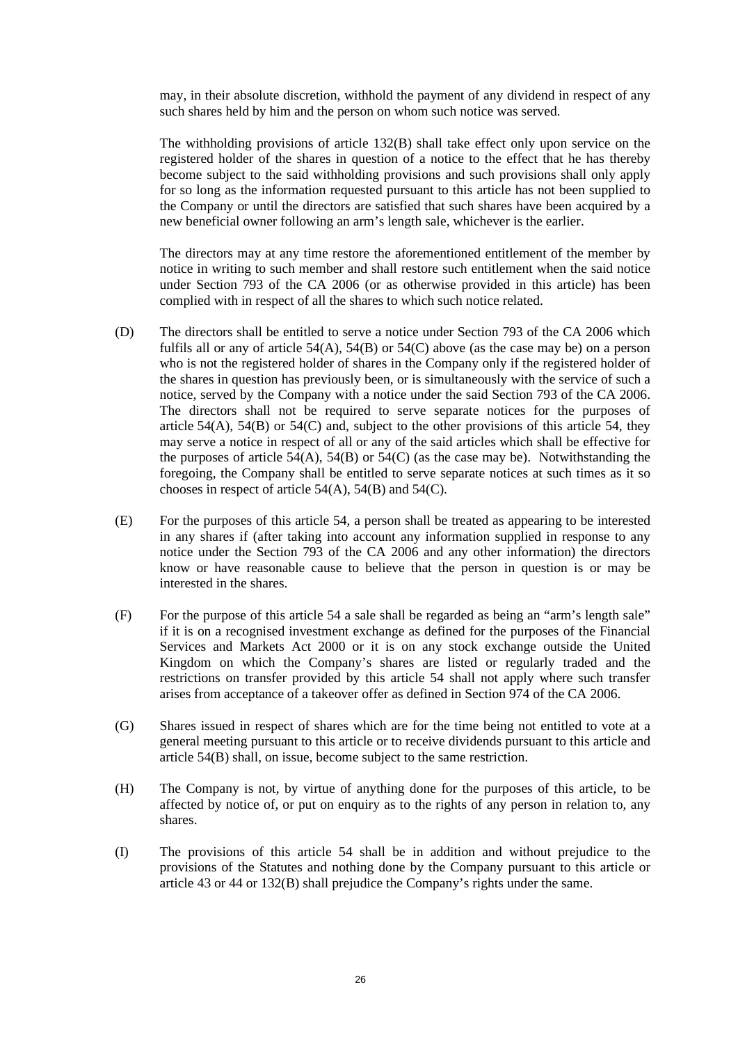may, in their absolute discretion, withhold the payment of any dividend in respect of any such shares held by him and the person on whom such notice was served.

The withholding provisions of article 132(B) shall take effect only upon service on the registered holder of the shares in question of a notice to the effect that he has thereby become subject to the said withholding provisions and such provisions shall only apply for so long as the information requested pursuant to this article has not been supplied to the Company or until the directors are satisfied that such shares have been acquired by a new beneficial owner following an arm's length sale, whichever is the earlier.

The directors may at any time restore the aforementioned entitlement of the member by notice in writing to such member and shall restore such entitlement when the said notice under Section 793 of the CA 2006 (or as otherwise provided in this article) has been complied with in respect of all the shares to which such notice related.

(D) The directors shall be entitled to serve a notice under Section 793 of the CA 2006 which fulfils all or any of article 54(A), 54(B) or 54(C) above (as the case may be) on a person who is not the registered holder of shares in the Company only if the registered holder of the shares in question has previously been, or is simultaneously with the service of such a notice, served by the Company with a notice under the said Section 793 of the CA 2006. The directors shall not be required to serve separate notices for the purposes of article 54(A), 54(B) or 54(C) and, subject to the other provisions of this article 54, they may serve a notice in respect of all or any of the said articles which shall be effective for the purposes of article 54(A), 54(B) or 54(C) (as the case may be). Notwithstanding the foregoing, the Company shall be entitled to serve separate notices at such times as it so chooses in respect of article 54(A), 54(B) and 54(C).

(E) For the purposes of this article 54, a person shall be treated as appearing to be interested in any shares if (after taking into account any information supplied in response to any notice under the Section 793 of the CA 2006 and any other information) the directors know or have reasonable cause to believe that the person in question is or may be interested in the shares.

(F) For the purpose of this article 54 a sale shall be regarded as being an "arm's length sale" if it is on a recognised investment exchange as defined for the purposes of the Financial Services and Markets Act 2000 or it is on any stock exchange outside the United Kingdom on which the Company's shares are listed or regularly traded and the restrictions on transfer provided by this article 54 shall not apply where such transfer arises from acceptance of a takeover offer as defined in Section 974 of the CA 2006.

(G) Shares issued in respect of shares which are for the time being not entitled to vote at a general meeting pursuant to this article or to receive dividends pursuant to this article and article 54(B) shall, on issue, become subject to the same restriction.

(H) The Company is not, by virtue of anything done for the purposes of this article, to be affected by notice of, or put on enquiry as to the rights of any person in relation to, any shares.

(I) The provisions of this article 54 shall be in addition and without prejudice to the provisions of the Statutes and nothing done by the Company pursuant to this article or article 43 or 44 or 132(B) shall prejudice the Company's rights under the same.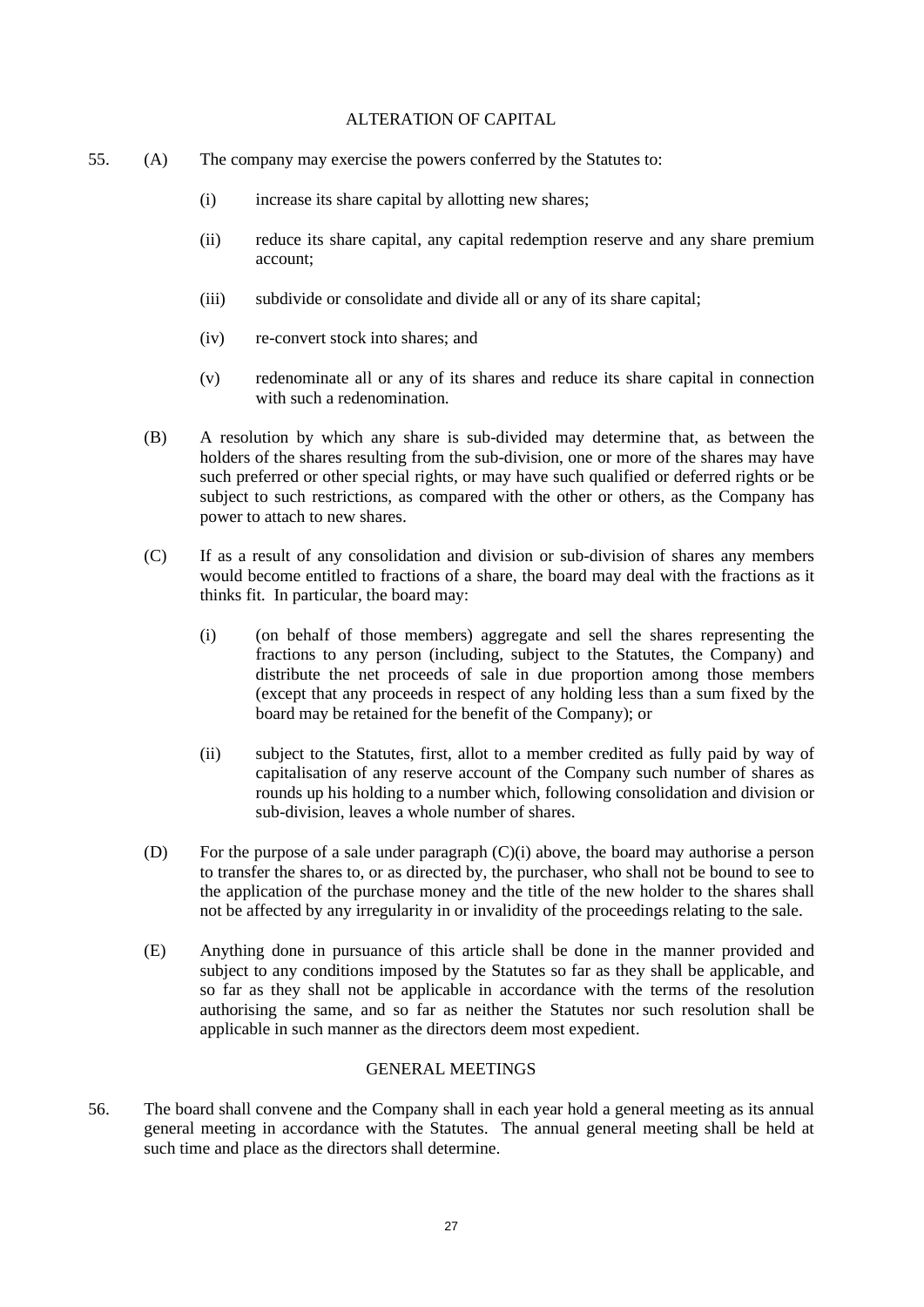## ALTERATION OF CAPITAL

55. (A) The company may exercise the powers conferred by the Statutes to:

    (i) increase its share capital by allotting new shares;

    (ii) reduce its share capital, any capital redemption reserve and any share premium account;

    (iii) subdivide or consolidate and divide all or any of its share capital;

    (iv) re-convert stock into shares; and

    (v) redenominate all or any of its shares and reduce its share capital in connection with such a redenomination.

    (B) A resolution by which any share is sub-divided may determine that, as between the holders of the shares resulting from the sub-division, one or more of the shares may have such preferred or other special rights, or may have such qualified or deferred rights or be subject to such restrictions, as compared with the other or others, as the Company has power to attach to new shares.

    (C) If as a result of any consolidation and division or sub-division of shares any members would become entitled to fractions of a share, the board may deal with the fractions as it thinks fit. In particular, the board may:

    (i) (on behalf of those members) aggregate and sell the shares representing the fractions to any person (including, subject to the Statutes, the Company) and distribute the net proceeds of sale in due proportion among those members (except that any proceeds in respect of any holding less than a sum fixed by the board may be retained for the benefit of the Company); or

    (ii) subject to the Statutes, first, allot to a member credited as fully paid by way of capitalisation of any reserve account of the Company such number of shares as rounds up his holding to a number which, following consolidation and division or sub-division, leaves a whole number of shares.

    (D) For the purpose of a sale under paragraph (C)(i) above, the board may authorise a person to transfer the shares to, or as directed by, the purchaser, who shall not be bound to see to the application of the purchase money and the title of the new holder to the shares shall not be affected by any irregularity in or invalidity of the proceedings relating to the sale.

    (E) Anything done in pursuance of this article shall be done in the manner provided and subject to any conditions imposed by the Statutes so far as they shall be applicable, and so far as they shall not be applicable in accordance with the terms of the resolution authorising the same, and so far as neither the Statutes nor such resolution shall be applicable in such manner as the directors deem most expedient.

## GENERAL MEETINGS

56. The board shall convene and the Company shall in each year hold a general meeting as its annual general meeting in accordance with the Statutes. The annual general meeting shall be held at such time and place as the directors shall determine.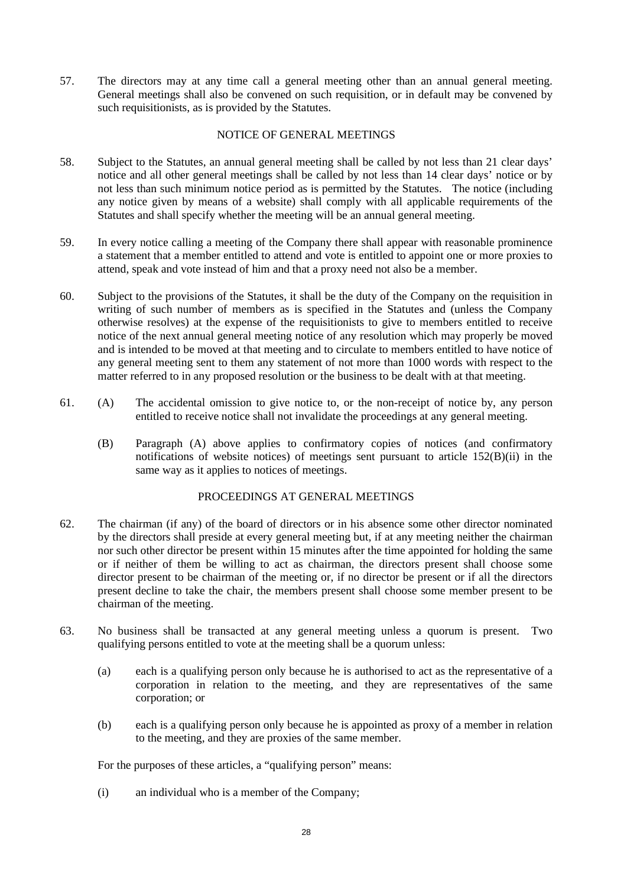57. The directors may at any time call a general meeting other than an annual general meeting. General meetings shall also be convened on such requisition, or in default may be convened by such requisitionists, as is provided by the Statutes.

## NOTICE OF GENERAL MEETINGS

58. Subject to the Statutes, an annual general meeting shall be called by not less than 21 clear days' notice and all other general meetings shall be called by not less than 14 clear days' notice or by not less than such minimum notice period as is permitted by the Statutes. The notice (including any notice given by means of a website) shall comply with all applicable requirements of the Statutes and shall specify whether the meeting will be an annual general meeting.

59. In every notice calling a meeting of the Company there shall appear with reasonable prominence a statement that a member entitled to attend and vote is entitled to appoint one or more proxies to attend, speak and vote instead of him and that a proxy need not also be a member.

60. Subject to the provisions of the Statutes, it shall be the duty of the Company on the requisition in writing of such number of members as is specified in the Statutes and (unless the Company otherwise resolves) at the expense of the requisitionists to give to members entitled to receive notice of the next annual general meeting notice of any resolution which may properly be moved and is intended to be moved at that meeting and to circulate to members entitled to have notice of any general meeting sent to them any statement of not more than 1000 words with respect to the matter referred to in any proposed resolution or the business to be dealt with at that meeting.

61. (A) The accidental omission to give notice to, or the non-receipt of notice by, any person entitled to receive notice shall not invalidate the proceedings at any general meeting.

    (B) Paragraph (A) above applies to confirmatory copies of notices (and confirmatory notifications of website notices) of meetings sent pursuant to article 152(B)(ii) in the same way as it applies to notices of meetings.

## PROCEEDINGS AT GENERAL MEETINGS

62. The chairman (if any) of the board of directors or in his absence some other director nominated by the directors shall preside at every general meeting but, if at any meeting neither the chairman nor such other director be present within 15 minutes after the time appointed for holding the same or if neither of them be willing to act as chairman, the directors present shall choose some director present to be chairman of the meeting or, if no director be present or if all the directors present decline to take the chair, the members present shall choose some member present to be chairman of the meeting.

63. No business shall be transacted at any general meeting unless a quorum is present. Two qualifying persons entitled to vote at the meeting shall be a quorum unless:

    (a) each is a qualifying person only because he is authorised to act as the representative of a corporation in relation to the meeting, and they are representatives of the same corporation; or

    (b) each is a qualifying person only because he is appointed as proxy of a member in relation to the meeting, and they are proxies of the same member.

    For the purposes of these articles, a "qualifying person" means:

    (i) an individual who is a member of the Company;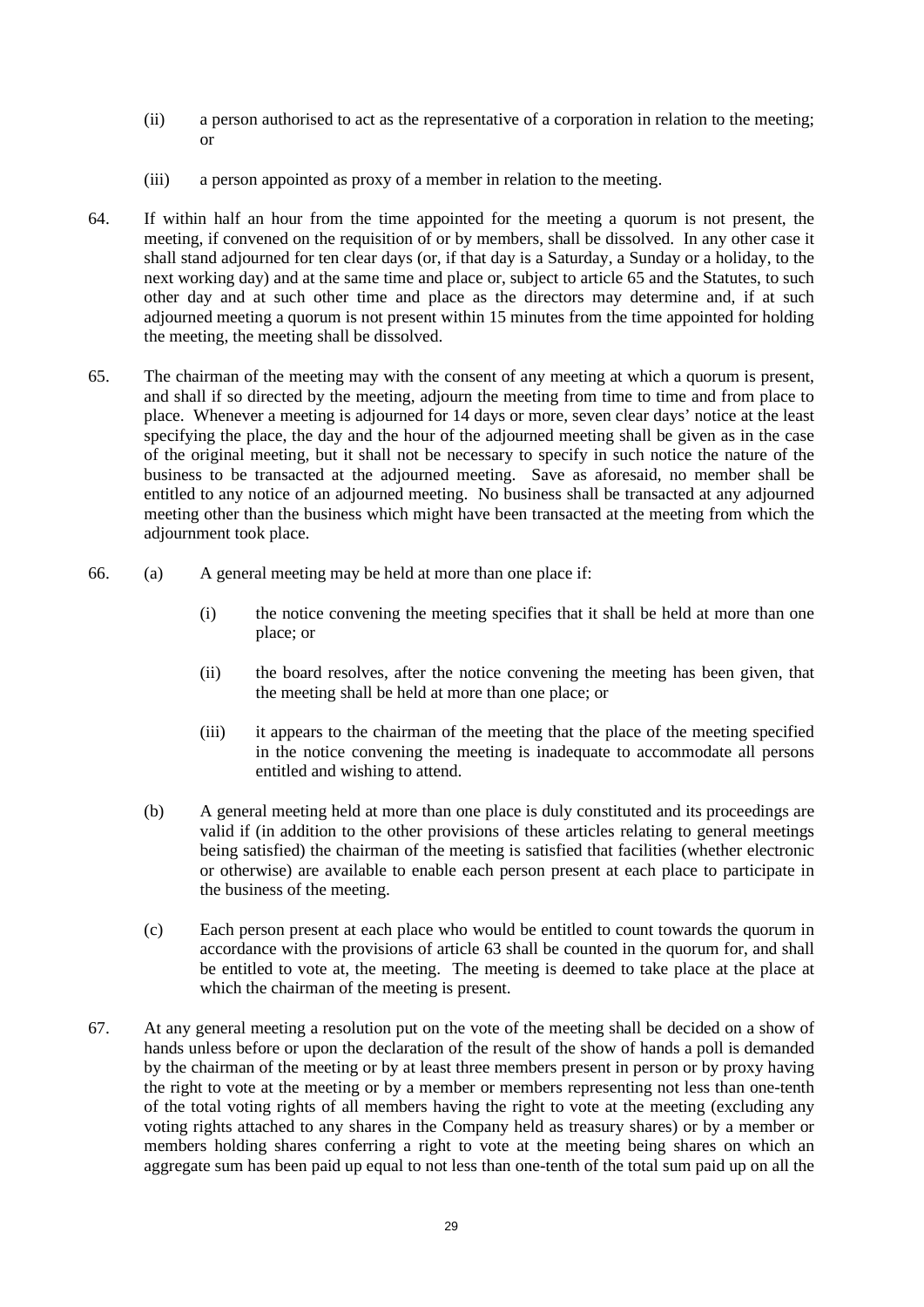(ii) a person authorised to act as the representative of a corporation in relation to the meeting; or

(iii) a person appointed as proxy of a member in relation to the meeting.

64. If within half an hour from the time appointed for the meeting a quorum is not present, the meeting, if convened on the requisition of or by members, shall be dissolved. In any other case it shall stand adjourned for ten clear days (or, if that day is a Saturday, a Sunday or a holiday, to the next working day) and at the same time and place or, subject to article 65 and the Statutes, to such other day and at such other time and place as the directors may determine and, if at such adjourned meeting a quorum is not present within 15 minutes from the time appointed for holding the meeting, the meeting shall be dissolved.

65. The chairman of the meeting may with the consent of any meeting at which a quorum is present, and shall if so directed by the meeting, adjourn the meeting from time to time and from place to place. Whenever a meeting is adjourned for 14 days or more, seven clear days' notice at the least specifying the place, the day and the hour of the adjourned meeting shall be given as in the case of the original meeting, but it shall not be necessary to specify in such notice the nature of the business to be transacted at the adjourned meeting. Save as aforesaid, no member shall be entitled to any notice of an adjourned meeting. No business shall be transacted at any adjourned meeting other than the business which might have been transacted at the meeting from which the adjournment took place.

66. (a) A general meeting may be held at more than one place if:

(i) the notice convening the meeting specifies that it shall be held at more than one place; or

(ii) the board resolves, after the notice convening the meeting has been given, that the meeting shall be held at more than one place; or

(iii) it appears to the chairman of the meeting that the place of the meeting specified in the notice convening the meeting is inadequate to accommodate all persons entitled and wishing to attend.

(b) A general meeting held at more than one place is duly constituted and its proceedings are valid if (in addition to the other provisions of these articles relating to general meetings being satisfied) the chairman of the meeting is satisfied that facilities (whether electronic or otherwise) are available to enable each person present at each place to participate in the business of the meeting.

(c) Each person present at each place who would be entitled to count towards the quorum in accordance with the provisions of article 63 shall be counted in the quorum for, and shall be entitled to vote at, the meeting. The meeting is deemed to take place at the place at which the chairman of the meeting is present.

67. At any general meeting a resolution put on the vote of the meeting shall be decided on a show of hands unless before or upon the declaration of the result of the show of hands a poll is demanded by the chairman of the meeting or by at least three members present in person or by proxy having the right to vote at the meeting or by a member or members representing not less than one-tenth of the total voting rights of all members having the right to vote at the meeting (excluding any voting rights attached to any shares in the Company held as treasury shares) or by a member or members holding shares conferring a right to vote at the meeting being shares on which an aggregate sum has been paid up equal to not less than one-tenth of the total sum paid up on all the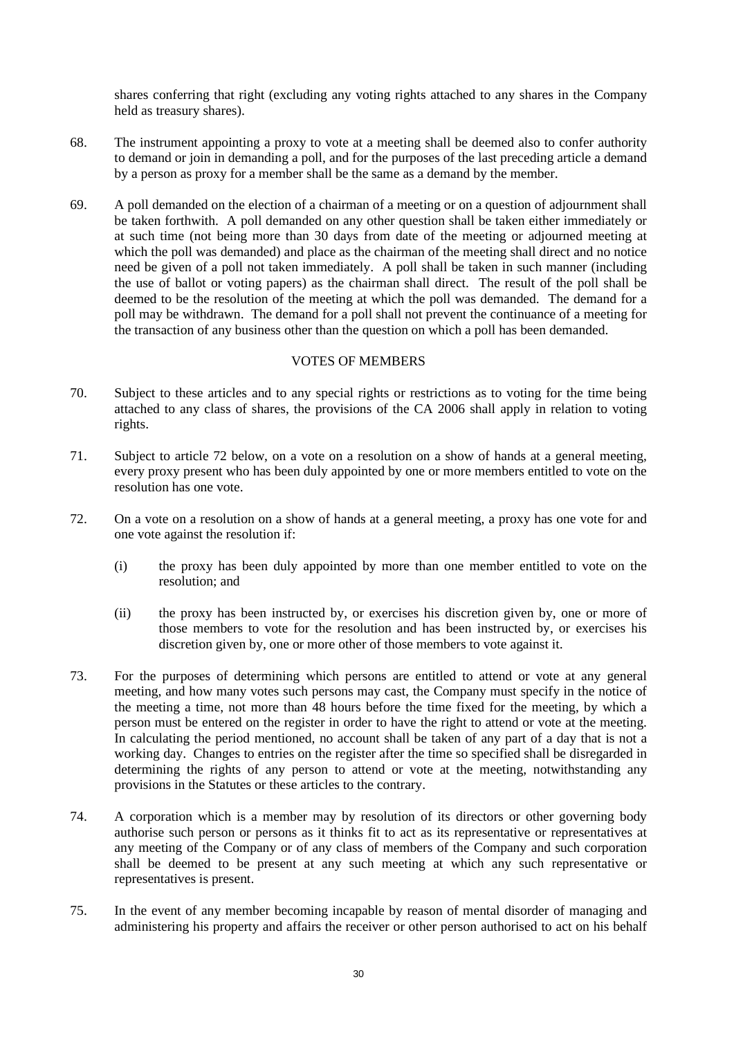shares conferring that right (excluding any voting rights attached to any shares in the Company held as treasury shares).

68. The instrument appointing a proxy to vote at a meeting shall be deemed also to confer authority to demand or join in demanding a poll, and for the purposes of the last preceding article a demand by a person as proxy for a member shall be the same as a demand by the member.

69. A poll demanded on the election of a chairman of a meeting or on a question of adjournment shall be taken forthwith. A poll demanded on any other question shall be taken either immediately or at such time (not being more than 30 days from date of the meeting or adjourned meeting at which the poll was demanded) and place as the chairman of the meeting shall direct and no notice need be given of a poll not taken immediately. A poll shall be taken in such manner (including the use of ballot or voting papers) as the chairman shall direct. The result of the poll shall be deemed to be the resolution of the meeting at which the poll was demanded. The demand for a poll may be withdrawn. The demand for a poll shall not prevent the continuance of a meeting for the transaction of any business other than the question on which a poll has been demanded.

## VOTES OF MEMBERS

70. Subject to these articles and to any special rights or restrictions as to voting for the time being attached to any class of shares, the provisions of the CA 2006 shall apply in relation to voting rights.

71. Subject to article 72 below, on a vote on a resolution on a show of hands at a general meeting, every proxy present who has been duly appointed by one or more members entitled to vote on the resolution has one vote.

72. On a vote on a resolution on a show of hands at a general meeting, a proxy has one vote for and one vote against the resolution if:

    (i) the proxy has been duly appointed by more than one member entitled to vote on the resolution; and

    (ii) the proxy has been instructed by, or exercises his discretion given by, one or more of those members to vote for the resolution and has been instructed by, or exercises his discretion given by, one or more other of those members to vote against it.

73. For the purposes of determining which persons are entitled to attend or vote at any general meeting, and how many votes such persons may cast, the Company must specify in the notice of the meeting a time, not more than 48 hours before the time fixed for the meeting, by which a person must be entered on the register in order to have the right to attend or vote at the meeting. In calculating the period mentioned, no account shall be taken of any part of a day that is not a working day. Changes to entries on the register after the time so specified shall be disregarded in determining the rights of any person to attend or vote at the meeting, notwithstanding any provisions in the Statutes or these articles to the contrary.

74. A corporation which is a member may by resolution of its directors or other governing body authorise such person or persons as it thinks fit to act as its representative or representatives at any meeting of the Company or of any class of members of the Company and such corporation shall be deemed to be present at any such meeting at which any such representative or representatives is present.

75. In the event of any member becoming incapable by reason of mental disorder of managing and administering his property and affairs the receiver or other person authorised to act on his behalf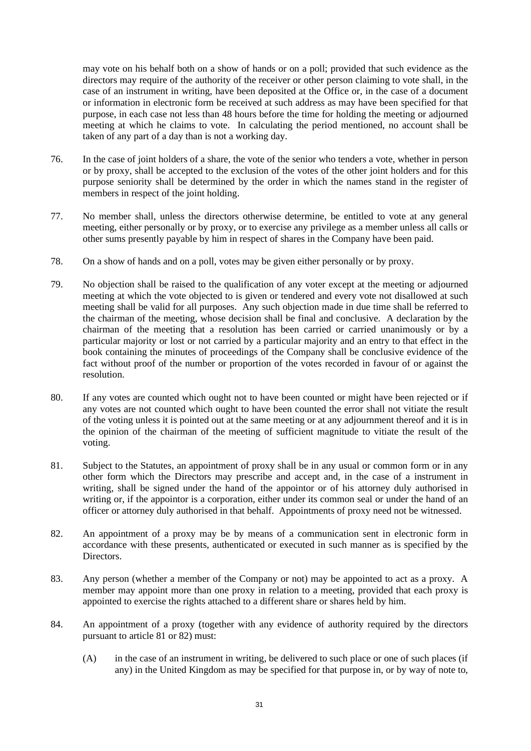may vote on his behalf both on a show of hands or on a poll; provided that such evidence as the directors may require of the authority of the receiver or other person claiming to vote shall, in the case of an instrument in writing, have been deposited at the Office or, in the case of a document or information in electronic form be received at such address as may have been specified for that purpose, in each case not less than 48 hours before the time for holding the meeting or adjourned meeting at which he claims to vote. In calculating the period mentioned, no account shall be taken of any part of a day than is not a working day.

76. In the case of joint holders of a share, the vote of the senior who tenders a vote, whether in person or by proxy, shall be accepted to the exclusion of the votes of the other joint holders and for this purpose seniority shall be determined by the order in which the names stand in the register of members in respect of the joint holding.

77. No member shall, unless the directors otherwise determine, be entitled to vote at any general meeting, either personally or by proxy, or to exercise any privilege as a member unless all calls or other sums presently payable by him in respect of shares in the Company have been paid.

78. On a show of hands and on a poll, votes may be given either personally or by proxy.

79. No objection shall be raised to the qualification of any voter except at the meeting or adjourned meeting at which the vote objected to is given or tendered and every vote not disallowed at such meeting shall be valid for all purposes. Any such objection made in due time shall be referred to the chairman of the meeting, whose decision shall be final and conclusive. A declaration by the chairman of the meeting that a resolution has been carried or carried unanimously or by a particular majority or lost or not carried by a particular majority and an entry to that effect in the book containing the minutes of proceedings of the Company shall be conclusive evidence of the fact without proof of the number or proportion of the votes recorded in favour of or against the resolution.

80. If any votes are counted which ought not to have been counted or might have been rejected or if any votes are not counted which ought to have been counted the error shall not vitiate the result of the voting unless it is pointed out at the same meeting or at any adjournment thereof and it is in the opinion of the chairman of the meeting of sufficient magnitude to vitiate the result of the voting.

81. Subject to the Statutes, an appointment of proxy shall be in any usual or common form or in any other form which the Directors may prescribe and accept and, in the case of a instrument in writing, shall be signed under the hand of the appointor or of his attorney duly authorised in writing or, if the appointor is a corporation, either under its common seal or under the hand of an officer or attorney duly authorised in that behalf. Appointments of proxy need not be witnessed.

82. An appointment of a proxy may be by means of a communication sent in electronic form in accordance with these presents, authenticated or executed in such manner as is specified by the Directors.

83. Any person (whether a member of the Company or not) may be appointed to act as a proxy. A member may appoint more than one proxy in relation to a meeting, provided that each proxy is appointed to exercise the rights attached to a different share or shares held by him.

84. An appointment of a proxy (together with any evidence of authority required by the directors pursuant to article 81 or 82) must:

(A) in the case of an instrument in writing, be delivered to such place or one of such places (if any) in the United Kingdom as may be specified for that purpose in, or by way of note to,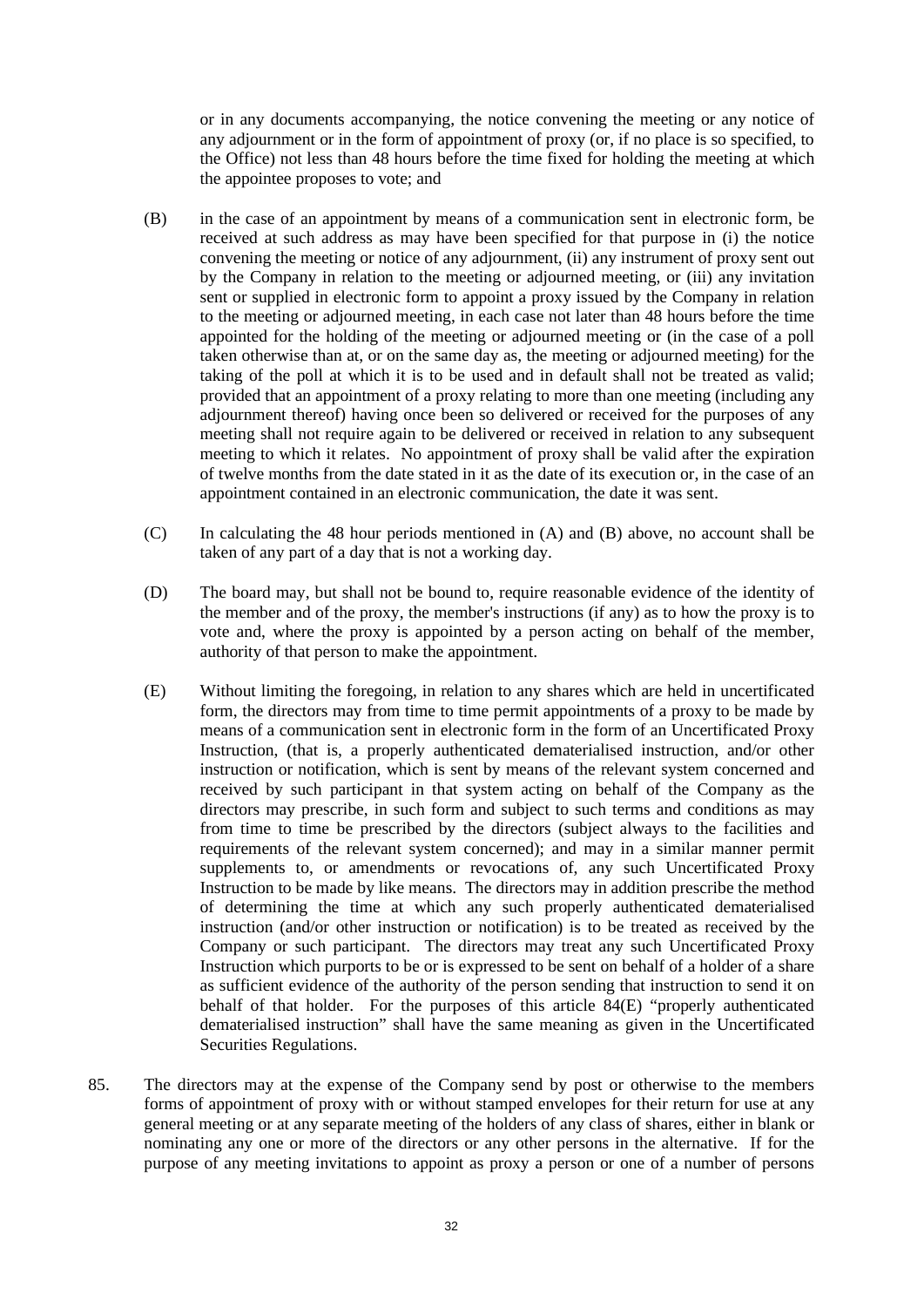or in any documents accompanying, the notice convening the meeting or any notice of any adjournment or in the form of appointment of proxy (or, if no place is so specified, to the Office) not less than 48 hours before the time fixed for holding the meeting at which the appointee proposes to vote; and

(B) in the case of an appointment by means of a communication sent in electronic form, be received at such address as may have been specified for that purpose in (i) the notice convening the meeting or notice of any adjournment, (ii) any instrument of proxy sent out by the Company in relation to the meeting or adjourned meeting, or (iii) any invitation sent or supplied in electronic form to appoint a proxy issued by the Company in relation to the meeting or adjourned meeting, in each case not later than 48 hours before the time appointed for the holding of the meeting or adjourned meeting or (in the case of a poll taken otherwise than at, or on the same day as, the meeting or adjourned meeting) for the taking of the poll at which it is to be used and in default shall not be treated as valid; provided that an appointment of a proxy relating to more than one meeting (including any adjournment thereof) having once been so delivered or received for the purposes of any meeting shall not require again to be delivered or received in relation to any subsequent meeting to which it relates. No appointment of proxy shall be valid after the expiration of twelve months from the date stated in it as the date of its execution or, in the case of an appointment contained in an electronic communication, the date it was sent.

(C) In calculating the 48 hour periods mentioned in (A) and (B) above, no account shall be taken of any part of a day that is not a working day.

(D) The board may, but shall not be bound to, require reasonable evidence of the identity of the member and of the proxy, the member's instructions (if any) as to how the proxy is to vote and, where the proxy is appointed by a person acting on behalf of the member, authority of that person to make the appointment.

(E) Without limiting the foregoing, in relation to any shares which are held in uncertificated form, the directors may from time to time permit appointments of a proxy to be made by means of a communication sent in electronic form in the form of an Uncertificated Proxy Instruction, (that is, a properly authenticated dematerialised instruction, and/or other instruction or notification, which is sent by means of the relevant system concerned and received by such participant in that system acting on behalf of the Company as the directors may prescribe, in such form and subject to such terms and conditions as may from time to time be prescribed by the directors (subject always to the facilities and requirements of the relevant system concerned); and may in a similar manner permit supplements to, or amendments or revocations of, any such Uncertificated Proxy Instruction to be made by like means. The directors may in addition prescribe the method of determining the time at which any such properly authenticated dematerialised instruction (and/or other instruction or notification) is to be treated as received by the Company or such participant. The directors may treat any such Uncertificated Proxy Instruction which purports to be or is expressed to be sent on behalf of a holder of a share as sufficient evidence of the authority of the person sending that instruction to send it on behalf of that holder. For the purposes of this article 84(E) "properly authenticated dematerialised instruction" shall have the same meaning as given in the Uncertificated Securities Regulations.

85. The directors may at the expense of the Company send by post or otherwise to the members forms of appointment of proxy with or without stamped envelopes for their return for use at any general meeting or at any separate meeting of the holders of any class of shares, either in blank or nominating any one or more of the directors or any other persons in the alternative. If for the purpose of any meeting invitations to appoint as proxy a person or one of a number of persons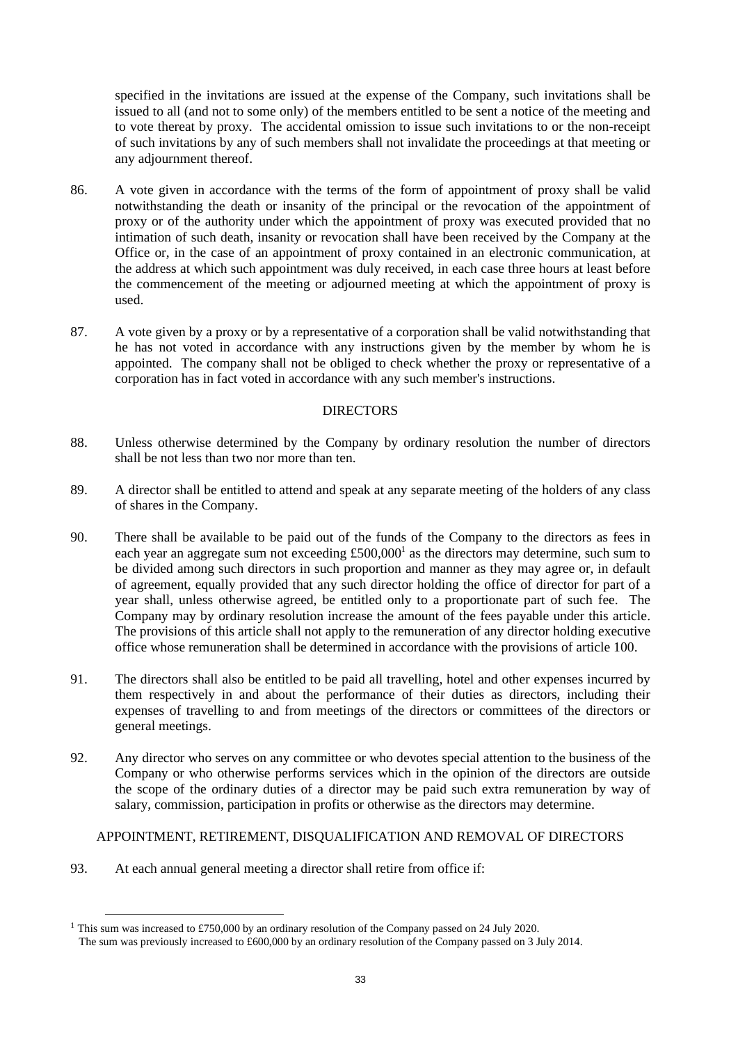specified in the invitations are issued at the expense of the Company, such invitations shall be issued to all (and not to some only) of the members entitled to be sent a notice of the meeting and to vote thereat by proxy. The accidental omission to issue such invitations to or the non-receipt of such invitations by any of such members shall not invalidate the proceedings at that meeting or any adjournment thereof.

86. A vote given in accordance with the terms of the form of appointment of proxy shall be valid notwithstanding the death or insanity of the principal or the revocation of the appointment of proxy or of the authority under which the appointment of proxy was executed provided that no intimation of such death, insanity or revocation shall have been received by the Company at the Office or, in the case of an appointment of proxy contained in an electronic communication, at the address at which such appointment was duly received, in each case three hours at least before the commencement of the meeting or adjourned meeting at which the appointment of proxy is used.

87. A vote given by a proxy or by a representative of a corporation shall be valid notwithstanding that he has not voted in accordance with any instructions given by the member by whom he is appointed. The company shall not be obliged to check whether the proxy or representative of a corporation has in fact voted in accordance with any such member's instructions.

## DIRECTORS

88. Unless otherwise determined by the Company by ordinary resolution the number of directors shall be not less than two nor more than ten.

89. A director shall be entitled to attend and speak at any separate meeting of the holders of any class of shares in the Company.

90. There shall be available to be paid out of the funds of the Company to the directors as fees in each year an aggregate sum not exceeding £500,000[1] as the directors may determine, such sum to be divided among such directors in such proportion and manner as they may agree or, in default of agreement, equally provided that any such director holding the office of director for part of a year shall, unless otherwise agreed, be entitled only to a proportionate part of such fee. The Company may by ordinary resolution increase the amount of the fees payable under this article. The provisions of this article shall not apply to the remuneration of any director holding executive office whose remuneration shall be determined in accordance with the provisions of article 100.

91. The directors shall also be entitled to be paid all travelling, hotel and other expenses incurred by them respectively in and about the performance of their duties as directors, including their expenses of travelling to and from meetings of the directors or committees of the directors or general meetings.

92. Any director who serves on any committee or who devotes special attention to the business of the Company or who otherwise performs services which in the opinion of the directors are outside the scope of the ordinary duties of a director may be paid such extra remuneration by way of salary, commission, participation in profits or otherwise as the directors may determine.

## APPOINTMENT, RETIREMENT, DISQUALIFICATION AND REMOVAL OF DIRECTORS

93. At each annual general meeting a director shall retire from office if:

---

[1] This sum was increased to £750,000 by an ordinary resolution of the Company passed on 24 July 2020.
The sum was previously increased to £600,000 by an ordinary resolution of the Company passed on 3 July 2014.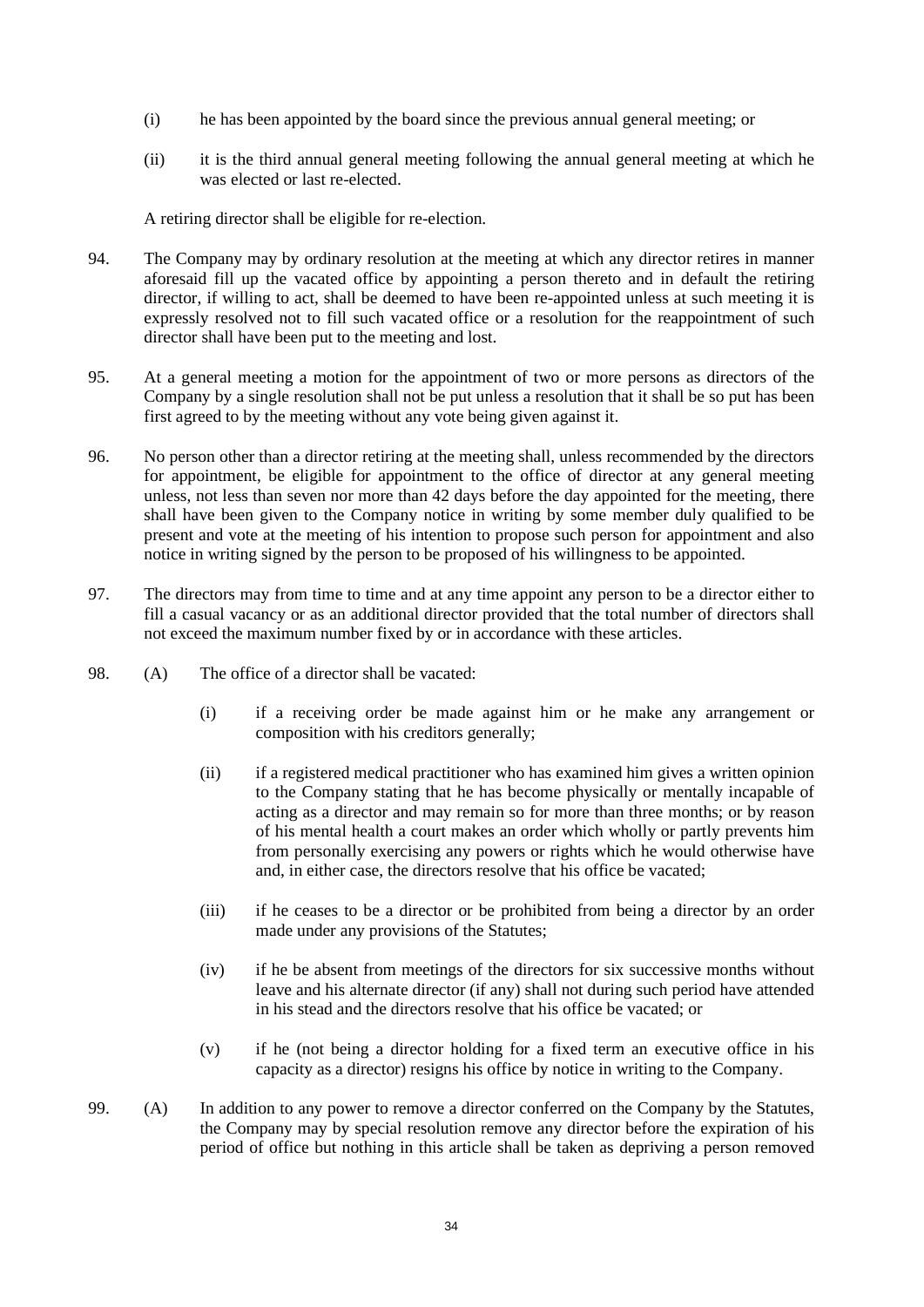(i) he has been appointed by the board since the previous annual general meeting; or

(ii) it is the third annual general meeting following the annual general meeting at which he was elected or last re-elected.

A retiring director shall be eligible for re-election.

94. The Company may by ordinary resolution at the meeting at which any director retires in manner aforesaid fill up the vacated office by appointing a person thereto and in default the retiring director, if willing to act, shall be deemed to have been re-appointed unless at such meeting it is expressly resolved not to fill such vacated office or a resolution for the reappointment of such director shall have been put to the meeting and lost.

95. At a general meeting a motion for the appointment of two or more persons as directors of the Company by a single resolution shall not be put unless a resolution that it shall be so put has been first agreed to by the meeting without any vote being given against it.

96. No person other than a director retiring at the meeting shall, unless recommended by the directors for appointment, be eligible for appointment to the office of director at any general meeting unless, not less than seven nor more than 42 days before the day appointed for the meeting, there shall have been given to the Company notice in writing by some member duly qualified to be present and vote at the meeting of his intention to propose such person for appointment and also notice in writing signed by the person to be proposed of his willingness to be appointed.

97. The directors may from time to time and at any time appoint any person to be a director either to fill a casual vacancy or as an additional director provided that the total number of directors shall not exceed the maximum number fixed by or in accordance with these articles.

98. (A) The office of a director shall be vacated:

(i) if a receiving order be made against him or he make any arrangement or composition with his creditors generally;

(ii) if a registered medical practitioner who has examined him gives a written opinion to the Company stating that he has become physically or mentally incapable of acting as a director and may remain so for more than three months; or by reason of his mental health a court makes an order which wholly or partly prevents him from personally exercising any powers or rights which he would otherwise have and, in either case, the directors resolve that his office be vacated;

(iii) if he ceases to be a director or be prohibited from being a director by an order made under any provisions of the Statutes;

(iv) if he be absent from meetings of the directors for six successive months without leave and his alternate director (if any) shall not during such period have attended in his stead and the directors resolve that his office be vacated; or

(v) if he (not being a director holding for a fixed term an executive office in his capacity as a director) resigns his office by notice in writing to the Company.

99. (A) In addition to any power to remove a director conferred on the Company by the Statutes, the Company may by special resolution remove any director before the expiration of his period of office but nothing in this article shall be taken as depriving a person removed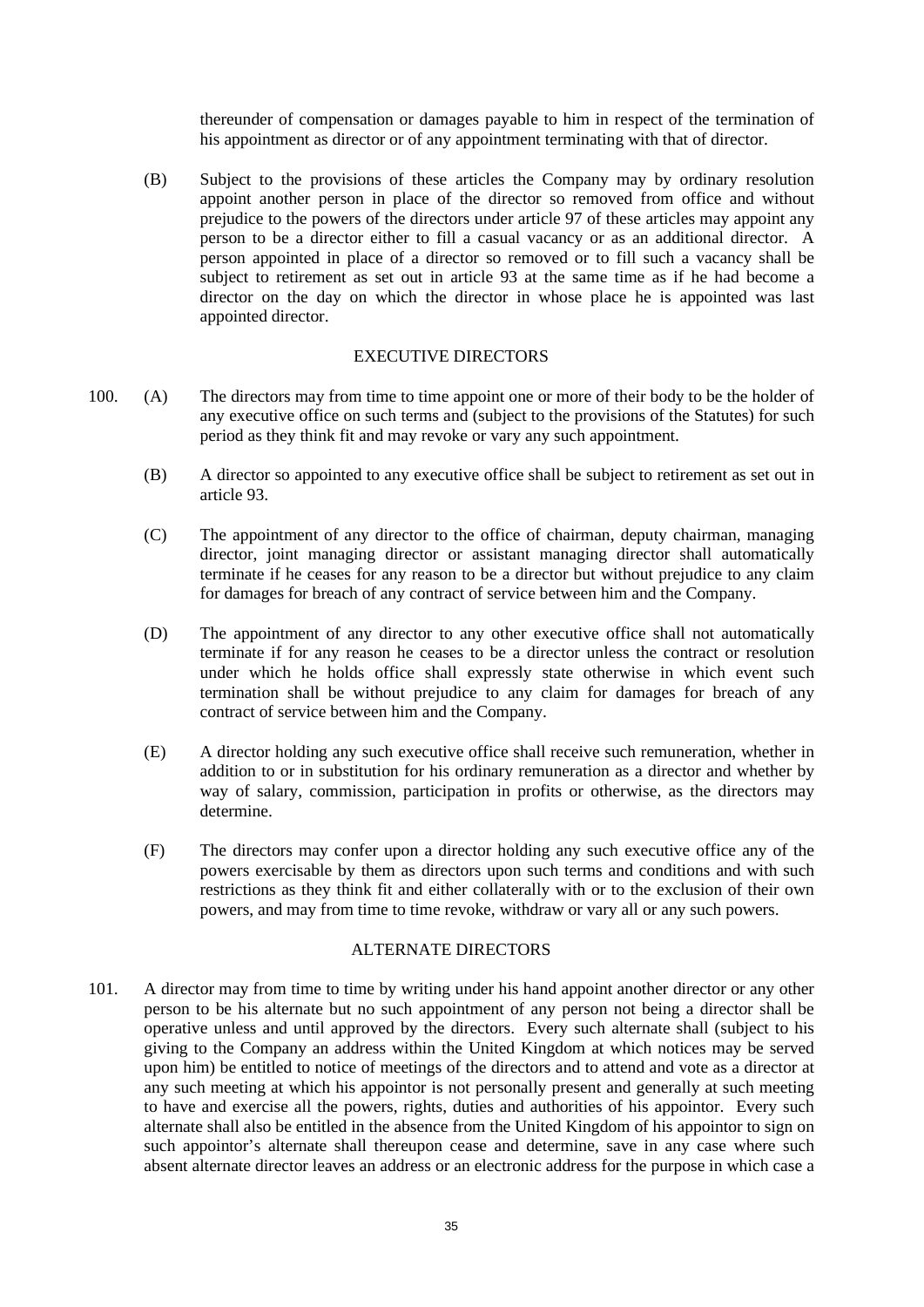thereunder of compensation or damages payable to him in respect of the termination of his appointment as director or of any appointment terminating with that of director.

(B) Subject to the provisions of these articles the Company may by ordinary resolution appoint another person in place of the director so removed from office and without prejudice to the powers of the directors under article 97 of these articles may appoint any person to be a director either to fill a casual vacancy or as an additional director. A person appointed in place of a director so removed or to fill such a vacancy shall be subject to retirement as set out in article 93 at the same time as if he had become a director on the day on which the director in whose place he is appointed was last appointed director.

## EXECUTIVE DIRECTORS

100. (A) The directors may from time to time appoint one or more of their body to be the holder of any executive office on such terms and (subject to the provisions of the Statutes) for such period as they think fit and may revoke or vary any such appointment.

(B) A director so appointed to any executive office shall be subject to retirement as set out in article 93.

(C) The appointment of any director to the office of chairman, deputy chairman, managing director, joint managing director or assistant managing director shall automatically terminate if he ceases for any reason to be a director but without prejudice to any claim for damages for breach of any contract of service between him and the Company.

(D) The appointment of any director to any other executive office shall not automatically terminate if for any reason he ceases to be a director unless the contract or resolution under which he holds office shall expressly state otherwise in which event such termination shall be without prejudice to any claim for damages for breach of any contract of service between him and the Company.

(E) A director holding any such executive office shall receive such remuneration, whether in addition to or in substitution for his ordinary remuneration as a director and whether by way of salary, commission, participation in profits or otherwise, as the directors may determine.

(F) The directors may confer upon a director holding any such executive office any of the powers exercisable by them as directors upon such terms and conditions and with such restrictions as they think fit and either collaterally with or to the exclusion of their own powers, and may from time to time revoke, withdraw or vary all or any such powers.

## ALTERNATE DIRECTORS

101. A director may from time to time by writing under his hand appoint another director or any other person to be his alternate but no such appointment of any person not being a director shall be operative unless and until approved by the directors. Every such alternate shall (subject to his giving to the Company an address within the United Kingdom at which notices may be served upon him) be entitled to notice of meetings of the directors and to attend and vote as a director at any such meeting at which his appointor is not personally present and generally at such meeting to have and exercise all the powers, rights, duties and authorities of his appointor. Every such alternate shall also be entitled in the absence from the United Kingdom of his appointor to sign on such appointor's alternate shall thereupon cease and determine, save in any case where such absent alternate director leaves an address or an electronic address for the purpose in which case a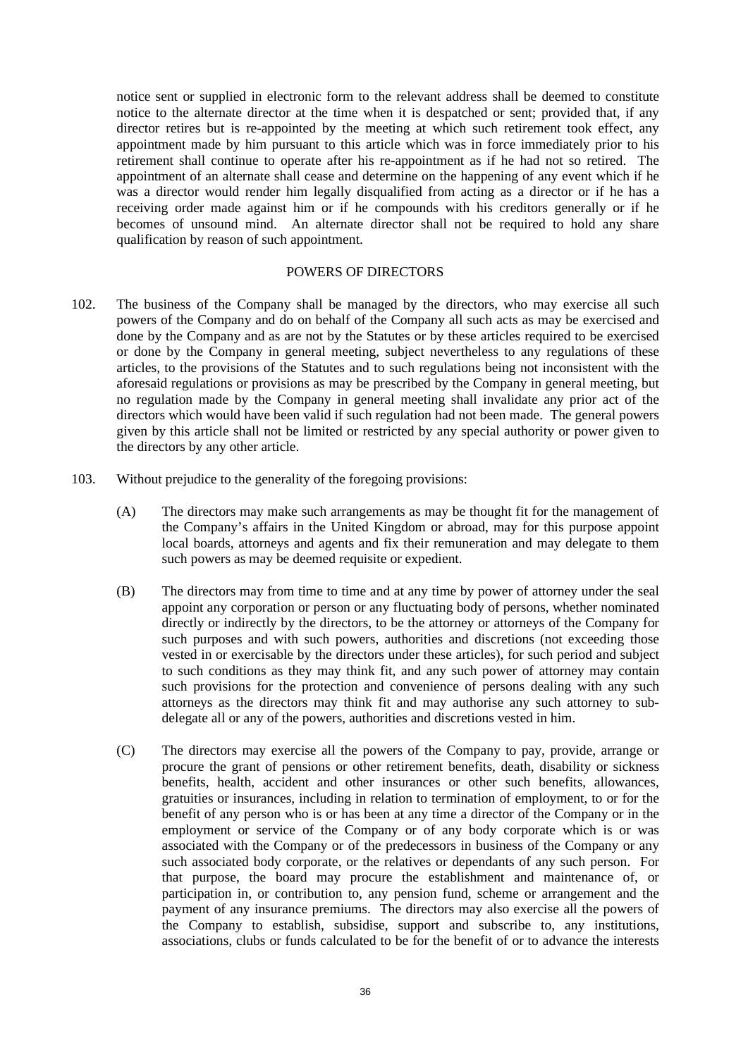notice sent or supplied in electronic form to the relevant address shall be deemed to constitute notice to the alternate director at the time when it is despatched or sent; provided that, if any director retires but is re-appointed by the meeting at which such retirement took effect, any appointment made by him pursuant to this article which was in force immediately prior to his retirement shall continue to operate after his re-appointment as if he had not so retired. The appointment of an alternate shall cease and determine on the happening of any event which if he was a director would render him legally disqualified from acting as a director or if he has a receiving order made against him or if he compounds with his creditors generally or if he becomes of unsound mind. An alternate director shall not be required to hold any share qualification by reason of such appointment.

## POWERS OF DIRECTORS

102. The business of the Company shall be managed by the directors, who may exercise all such powers of the Company and do on behalf of the Company all such acts as may be exercised and done by the Company and as are not by the Statutes or by these articles required to be exercised or done by the Company in general meeting, subject nevertheless to any regulations of these articles, to the provisions of the Statutes and to such regulations being not inconsistent with the aforesaid regulations or provisions as may be prescribed by the Company in general meeting, but no regulation made by the Company in general meeting shall invalidate any prior act of the directors which would have been valid if such regulation had not been made. The general powers given by this article shall not be limited or restricted by any special authority or power given to the directors by any other article.

103. Without prejudice to the generality of the foregoing provisions:

(A) The directors may make such arrangements as may be thought fit for the management of the Company's affairs in the United Kingdom or abroad, may for this purpose appoint local boards, attorneys and agents and fix their remuneration and may delegate to them such powers as may be deemed requisite or expedient.

(B) The directors may from time to time and at any time by power of attorney under the seal appoint any corporation or person or any fluctuating body of persons, whether nominated directly or indirectly by the directors, to be the attorney or attorneys of the Company for such purposes and with such powers, authorities and discretions (not exceeding those vested in or exercisable by the directors under these articles), for such period and subject to such conditions as they may think fit, and any such power of attorney may contain such provisions for the protection and convenience of persons dealing with any such attorneys as the directors may think fit and may authorise any such attorney to sub-delegate all or any of the powers, authorities and discretions vested in him.

(C) The directors may exercise all the powers of the Company to pay, provide, arrange or procure the grant of pensions or other retirement benefits, death, disability or sickness benefits, health, accident and other insurances or other such benefits, allowances, gratuities or insurances, including in relation to termination of employment, to or for the benefit of any person who is or has been at any time a director of the Company or in the employment or service of the Company or of any body corporate which is or was associated with the Company or of the predecessors in business of the Company or any such associated body corporate, or the relatives or dependants of any such person. For that purpose, the board may procure the establishment and maintenance of, or participation in, or contribution to, any pension fund, scheme or arrangement and the payment of any insurance premiums. The directors may also exercise all the powers of the Company to establish, subsidise, support and subscribe to, any institutions, associations, clubs or funds calculated to be for the benefit of or to advance the interests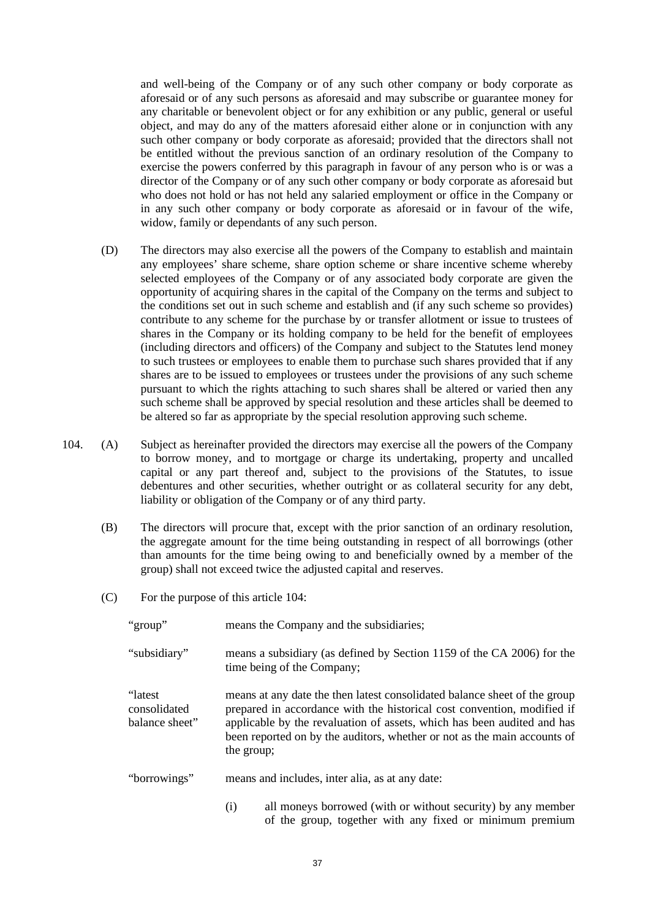and well-being of the Company or of any such other company or body corporate as aforesaid or of any such persons as aforesaid and may subscribe or guarantee money for any charitable or benevolent object or for any exhibition or any public, general or useful object, and may do any of the matters aforesaid either alone or in conjunction with any such other company or body corporate as aforesaid; provided that the directors shall not be entitled without the previous sanction of an ordinary resolution of the Company to exercise the powers conferred by this paragraph in favour of any person who is or was a director of the Company or of any such other company or body corporate as aforesaid but who does not hold or has not held any salaried employment or office in the Company or in any such other company or body corporate as aforesaid or in favour of the wife, widow, family or dependants of any such person.

(D) The directors may also exercise all the powers of the Company to establish and maintain any employees' share scheme, share option scheme or share incentive scheme whereby selected employees of the Company or of any associated body corporate are given the opportunity of acquiring shares in the capital of the Company on the terms and subject to the conditions set out in such scheme and establish and (if any such scheme so provides) contribute to any scheme for the purchase by or transfer allotment or issue to trustees of shares in the Company or its holding company to be held for the benefit of employees (including directors and officers) of the Company and subject to the Statutes lend money to such trustees or employees to enable them to purchase such shares provided that if any shares are to be issued to employees or trustees under the provisions of any such scheme pursuant to which the rights attaching to such shares shall be altered or varied then any such scheme shall be approved by special resolution and these articles shall be deemed to be altered so far as appropriate by the special resolution approving such scheme.

104. (A) Subject as hereinafter provided the directors may exercise all the powers of the Company to borrow money, and to mortgage or charge its undertaking, property and uncalled capital or any part thereof and, subject to the provisions of the Statutes, to issue debentures and other securities, whether outright or as collateral security for any debt, liability or obligation of the Company or of any third party.

(B) The directors will procure that, except with the prior sanction of an ordinary resolution, the aggregate amount for the time being outstanding in respect of all borrowings (other than amounts for the time being owing to and beneficially owned by a member of the group) shall not exceed twice the adjusted capital and reserves.

(C) For the purpose of this article 104:

"group" means the Company and the subsidiaries;

"subsidiary" means a subsidiary (as defined by Section 1159 of the CA 2006) for the time being of the Company;

"latest consolidated balance sheet" means at any date the then latest consolidated balance sheet of the group prepared in accordance with the historical cost convention, modified if applicable by the revaluation of assets, which has been audited and has been reported on by the auditors, whether or not as the main accounts of the group;

"borrowings" means and includes, inter alia, as at any date:

(i) all moneys borrowed (with or without security) by any member of the group, together with any fixed or minimum premium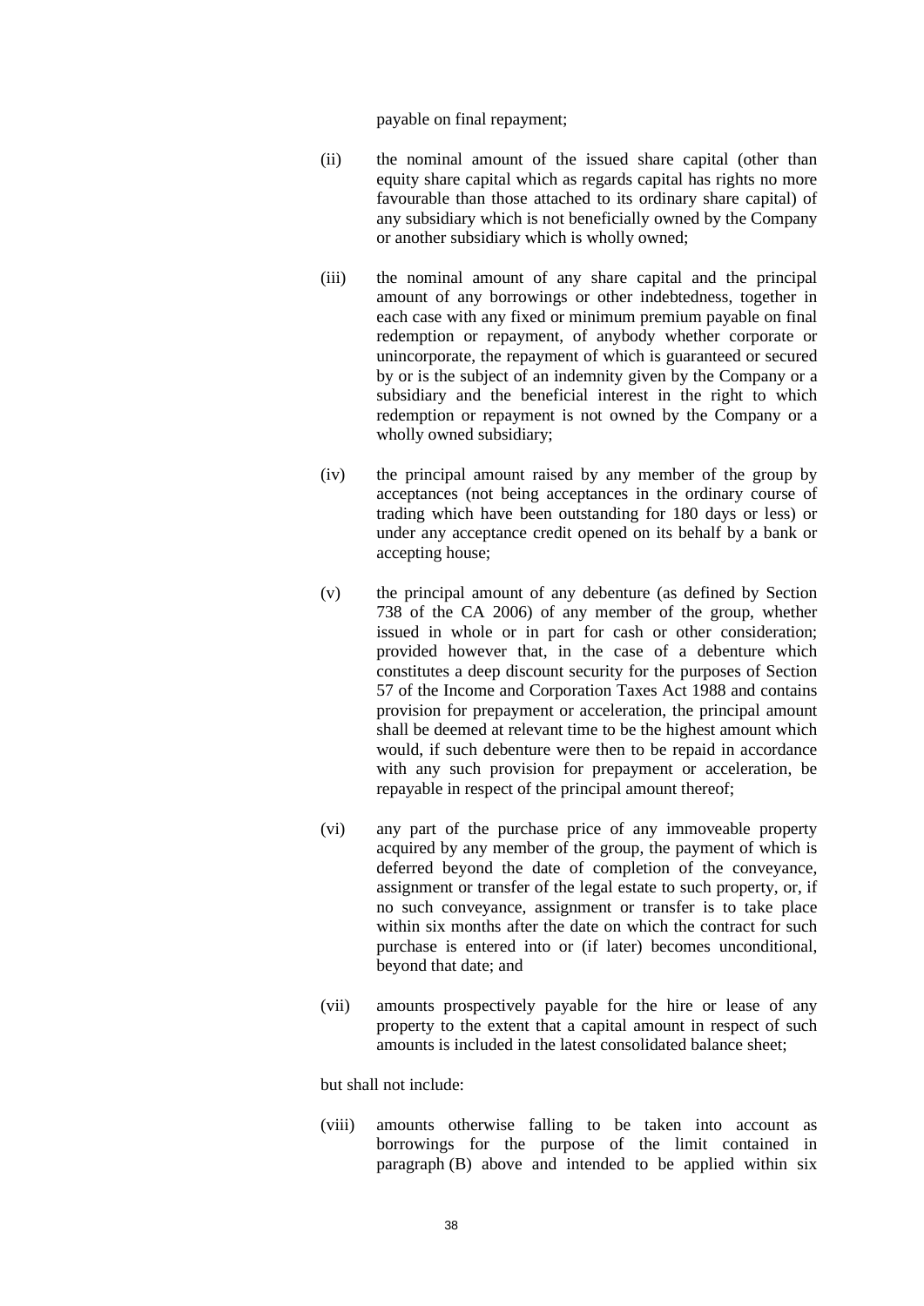payable on final repayment;

(ii) the nominal amount of the issued share capital (other than equity share capital which as regards capital has rights no more favourable than those attached to its ordinary share capital) of any subsidiary which is not beneficially owned by the Company or another subsidiary which is wholly owned;

(iii) the nominal amount of any share capital and the principal amount of any borrowings or other indebtedness, together in each case with any fixed or minimum premium payable on final redemption or repayment, of anybody whether corporate or unincorporate, the repayment of which is guaranteed or secured by or is the subject of an indemnity given by the Company or a subsidiary and the beneficial interest in the right to which redemption or repayment is not owned by the Company or a wholly owned subsidiary;

(iv) the principal amount raised by any member of the group by acceptances (not being acceptances in the ordinary course of trading which have been outstanding for 180 days or less) or under any acceptance credit opened on its behalf by a bank or accepting house;

(v) the principal amount of any debenture (as defined by Section 738 of the CA 2006) of any member of the group, whether issued in whole or in part for cash or other consideration; provided however that, in the case of a debenture which constitutes a deep discount security for the purposes of Section 57 of the Income and Corporation Taxes Act 1988 and contains provision for prepayment or acceleration, the principal amount shall be deemed at relevant time to be the highest amount which would, if such debenture were then to be repaid in accordance with any such provision for prepayment or acceleration, be repayable in respect of the principal amount thereof;

(vi) any part of the purchase price of any immoveable property acquired by any member of the group, the payment of which is deferred beyond the date of completion of the conveyance, assignment or transfer of the legal estate to such property, or, if no such conveyance, assignment or transfer is to take place within six months after the date on which the contract for such purchase is entered into or (if later) becomes unconditional, beyond that date; and

(vii) amounts prospectively payable for the hire or lease of any property to the extent that a capital amount in respect of such amounts is included in the latest consolidated balance sheet;

but shall not include:

(viii) amounts otherwise falling to be taken into account as borrowings for the purpose of the limit contained in paragraph (B) above and intended to be applied within six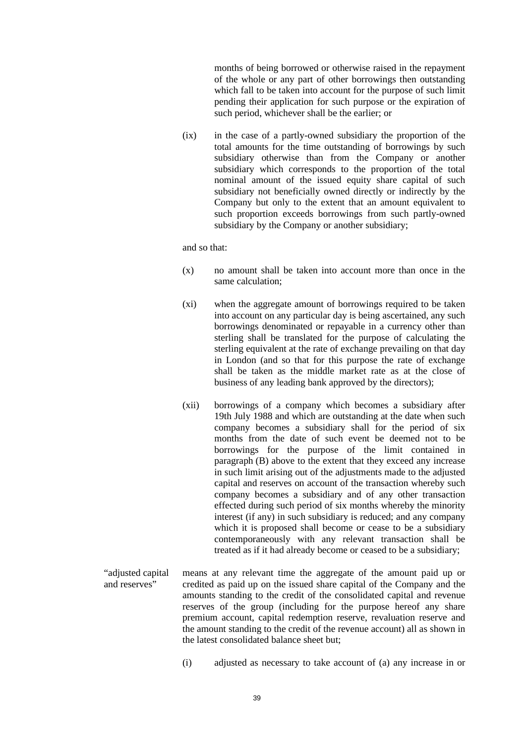months of being borrowed or otherwise raised in the repayment of the whole or any part of other borrowings then outstanding which fall to be taken into account for the purpose of such limit pending their application for such purpose or the expiration of such period, whichever shall be the earlier; or

(ix) in the case of a partly-owned subsidiary the proportion of the total amounts for the time outstanding of borrowings by such subsidiary otherwise than from the Company or another subsidiary which corresponds to the proportion of the total nominal amount of the issued equity share capital of such subsidiary not beneficially owned directly or indirectly by the Company but only to the extent that an amount equivalent to such proportion exceeds borrowings from such partly-owned subsidiary by the Company or another subsidiary;

and so that:

(x) no amount shall be taken into account more than once in the same calculation;

(xi) when the aggregate amount of borrowings required to be taken into account on any particular day is being ascertained, any such borrowings denominated or repayable in a currency other than sterling shall be translated for the purpose of calculating the sterling equivalent at the rate of exchange prevailing on that day in London (and so that for this purpose the rate of exchange shall be taken as the middle market rate as at the close of business of any leading bank approved by the directors);

(xii) borrowings of a company which becomes a subsidiary after 19th July 1988 and which are outstanding at the date when such company becomes a subsidiary shall for the period of six months from the date of such event be deemed not to be borrowings for the purpose of the limit contained in paragraph (B) above to the extent that they exceed any increase in such limit arising out of the adjustments made to the adjusted capital and reserves on account of the transaction whereby such company becomes a subsidiary and of any other transaction effected during such period of six months whereby the minority interest (if any) in such subsidiary is reduced; and any company which it is proposed shall become or cease to be a subsidiary contemporaneously with any relevant transaction shall be treated as if it had already become or ceased to be a subsidiary;

"adjusted capital and reserves" means at any relevant time the aggregate of the amount paid up or credited as paid up on the issued share capital of the Company and the amounts standing to the credit of the consolidated capital and revenue reserves of the group (including for the purpose hereof any share premium account, capital redemption reserve, revaluation reserve and the amount standing to the credit of the revenue account) all as shown in the latest consolidated balance sheet but;

(i) adjusted as necessary to take account of (a) any increase in or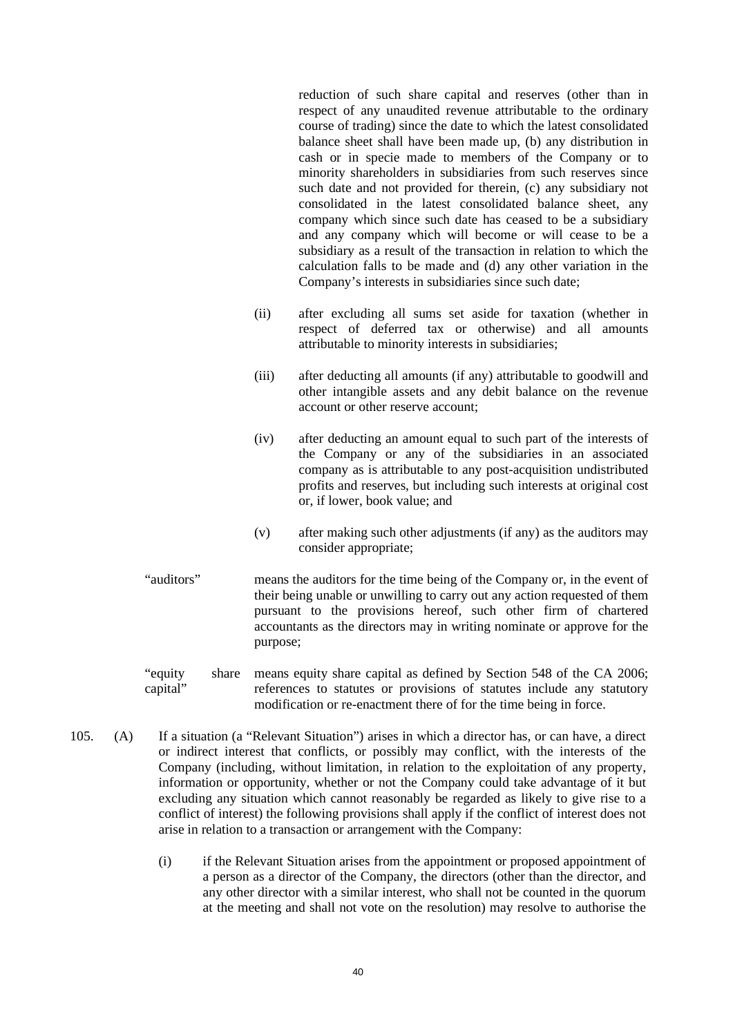reduction of such share capital and reserves (other than in respect of any unaudited revenue attributable to the ordinary course of trading) since the date to which the latest consolidated balance sheet shall have been made up, (b) any distribution in cash or in specie made to members of the Company or to minority shareholders in subsidiaries from such reserves since such date and not provided for therein, (c) any subsidiary not consolidated in the latest consolidated balance sheet, any company which since such date has ceased to be a subsidiary and any company which will become or will cease to be a subsidiary as a result of the transaction in relation to which the calculation falls to be made and (d) any other variation in the Company's interests in subsidiaries since such date;

(ii) after excluding all sums set aside for taxation (whether in respect of deferred tax or otherwise) and all amounts attributable to minority interests in subsidiaries;

(iii) after deducting all amounts (if any) attributable to goodwill and other intangible assets and any debit balance on the revenue account or other reserve account;

(iv) after deducting an amount equal to such part of the interests of the Company or any of the subsidiaries in an associated company as is attributable to any post-acquisition undistributed profits and reserves, but including such interests at original cost or, if lower, book value; and

(v) after making such other adjustments (if any) as the auditors may consider appropriate;

"auditors" means the auditors for the time being of the Company or, in the event of their being unable or unwilling to carry out any action requested of them pursuant to the provisions hereof, such other firm of chartered accountants as the directors may in writing nominate or approve for the purpose;

"equity share capital" means equity share capital as defined by Section 548 of the CA 2006; references to statutes or provisions of statutes include any statutory modification or re-enactment there of for the time being in force.

105. (A) If a situation (a "Relevant Situation") arises in which a director has, or can have, a direct or indirect interest that conflicts, or possibly may conflict, with the interests of the Company (including, without limitation, in relation to the exploitation of any property, information or opportunity, whether or not the Company could take advantage of it but excluding any situation which cannot reasonably be regarded as likely to give rise to a conflict of interest) the following provisions shall apply if the conflict of interest does not arise in relation to a transaction or arrangement with the Company:

(i) if the Relevant Situation arises from the appointment or proposed appointment of a person as a director of the Company, the directors (other than the director, and any other director with a similar interest, who shall not be counted in the quorum at the meeting and shall not vote on the resolution) may resolve to authorise the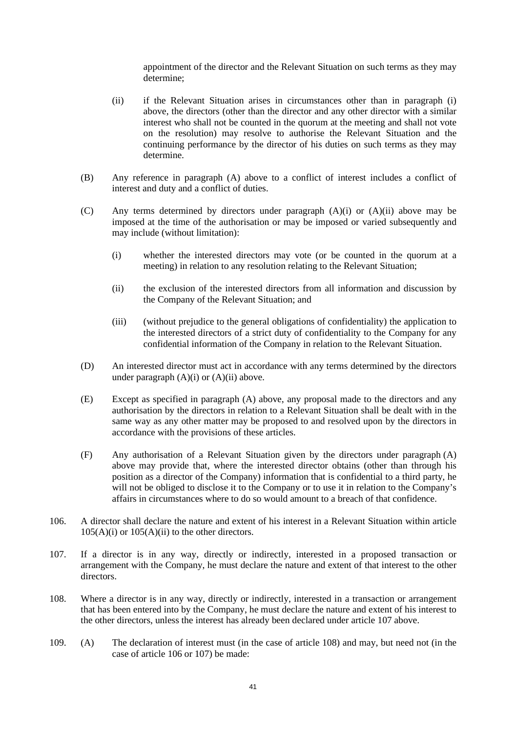appointment of the director and the Relevant Situation on such terms as they may determine;

(ii) if the Relevant Situation arises in circumstances other than in paragraph (i) above, the directors (other than the director and any other director with a similar interest who shall not be counted in the quorum at the meeting and shall not vote on the resolution) may resolve to authorise the Relevant Situation and the continuing performance by the director of his duties on such terms as they may determine.

(B) Any reference in paragraph (A) above to a conflict of interest includes a conflict of interest and duty and a conflict of duties.

(C) Any terms determined by directors under paragraph (A)(i) or (A)(ii) above may be imposed at the time of the authorisation or may be imposed or varied subsequently and may include (without limitation):

(i) whether the interested directors may vote (or be counted in the quorum at a meeting) in relation to any resolution relating to the Relevant Situation;

(ii) the exclusion of the interested directors from all information and discussion by the Company of the Relevant Situation; and

(iii) (without prejudice to the general obligations of confidentiality) the application to the interested directors of a strict duty of confidentiality to the Company for any confidential information of the Company in relation to the Relevant Situation.

(D) An interested director must act in accordance with any terms determined by the directors under paragraph (A)(i) or (A)(ii) above.

(E) Except as specified in paragraph (A) above, any proposal made to the directors and any authorisation by the directors in relation to a Relevant Situation shall be dealt with in the same way as any other matter may be proposed to and resolved upon by the directors in accordance with the provisions of these articles.

(F) Any authorisation of a Relevant Situation given by the directors under paragraph (A) above may provide that, where the interested director obtains (other than through his position as a director of the Company) information that is confidential to a third party, he will not be obliged to disclose it to the Company or to use it in relation to the Company's affairs in circumstances where to do so would amount to a breach of that confidence.

106. A director shall declare the nature and extent of his interest in a Relevant Situation within article 105(A)(i) or 105(A)(ii) to the other directors.

107. If a director is in any way, directly or indirectly, interested in a proposed transaction or arrangement with the Company, he must declare the nature and extent of that interest to the other directors.

108. Where a director is in any way, directly or indirectly, interested in a transaction or arrangement that has been entered into by the Company, he must declare the nature and extent of his interest to the other directors, unless the interest has already been declared under article 107 above.

109. (A) The declaration of interest must (in the case of article 108) and may, but need not (in the case of article 106 or 107) be made: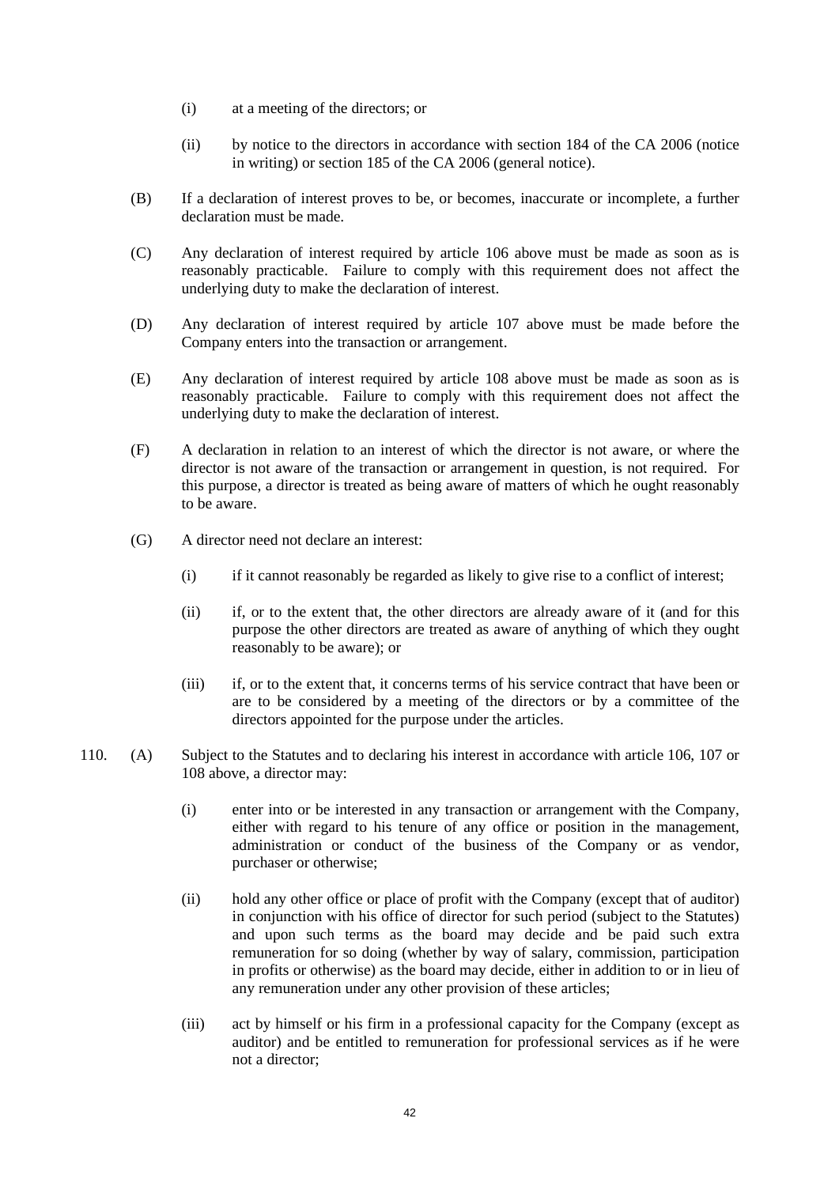(i) at a meeting of the directors; or

(ii) by notice to the directors in accordance with section 184 of the CA 2006 (notice in writing) or section 185 of the CA 2006 (general notice).

(B) If a declaration of interest proves to be, or becomes, inaccurate or incomplete, a further declaration must be made.

(C) Any declaration of interest required by article 106 above must be made as soon as is reasonably practicable. Failure to comply with this requirement does not affect the underlying duty to make the declaration of interest.

(D) Any declaration of interest required by article 107 above must be made before the Company enters into the transaction or arrangement.

(E) Any declaration of interest required by article 108 above must be made as soon as is reasonably practicable. Failure to comply with this requirement does not affect the underlying duty to make the declaration of interest.

(F) A declaration in relation to an interest of which the director is not aware, or where the director is not aware of the transaction or arrangement in question, is not required. For this purpose, a director is treated as being aware of matters of which he ought reasonably to be aware.

(G) A director need not declare an interest:

(i) if it cannot reasonably be regarded as likely to give rise to a conflict of interest;

(ii) if, or to the extent that, the other directors are already aware of it (and for this purpose the other directors are treated as aware of anything of which they ought reasonably to be aware); or

(iii) if, or to the extent that, it concerns terms of his service contract that have been or are to be considered by a meeting of the directors or by a committee of the directors appointed for the purpose under the articles.

110. (A) Subject to the Statutes and to declaring his interest in accordance with article 106, 107 or 108 above, a director may:

(i) enter into or be interested in any transaction or arrangement with the Company, either with regard to his tenure of any office or position in the management, administration or conduct of the business of the Company or as vendor, purchaser or otherwise;

(ii) hold any other office or place of profit with the Company (except that of auditor) in conjunction with his office of director for such period (subject to the Statutes) and upon such terms as the board may decide and be paid such extra remuneration for so doing (whether by way of salary, commission, participation in profits or otherwise) as the board may decide, either in addition to or in lieu of any remuneration under any other provision of these articles;

(iii) act by himself or his firm in a professional capacity for the Company (except as auditor) and be entitled to remuneration for professional services as if he were not a director;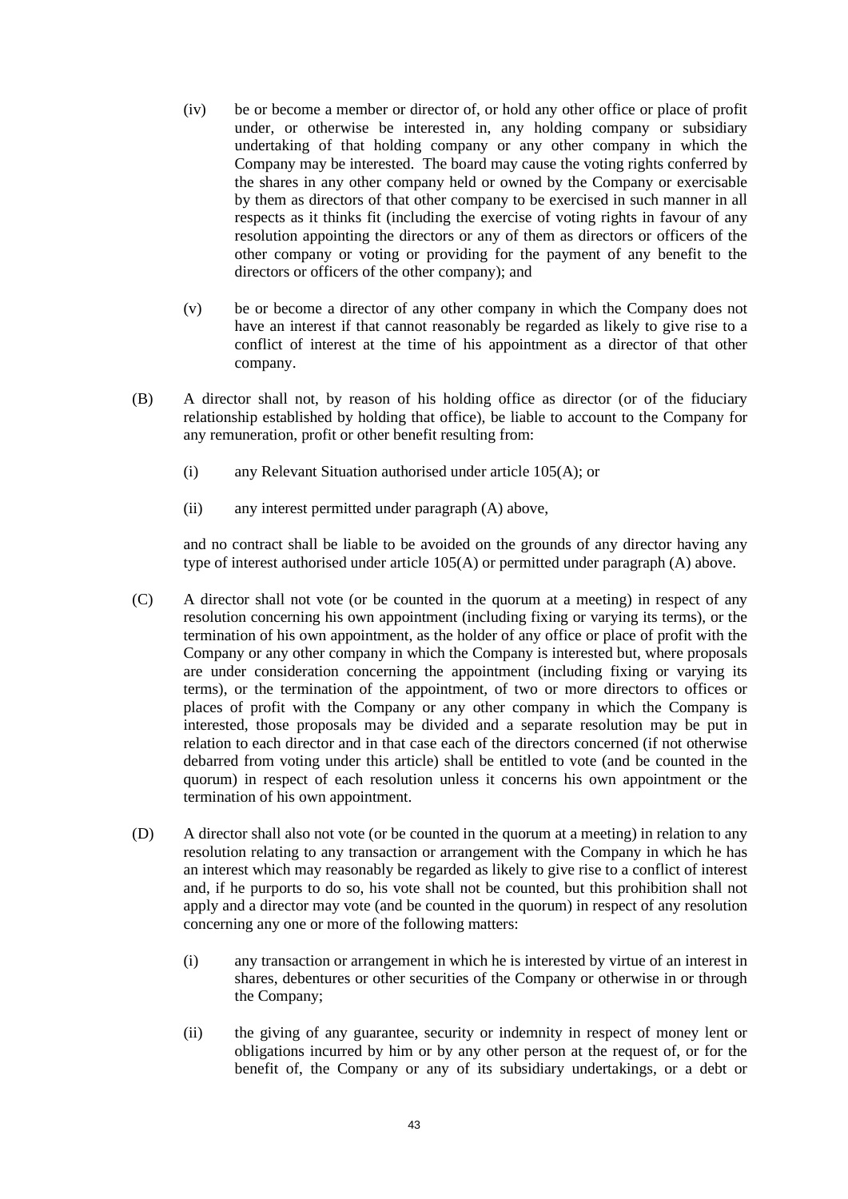(iv) be or become a member or director of, or hold any other office or place of profit under, or otherwise be interested in, any holding company or subsidiary undertaking of that holding company or any other company in which the Company may be interested. The board may cause the voting rights conferred by the shares in any other company held or owned by the Company or exercisable by them as directors of that other company to be exercised in such manner in all respects as it thinks fit (including the exercise of voting rights in favour of any resolution appointing the directors or any of them as directors or officers of the other company or voting or providing for the payment of any benefit to the directors or officers of the other company); and

(v) be or become a director of any other company in which the Company does not have an interest if that cannot reasonably be regarded as likely to give rise to a conflict of interest at the time of his appointment as a director of that other company.

(B) A director shall not, by reason of his holding office as director (or of the fiduciary relationship established by holding that office), be liable to account to the Company for any remuneration, profit or other benefit resulting from:

(i) any Relevant Situation authorised under article 105(A); or

(ii) any interest permitted under paragraph (A) above,

and no contract shall be liable to be avoided on the grounds of any director having any type of interest authorised under article 105(A) or permitted under paragraph (A) above.

(C) A director shall not vote (or be counted in the quorum at a meeting) in respect of any resolution concerning his own appointment (including fixing or varying its terms), or the termination of his own appointment, as the holder of any office or place of profit with the Company or any other company in which the Company is interested but, where proposals are under consideration concerning the appointment (including fixing or varying its terms), or the termination of the appointment, of two or more directors to offices or places of profit with the Company or any other company in which the Company is interested, those proposals may be divided and a separate resolution may be put in relation to each director and in that case each of the directors concerned (if not otherwise debarred from voting under this article) shall be entitled to vote (and be counted in the quorum) in respect of each resolution unless it concerns his own appointment or the termination of his own appointment.

(D) A director shall also not vote (or be counted in the quorum at a meeting) in relation to any resolution relating to any transaction or arrangement with the Company in which he has an interest which may reasonably be regarded as likely to give rise to a conflict of interest and, if he purports to do so, his vote shall not be counted, but this prohibition shall not apply and a director may vote (and be counted in the quorum) in respect of any resolution concerning any one or more of the following matters:

(i) any transaction or arrangement in which he is interested by virtue of an interest in shares, debentures or other securities of the Company or otherwise in or through the Company;

(ii) the giving of any guarantee, security or indemnity in respect of money lent or obligations incurred by him or by any other person at the request of, or for the benefit of, the Company or any of its subsidiary undertakings, or a debt or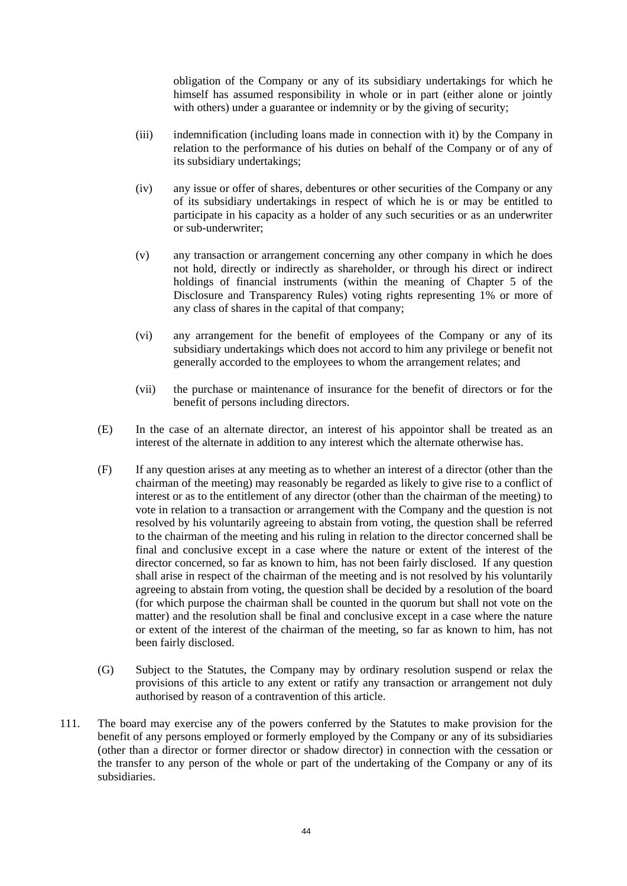obligation of the Company or any of its subsidiary undertakings for which he himself has assumed responsibility in whole or in part (either alone or jointly with others) under a guarantee or indemnity or by the giving of security;

(iii) indemnification (including loans made in connection with it) by the Company in relation to the performance of his duties on behalf of the Company or of any of its subsidiary undertakings;

(iv) any issue or offer of shares, debentures or other securities of the Company or any of its subsidiary undertakings in respect of which he is or may be entitled to participate in his capacity as a holder of any such securities or as an underwriter or sub-underwriter;

(v) any transaction or arrangement concerning any other company in which he does not hold, directly or indirectly as shareholder, or through his direct or indirect holdings of financial instruments (within the meaning of Chapter 5 of the Disclosure and Transparency Rules) voting rights representing 1% or more of any class of shares in the capital of that company;

(vi) any arrangement for the benefit of employees of the Company or any of its subsidiary undertakings which does not accord to him any privilege or benefit not generally accorded to the employees to whom the arrangement relates; and

(vii) the purchase or maintenance of insurance for the benefit of directors or for the benefit of persons including directors.

(E) In the case of an alternate director, an interest of his appointor shall be treated as an interest of the alternate in addition to any interest which the alternate otherwise has.

(F) If any question arises at any meeting as to whether an interest of a director (other than the chairman of the meeting) may reasonably be regarded as likely to give rise to a conflict of interest or as to the entitlement of any director (other than the chairman of the meeting) to vote in relation to a transaction or arrangement with the Company and the question is not resolved by his voluntarily agreeing to abstain from voting, the question shall be referred to the chairman of the meeting and his ruling in relation to the director concerned shall be final and conclusive except in a case where the nature or extent of the interest of the director concerned, so far as known to him, has not been fairly disclosed. If any question shall arise in respect of the chairman of the meeting and is not resolved by his voluntarily agreeing to abstain from voting, the question shall be decided by a resolution of the board (for which purpose the chairman shall be counted in the quorum but shall not vote on the matter) and the resolution shall be final and conclusive except in a case where the nature or extent of the interest of the chairman of the meeting, so far as known to him, has not been fairly disclosed.

(G) Subject to the Statutes, the Company may by ordinary resolution suspend or relax the provisions of this article to any extent or ratify any transaction or arrangement not duly authorised by reason of a contravention of this article.

111. The board may exercise any of the powers conferred by the Statutes to make provision for the benefit of any persons employed or formerly employed by the Company or any of its subsidiaries (other than a director or former director or shadow director) in connection with the cessation or the transfer to any person of the whole or part of the undertaking of the Company or any of its subsidiaries.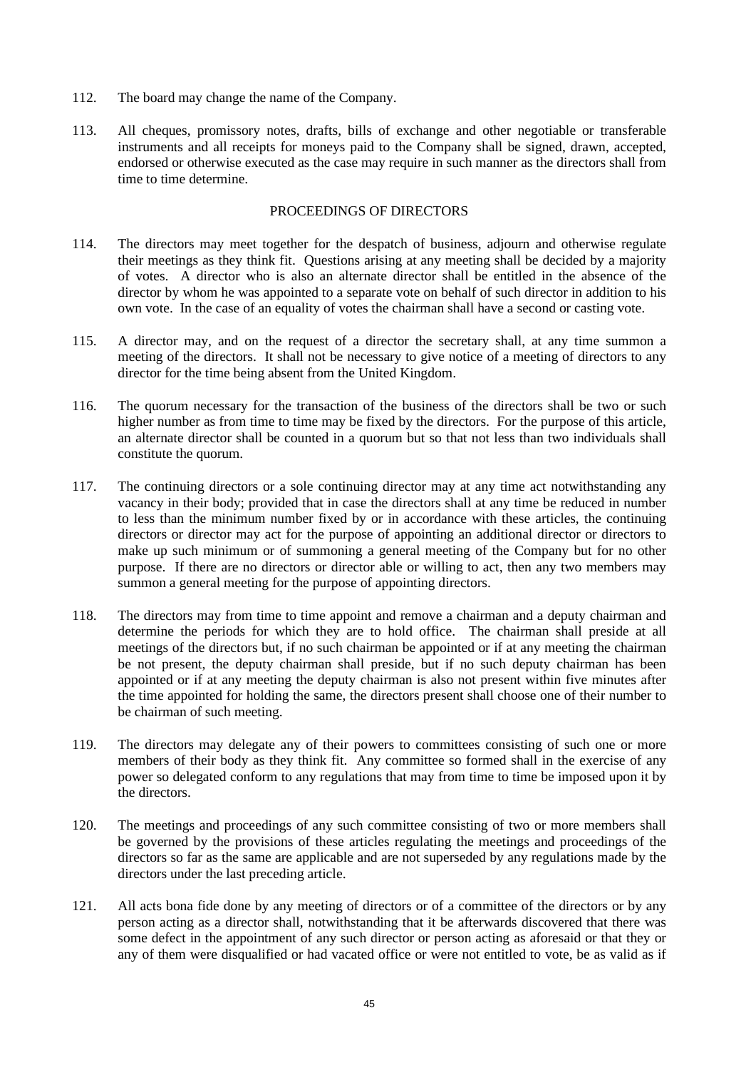112. The board may change the name of the Company.

113. All cheques, promissory notes, drafts, bills of exchange and other negotiable or transferable instruments and all receipts for moneys paid to the Company shall be signed, drawn, accepted, endorsed or otherwise executed as the case may require in such manner as the directors shall from time to time determine.

## PROCEEDINGS OF DIRECTORS

114. The directors may meet together for the despatch of business, adjourn and otherwise regulate their meetings as they think fit. Questions arising at any meeting shall be decided by a majority of votes. A director who is also an alternate director shall be entitled in the absence of the director by whom he was appointed to a separate vote on behalf of such director in addition to his own vote. In the case of an equality of votes the chairman shall have a second or casting vote.

115. A director may, and on the request of a director the secretary shall, at any time summon a meeting of the directors. It shall not be necessary to give notice of a meeting of directors to any director for the time being absent from the United Kingdom.

116. The quorum necessary for the transaction of the business of the directors shall be two or such higher number as from time to time may be fixed by the directors. For the purpose of this article, an alternate director shall be counted in a quorum but so that not less than two individuals shall constitute the quorum.

117. The continuing directors or a sole continuing director may at any time act notwithstanding any vacancy in their body; provided that in case the directors shall at any time be reduced in number to less than the minimum number fixed by or in accordance with these articles, the continuing directors or director may act for the purpose of appointing an additional director or directors to make up such minimum or of summoning a general meeting of the Company but for no other purpose. If there are no directors or director able or willing to act, then any two members may summon a general meeting for the purpose of appointing directors.

118. The directors may from time to time appoint and remove a chairman and a deputy chairman and determine the periods for which they are to hold office. The chairman shall preside at all meetings of the directors but, if no such chairman be appointed or if at any meeting the chairman be not present, the deputy chairman shall preside, but if no such deputy chairman has been appointed or if at any meeting the deputy chairman is also not present within five minutes after the time appointed for holding the same, the directors present shall choose one of their number to be chairman of such meeting.

119. The directors may delegate any of their powers to committees consisting of such one or more members of their body as they think fit. Any committee so formed shall in the exercise of any power so delegated conform to any regulations that may from time to time be imposed upon it by the directors.

120. The meetings and proceedings of any such committee consisting of two or more members shall be governed by the provisions of these articles regulating the meetings and proceedings of the directors so far as the same are applicable and are not superseded by any regulations made by the directors under the last preceding article.

121. All acts bona fide done by any meeting of directors or of a committee of the directors or by any person acting as a director shall, notwithstanding that it be afterwards discovered that there was some defect in the appointment of any such director or person acting as aforesaid or that they or any of them were disqualified or had vacated office or were not entitled to vote, be as valid as if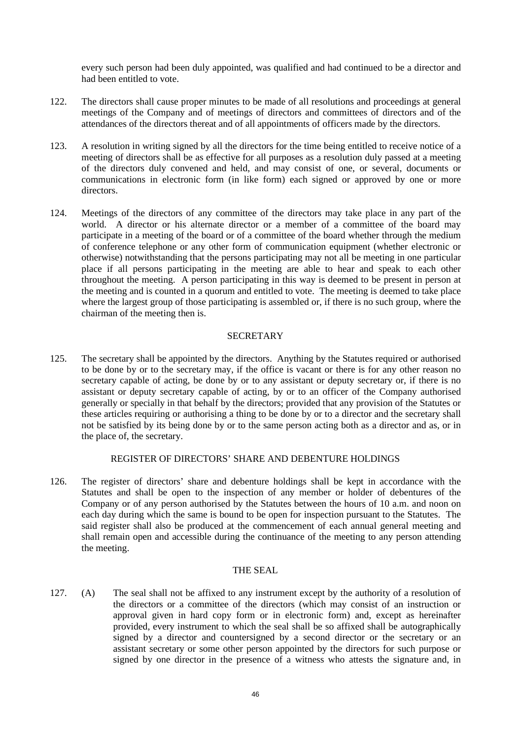every such person had been duly appointed, was qualified and had continued to be a director and had been entitled to vote.

122. The directors shall cause proper minutes to be made of all resolutions and proceedings at general meetings of the Company and of meetings of directors and committees of directors and of the attendances of the directors thereat and of all appointments of officers made by the directors.

123. A resolution in writing signed by all the directors for the time being entitled to receive notice of a meeting of directors shall be as effective for all purposes as a resolution duly passed at a meeting of the directors duly convened and held, and may consist of one, or several, documents or communications in electronic form (in like form) each signed or approved by one or more directors.

124. Meetings of the directors of any committee of the directors may take place in any part of the world. A director or his alternate director or a member of a committee of the board may participate in a meeting of the board or of a committee of the board whether through the medium of conference telephone or any other form of communication equipment (whether electronic or otherwise) notwithstanding that the persons participating may not all be meeting in one particular place if all persons participating in the meeting are able to hear and speak to each other throughout the meeting. A person participating in this way is deemed to be present in person at the meeting and is counted in a quorum and entitled to vote. The meeting is deemed to take place where the largest group of those participating is assembled or, if there is no such group, where the chairman of the meeting then is.

## SECRETARY

125. The secretary shall be appointed by the directors. Anything by the Statutes required or authorised to be done by or to the secretary may, if the office is vacant or there is for any other reason no secretary capable of acting, be done by or to any assistant or deputy secretary or, if there is no assistant or deputy secretary capable of acting, by or to an officer of the Company authorised generally or specially in that behalf by the directors; provided that any provision of the Statutes or these articles requiring or authorising a thing to be done by or to a director and the secretary shall not be satisfied by its being done by or to the same person acting both as a director and as, or in the place of, the secretary.

## REGISTER OF DIRECTORS' SHARE AND DEBENTURE HOLDINGS

126. The register of directors' share and debenture holdings shall be kept in accordance with the Statutes and shall be open to the inspection of any member or holder of debentures of the Company or of any person authorised by the Statutes between the hours of 10 a.m. and noon on each day during which the same is bound to be open for inspection pursuant to the Statutes. The said register shall also be produced at the commencement of each annual general meeting and shall remain open and accessible during the continuance of the meeting to any person attending the meeting.

## THE SEAL

127. (A) The seal shall not be affixed to any instrument except by the authority of a resolution of the directors or a committee of the directors (which may consist of an instruction or approval given in hard copy form or in electronic form) and, except as hereinafter provided, every instrument to which the seal shall be so affixed shall be autographically signed by a director and countersigned by a second director or the secretary or an assistant secretary or some other person appointed by the directors for such purpose or signed by one director in the presence of a witness who attests the signature and, in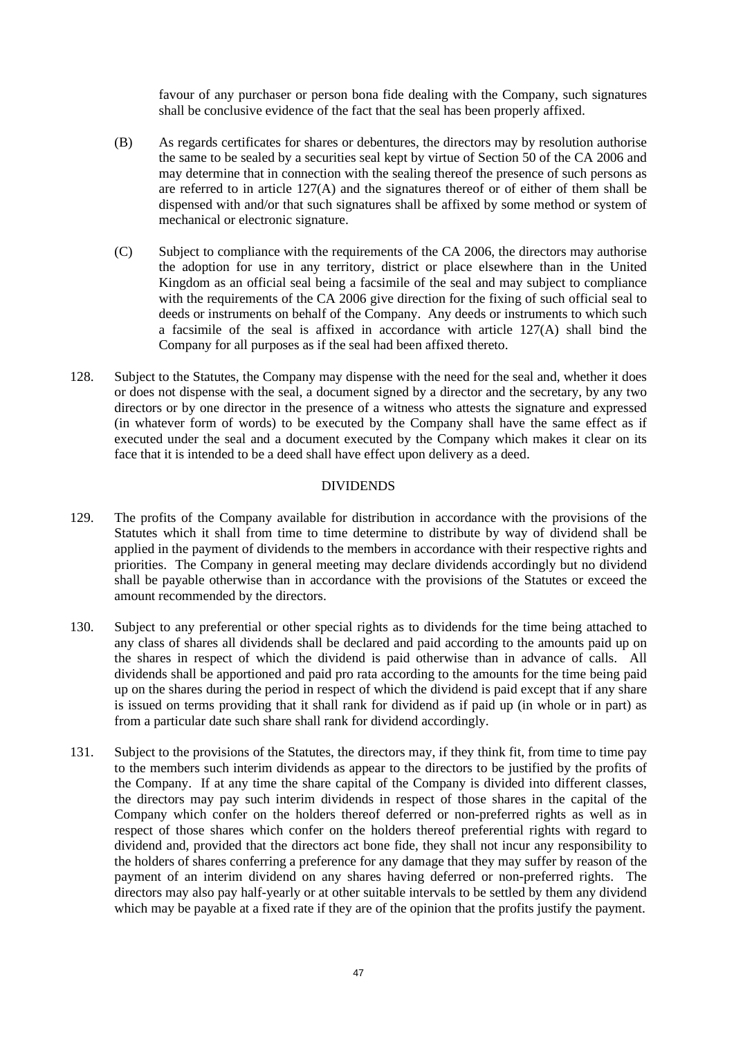favour of any purchaser or person bona fide dealing with the Company, such signatures shall be conclusive evidence of the fact that the seal has been properly affixed.

(B) As regards certificates for shares or debentures, the directors may by resolution authorise the same to be sealed by a securities seal kept by virtue of Section 50 of the CA 2006 and may determine that in connection with the sealing thereof the presence of such persons as are referred to in article 127(A) and the signatures thereof or of either of them shall be dispensed with and/or that such signatures shall be affixed by some method or system of mechanical or electronic signature.

(C) Subject to compliance with the requirements of the CA 2006, the directors may authorise the adoption for use in any territory, district or place elsewhere than in the United Kingdom as an official seal being a facsimile of the seal and may subject to compliance with the requirements of the CA 2006 give direction for the fixing of such official seal to deeds or instruments on behalf of the Company. Any deeds or instruments to which such a facsimile of the seal is affixed in accordance with article 127(A) shall bind the Company for all purposes as if the seal had been affixed thereto.

128. Subject to the Statutes, the Company may dispense with the need for the seal and, whether it does or does not dispense with the seal, a document signed by a director and the secretary, by any two directors or by one director in the presence of a witness who attests the signature and expressed (in whatever form of words) to be executed by the Company shall have the same effect as if executed under the seal and a document executed by the Company which makes it clear on its face that it is intended to be a deed shall have effect upon delivery as a deed.

## DIVIDENDS

129. The profits of the Company available for distribution in accordance with the provisions of the Statutes which it shall from time to time determine to distribute by way of dividend shall be applied in the payment of dividends to the members in accordance with their respective rights and priorities. The Company in general meeting may declare dividends accordingly but no dividend shall be payable otherwise than in accordance with the provisions of the Statutes or exceed the amount recommended by the directors.

130. Subject to any preferential or other special rights as to dividends for the time being attached to any class of shares all dividends shall be declared and paid according to the amounts paid up on the shares in respect of which the dividend is paid otherwise than in advance of calls. All dividends shall be apportioned and paid pro rata according to the amounts for the time being paid up on the shares during the period in respect of which the dividend is paid except that if any share is issued on terms providing that it shall rank for dividend as if paid up (in whole or in part) as from a particular date such share shall rank for dividend accordingly.

131. Subject to the provisions of the Statutes, the directors may, if they think fit, from time to time pay to the members such interim dividends as appear to the directors to be justified by the profits of the Company. If at any time the share capital of the Company is divided into different classes, the directors may pay such interim dividends in respect of those shares in the capital of the Company which confer on the holders thereof deferred or non-preferred rights as well as in respect of those shares which confer on the holders thereof preferential rights with regard to dividend and, provided that the directors act bone fide, they shall not incur any responsibility to the holders of shares conferring a preference for any damage that they may suffer by reason of the payment of an interim dividend on any shares having deferred or non-preferred rights. The directors may also pay half-yearly or at other suitable intervals to be settled by them any dividend which may be payable at a fixed rate if they are of the opinion that the profits justify the payment.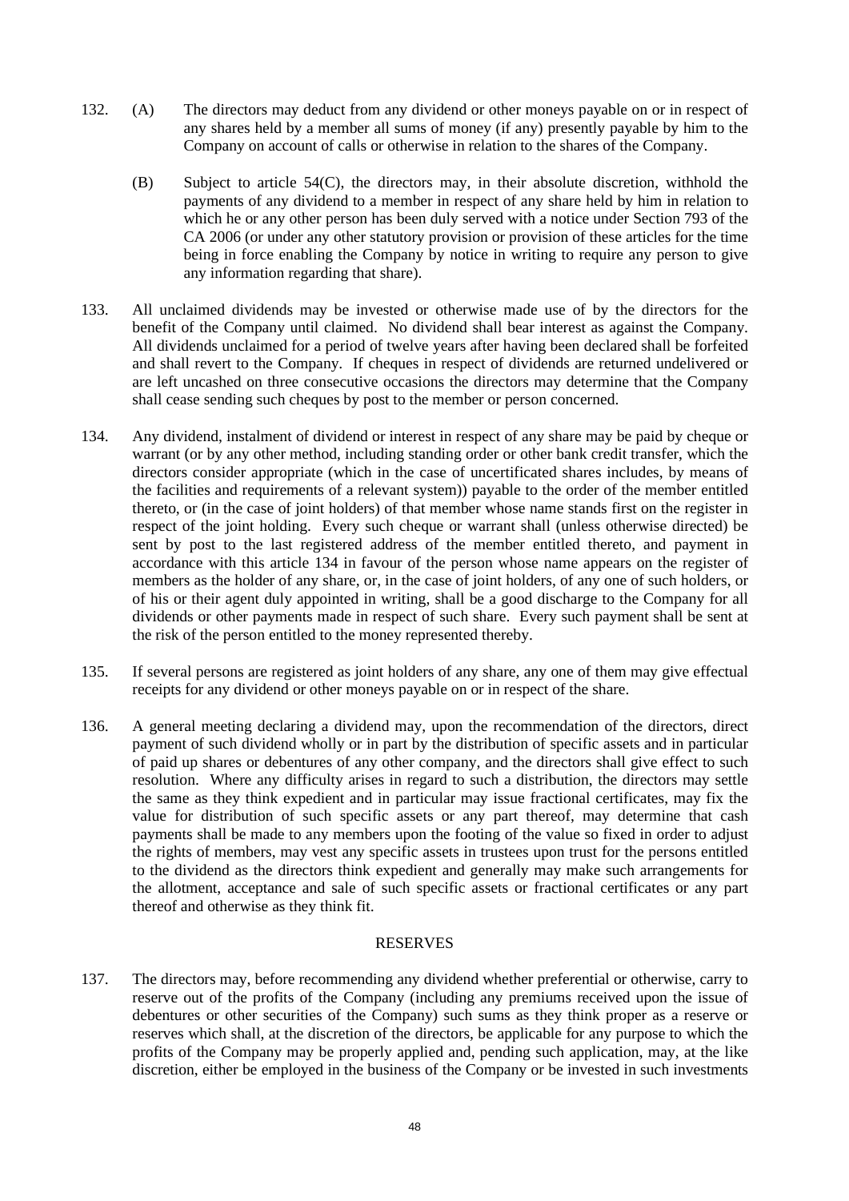132. (A) The directors may deduct from any dividend or other moneys payable on or in respect of any shares held by a member all sums of money (if any) presently payable by him to the Company on account of calls or otherwise in relation to the shares of the Company.

     (B) Subject to article 54(C), the directors may, in their absolute discretion, withhold the payments of any dividend to a member in respect of any share held by him in relation to which he or any other person has been duly served with a notice under Section 793 of the CA 2006 (or under any other statutory provision or provision of these articles for the time being in force enabling the Company by notice in writing to require any person to give any information regarding that share).

133. All unclaimed dividends may be invested or otherwise made use of by the directors for the benefit of the Company until claimed. No dividend shall bear interest as against the Company. All dividends unclaimed for a period of twelve years after having been declared shall be forfeited and shall revert to the Company. If cheques in respect of dividends are returned undelivered or are left uncashed on three consecutive occasions the directors may determine that the Company shall cease sending such cheques by post to the member or person concerned.

134. Any dividend, instalment of dividend or interest in respect of any share may be paid by cheque or warrant (or by any other method, including standing order or other bank credit transfer, which the directors consider appropriate (which in the case of uncertificated shares includes, by means of the facilities and requirements of a relevant system)) payable to the order of the member entitled thereto, or (in the case of joint holders) of that member whose name stands first on the register in respect of the joint holding. Every such cheque or warrant shall (unless otherwise directed) be sent by post to the last registered address of the member entitled thereto, and payment in accordance with this article 134 in favour of the person whose name appears on the register of members as the holder of any share, or, in the case of joint holders, of any one of such holders, or of his or their agent duly appointed in writing, shall be a good discharge to the Company for all dividends or other payments made in respect of such share. Every such payment shall be sent at the risk of the person entitled to the money represented thereby.

135. If several persons are registered as joint holders of any share, any one of them may give effectual receipts for any dividend or other moneys payable on or in respect of the share.

136. A general meeting declaring a dividend may, upon the recommendation of the directors, direct payment of such dividend wholly or in part by the distribution of specific assets and in particular of paid up shares or debentures of any other company, and the directors shall give effect to such resolution. Where any difficulty arises in regard to such a distribution, the directors may settle the same as they think expedient and in particular may issue fractional certificates, may fix the value for distribution of such specific assets or any part thereof, may determine that cash payments shall be made to any members upon the footing of the value so fixed in order to adjust the rights of members, may vest any specific assets in trustees upon trust for the persons entitled to the dividend as the directors think expedient and generally may make such arrangements for the allotment, acceptance and sale of such specific assets or fractional certificates or any part thereof and otherwise as they think fit.

## RESERVES

137. The directors may, before recommending any dividend whether preferential or otherwise, carry to reserve out of the profits of the Company (including any premiums received upon the issue of debentures or other securities of the Company) such sums as they think proper as a reserve or reserves which shall, at the discretion of the directors, be applicable for any purpose to which the profits of the Company may be properly applied and, pending such application, may, at the like discretion, either be employed in the business of the Company or be invested in such investments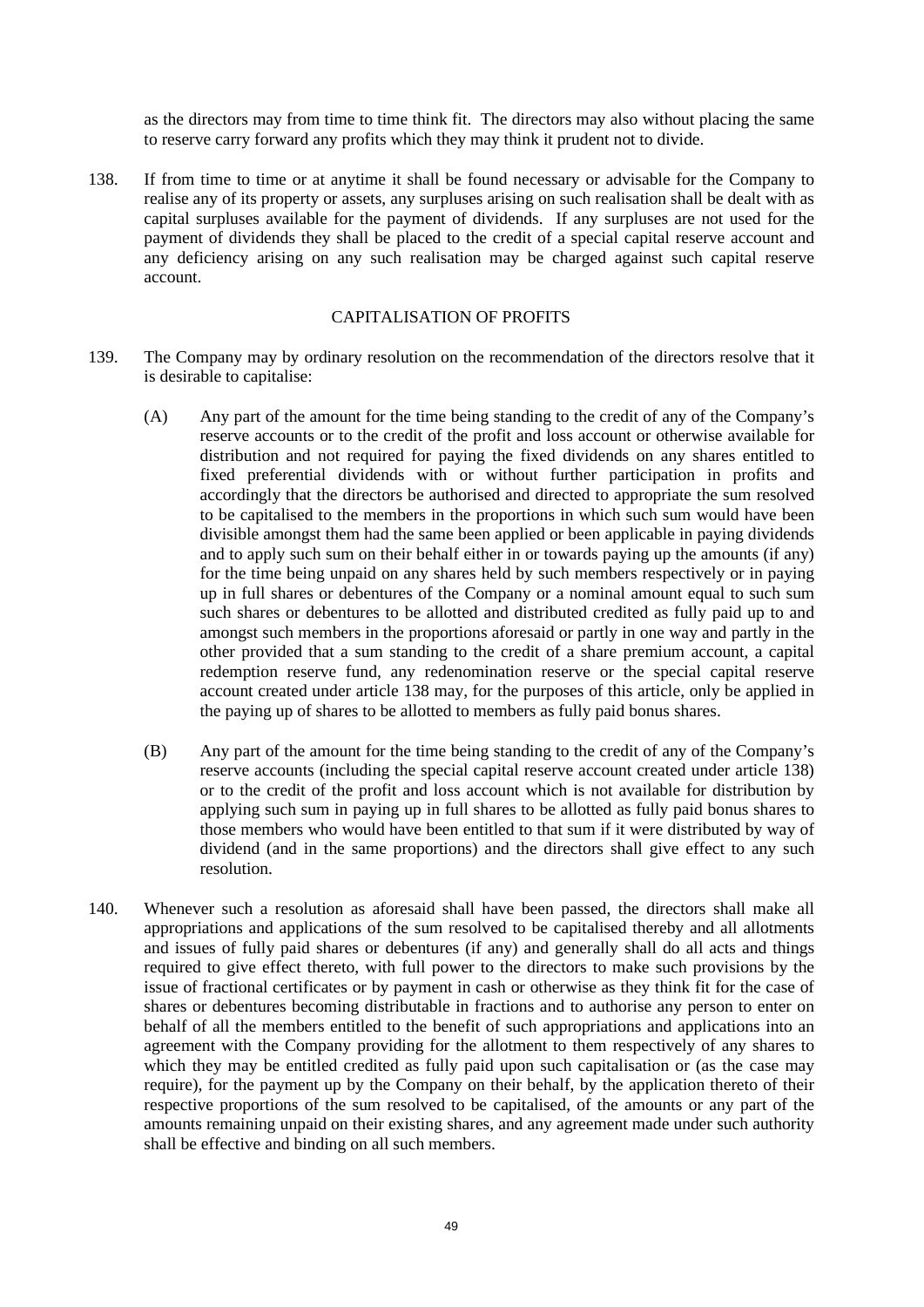as the directors may from time to time think fit. The directors may also without placing the same to reserve carry forward any profits which they may think it prudent not to divide.

138. If from time to time or at anytime it shall be found necessary or advisable for the Company to realise any of its property or assets, any surpluses arising on such realisation shall be dealt with as capital surpluses available for the payment of dividends. If any surpluses are not used for the payment of dividends they shall be placed to the credit of a special capital reserve account and any deficiency arising on any such realisation may be charged against such capital reserve account.

## CAPITALISATION OF PROFITS

139. The Company may by ordinary resolution on the recommendation of the directors resolve that it is desirable to capitalise:

    (A) Any part of the amount for the time being standing to the credit of any of the Company's reserve accounts or to the credit of the profit and loss account or otherwise available for distribution and not required for paying the fixed dividends on any shares entitled to fixed preferential dividends with or without further participation in profits and accordingly that the directors be authorised and directed to appropriate the sum resolved to be capitalised to the members in the proportions in which such sum would have been divisible amongst them had the same been applied or been applicable in paying dividends and to apply such sum on their behalf either in or towards paying up the amounts (if any) for the time being unpaid on any shares held by such members respectively or in paying up in full shares or debentures of the Company or a nominal amount equal to such sum such shares or debentures to be allotted and distributed credited as fully paid up to and amongst such members in the proportions aforesaid or partly in one way and partly in the other provided that a sum standing to the credit of a share premium account, a capital redemption reserve fund, any redenomination reserve or the special capital reserve account created under article 138 may, for the purposes of this article, only be applied in the paying up of shares to be allotted to members as fully paid bonus shares.

    (B) Any part of the amount for the time being standing to the credit of any of the Company's reserve accounts (including the special capital reserve account created under article 138) or to the credit of the profit and loss account which is not available for distribution by applying such sum in paying up in full shares to be allotted as fully paid bonus shares to those members who would have been entitled to that sum if it were distributed by way of dividend (and in the same proportions) and the directors shall give effect to any such resolution.

140. Whenever such a resolution as aforesaid shall have been passed, the directors shall make all appropriations and applications of the sum resolved to be capitalised thereby and all allotments and issues of fully paid shares or debentures (if any) and generally shall do all acts and things required to give effect thereto, with full power to the directors to make such provisions by the issue of fractional certificates or by payment in cash or otherwise as they think fit for the case of shares or debentures becoming distributable in fractions and to authorise any person to enter on behalf of all the members entitled to the benefit of such appropriations and applications into an agreement with the Company providing for the allotment to them respectively of any shares to which they may be entitled credited as fully paid upon such capitalisation or (as the case may require), for the payment up by the Company on their behalf, by the application thereto of their respective proportions of the sum resolved to be capitalised, of the amounts or any part of the amounts remaining unpaid on their existing shares, and any agreement made under such authority shall be effective and binding on all such members.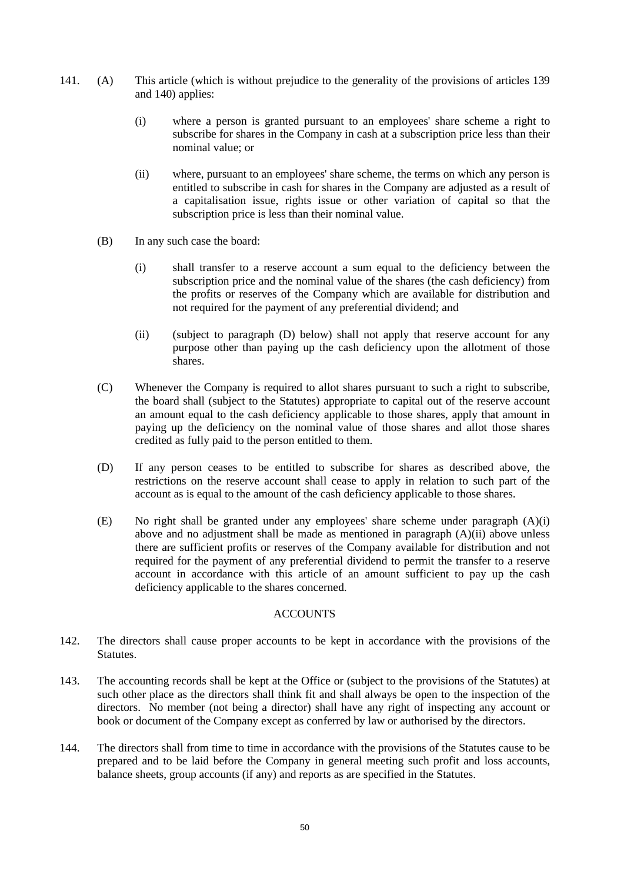141. (A) This article (which is without prejudice to the generality of the provisions of articles 139 and 140) applies:

   (i) where a person is granted pursuant to an employees' share scheme a right to subscribe for shares in the Company in cash at a subscription price less than their nominal value; or

   (ii) where, pursuant to an employees' share scheme, the terms on which any person is entitled to subscribe in cash for shares in the Company are adjusted as a result of a capitalisation issue, rights issue or other variation of capital so that the subscription price is less than their nominal value.

(B) In any such case the board:

   (i) shall transfer to a reserve account a sum equal to the deficiency between the subscription price and the nominal value of the shares (the cash deficiency) from the profits or reserves of the Company which are available for distribution and not required for the payment of any preferential dividend; and

   (ii) (subject to paragraph (D) below) shall not apply that reserve account for any purpose other than paying up the cash deficiency upon the allotment of those shares.

(C) Whenever the Company is required to allot shares pursuant to such a right to subscribe, the board shall (subject to the Statutes) appropriate to capital out of the reserve account an amount equal to the cash deficiency applicable to those shares, apply that amount in paying up the deficiency on the nominal value of those shares and allot those shares credited as fully paid to the person entitled to them.

(D) If any person ceases to be entitled to subscribe for shares as described above, the restrictions on the reserve account shall cease to apply in relation to such part of the account as is equal to the amount of the cash deficiency applicable to those shares.

(E) No right shall be granted under any employees' share scheme under paragraph (A)(i) above and no adjustment shall be made as mentioned in paragraph (A)(ii) above unless there are sufficient profits or reserves of the Company available for distribution and not required for the payment of any preferential dividend to permit the transfer to a reserve account in accordance with this article of an amount sufficient to pay up the cash deficiency applicable to the shares concerned.

## ACCOUNTS

142. The directors shall cause proper accounts to be kept in accordance with the provisions of the Statutes.

143. The accounting records shall be kept at the Office or (subject to the provisions of the Statutes) at such other place as the directors shall think fit and shall always be open to the inspection of the directors. No member (not being a director) shall have any right of inspecting any account or book or document of the Company except as conferred by law or authorised by the directors.

144. The directors shall from time to time in accordance with the provisions of the Statutes cause to be prepared and to be laid before the Company in general meeting such profit and loss accounts, balance sheets, group accounts (if any) and reports as are specified in the Statutes.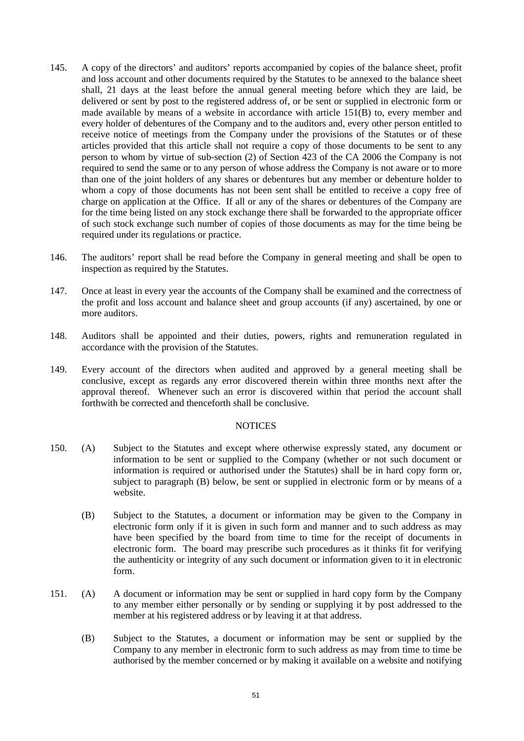145. A copy of the directors' and auditors' reports accompanied by copies of the balance sheet, profit and loss account and other documents required by the Statutes to be annexed to the balance sheet shall, 21 days at the least before the annual general meeting before which they are laid, be delivered or sent by post to the registered address of, or be sent or supplied in electronic form or made available by means of a website in accordance with article 151(B) to, every member and every holder of debentures of the Company and to the auditors and, every other person entitled to receive notice of meetings from the Company under the provisions of the Statutes or of these articles provided that this article shall not require a copy of those documents to be sent to any person to whom by virtue of sub-section (2) of Section 423 of the CA 2006 the Company is not required to send the same or to any person of whose address the Company is not aware or to more than one of the joint holders of any shares or debentures but any member or debenture holder to whom a copy of those documents has not been sent shall be entitled to receive a copy free of charge on application at the Office. If all or any of the shares or debentures of the Company are for the time being listed on any stock exchange there shall be forwarded to the appropriate officer of such stock exchange such number of copies of those documents as may for the time being be required under its regulations or practice.

146. The auditors' report shall be read before the Company in general meeting and shall be open to inspection as required by the Statutes.

147. Once at least in every year the accounts of the Company shall be examined and the correctness of the profit and loss account and balance sheet and group accounts (if any) ascertained, by one or more auditors.

148. Auditors shall be appointed and their duties, powers, rights and remuneration regulated in accordance with the provision of the Statutes.

149. Every account of the directors when audited and approved by a general meeting shall be conclusive, except as regards any error discovered therein within three months next after the approval thereof. Whenever such an error is discovered within that period the account shall forthwith be corrected and thenceforth shall be conclusive.

## NOTICES

150. (A) Subject to the Statutes and except where otherwise expressly stated, any document or information to be sent or supplied to the Company (whether or not such document or information is required or authorised under the Statutes) shall be in hard copy form or, subject to paragraph (B) below, be sent or supplied in electronic form or by means of a website.

(B) Subject to the Statutes, a document or information may be given to the Company in electronic form only if it is given in such form and manner and to such address as may have been specified by the board from time to time for the receipt of documents in electronic form. The board may prescribe such procedures as it thinks fit for verifying the authenticity or integrity of any such document or information given to it in electronic form.

151. (A) A document or information may be sent or supplied in hard copy form by the Company to any member either personally or by sending or supplying it by post addressed to the member at his registered address or by leaving it at that address.

(B) Subject to the Statutes, a document or information may be sent or supplied by the Company to any member in electronic form to such address as may from time to time be authorised by the member concerned or by making it available on a website and notifying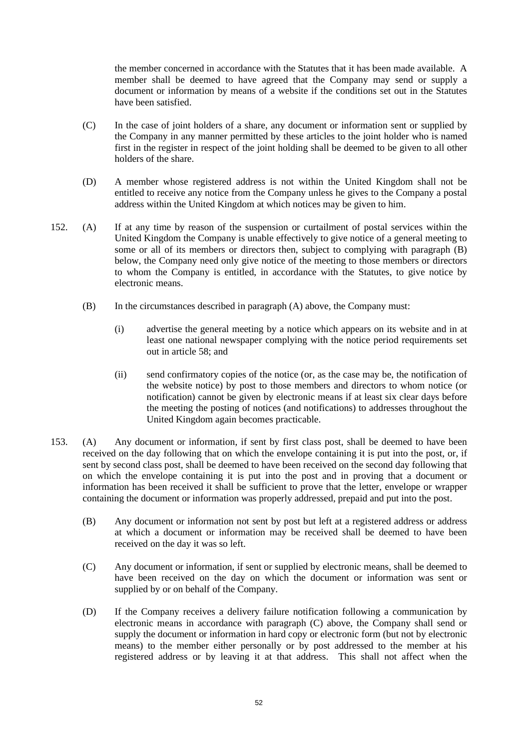the member concerned in accordance with the Statutes that it has been made available. A member shall be deemed to have agreed that the Company may send or supply a document or information by means of a website if the conditions set out in the Statutes have been satisfied.

(C) In the case of joint holders of a share, any document or information sent or supplied by the Company in any manner permitted by these articles to the joint holder who is named first in the register in respect of the joint holding shall be deemed to be given to all other holders of the share.

(D) A member whose registered address is not within the United Kingdom shall not be entitled to receive any notice from the Company unless he gives to the Company a postal address within the United Kingdom at which notices may be given to him.

152. (A) If at any time by reason of the suspension or curtailment of postal services within the United Kingdom the Company is unable effectively to give notice of a general meeting to some or all of its members or directors then, subject to complying with paragraph (B) below, the Company need only give notice of the meeting to those members or directors to whom the Company is entitled, in accordance with the Statutes, to give notice by electronic means.

(B) In the circumstances described in paragraph (A) above, the Company must:

(i) advertise the general meeting by a notice which appears on its website and in at least one national newspaper complying with the notice period requirements set out in article 58; and

(ii) send confirmatory copies of the notice (or, as the case may be, the notification of the website notice) by post to those members and directors to whom notice (or notification) cannot be given by electronic means if at least six clear days before the meeting the posting of notices (and notifications) to addresses throughout the United Kingdom again becomes practicable.

153. (A) Any document or information, if sent by first class post, shall be deemed to have been received on the day following that on which the envelope containing it is put into the post, or, if sent by second class post, shall be deemed to have been received on the second day following that on which the envelope containing it is put into the post and in proving that a document or information has been received it shall be sufficient to prove that the letter, envelope or wrapper containing the document or information was properly addressed, prepaid and put into the post.

(B) Any document or information not sent by post but left at a registered address or address at which a document or information may be received shall be deemed to have been received on the day it was so left.

(C) Any document or information, if sent or supplied by electronic means, shall be deemed to have been received on the day on which the document or information was sent or supplied by or on behalf of the Company.

(D) If the Company receives a delivery failure notification following a communication by electronic means in accordance with paragraph (C) above, the Company shall send or supply the document or information in hard copy or electronic form (but not by electronic means) to the member either personally or by post addressed to the member at his registered address or by leaving it at that address. This shall not affect when the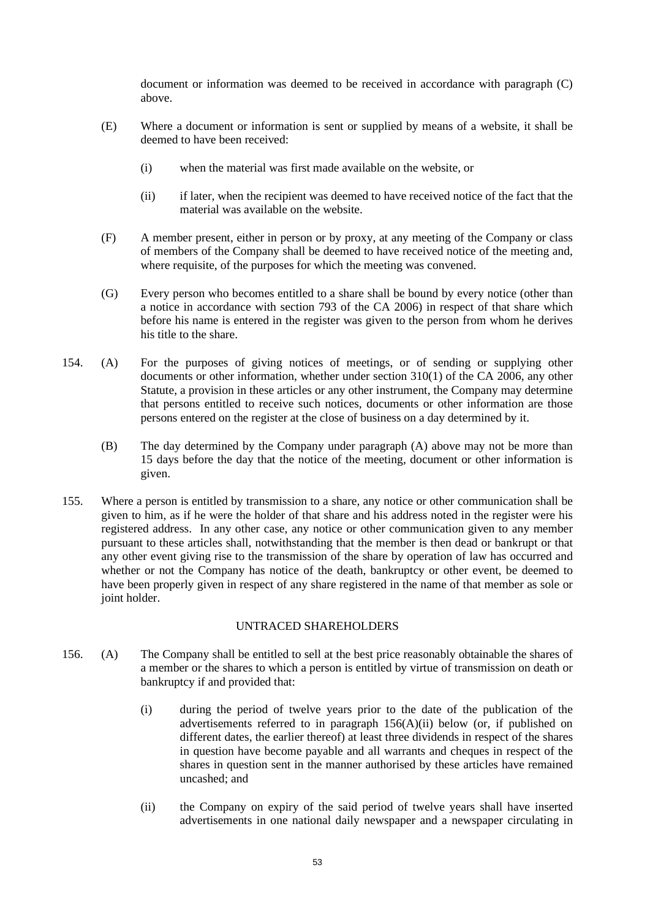document or information was deemed to be received in accordance with paragraph (C) above.

(E) Where a document or information is sent or supplied by means of a website, it shall be deemed to have been received:

(i) when the material was first made available on the website, or

(ii) if later, when the recipient was deemed to have received notice of the fact that the material was available on the website.

(F) A member present, either in person or by proxy, at any meeting of the Company or class of members of the Company shall be deemed to have received notice of the meeting and, where requisite, of the purposes for which the meeting was convened.

(G) Every person who becomes entitled to a share shall be bound by every notice (other than a notice in accordance with section 793 of the CA 2006) in respect of that share which before his name is entered in the register was given to the person from whom he derives his title to the share.

154. (A) For the purposes of giving notices of meetings, or of sending or supplying other documents or other information, whether under section 310(1) of the CA 2006, any other Statute, a provision in these articles or any other instrument, the Company may determine that persons entitled to receive such notices, documents or other information are those persons entered on the register at the close of business on a day determined by it.

(B) The day determined by the Company under paragraph (A) above may not be more than 15 days before the day that the notice of the meeting, document or other information is given.

155. Where a person is entitled by transmission to a share, any notice or other communication shall be given to him, as if he were the holder of that share and his address noted in the register were his registered address. In any other case, any notice or other communication given to any member pursuant to these articles shall, notwithstanding that the member is then dead or bankrupt or that any other event giving rise to the transmission of the share by operation of law has occurred and whether or not the Company has notice of the death, bankruptcy or other event, be deemed to have been properly given in respect of any share registered in the name of that member as sole or joint holder.

## UNTRACED SHAREHOLDERS

156. (A) The Company shall be entitled to sell at the best price reasonably obtainable the shares of a member or the shares to which a person is entitled by virtue of transmission on death or bankruptcy if and provided that:

(i) during the period of twelve years prior to the date of the publication of the advertisements referred to in paragraph 156(A)(ii) below (or, if published on different dates, the earlier thereof) at least three dividends in respect of the shares in question have become payable and all warrants and cheques in respect of the shares in question sent in the manner authorised by these articles have remained uncashed; and

(ii) the Company on expiry of the said period of twelve years shall have inserted advertisements in one national daily newspaper and a newspaper circulating in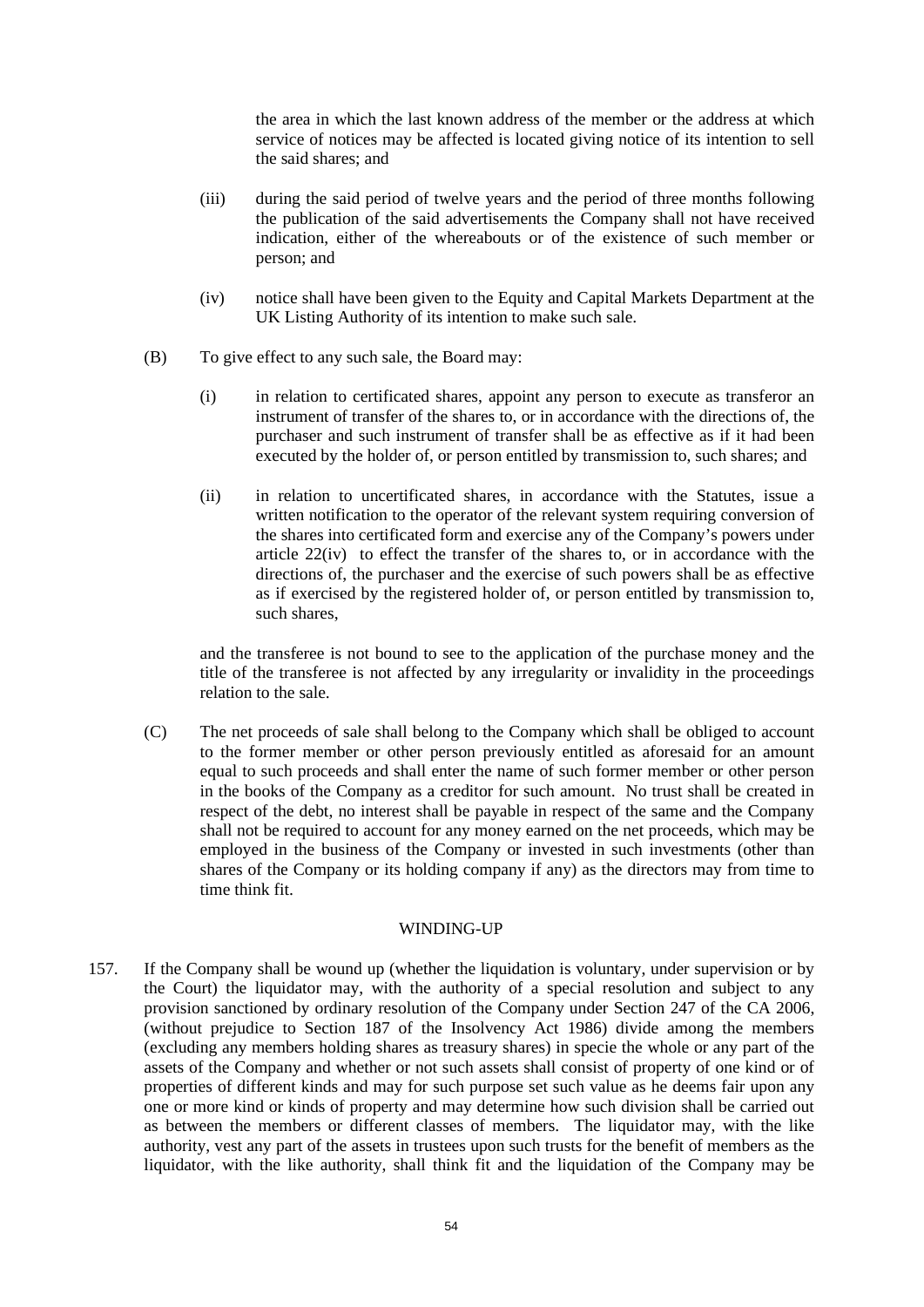the area in which the last known address of the member or the address at which service of notices may be affected is located giving notice of its intention to sell the said shares; and

(iii) during the said period of twelve years and the period of three months following the publication of the said advertisements the Company shall not have received indication, either of the whereabouts or of the existence of such member or person; and

(iv) notice shall have been given to the Equity and Capital Markets Department at the UK Listing Authority of its intention to make such sale.

(B) To give effect to any such sale, the Board may:

(i) in relation to certificated shares, appoint any person to execute as transferor an instrument of transfer of the shares to, or in accordance with the directions of, the purchaser and such instrument of transfer shall be as effective as if it had been executed by the holder of, or person entitled by transmission to, such shares; and

(ii) in relation to uncertificated shares, in accordance with the Statutes, issue a written notification to the operator of the relevant system requiring conversion of the shares into certificated form and exercise any of the Company's powers under article 22(iv) to effect the transfer of the shares to, or in accordance with the directions of, the purchaser and the exercise of such powers shall be as effective as if exercised by the registered holder of, or person entitled by transmission to, such shares,

and the transferee is not bound to see to the application of the purchase money and the title of the transferee is not affected by any irregularity or invalidity in the proceedings relation to the sale.

(C) The net proceeds of sale shall belong to the Company which shall be obliged to account to the former member or other person previously entitled as aforesaid for an amount equal to such proceeds and shall enter the name of such former member or other person in the books of the Company as a creditor for such amount. No trust shall be created in respect of the debt, no interest shall be payable in respect of the same and the Company shall not be required to account for any money earned on the net proceeds, which may be employed in the business of the Company or invested in such investments (other than shares of the Company or its holding company if any) as the directors may from time to time think fit.

## WINDING-UP

157. If the Company shall be wound up (whether the liquidation is voluntary, under supervision or by the Court) the liquidator may, with the authority of a special resolution and subject to any provision sanctioned by ordinary resolution of the Company under Section 247 of the CA 2006, (without prejudice to Section 187 of the Insolvency Act 1986) divide among the members (excluding any members holding shares as treasury shares) in specie the whole or any part of the assets of the Company and whether or not such assets shall consist of property of one kind or of properties of different kinds and may for such purpose set such value as he deems fair upon any one or more kind or kinds of property and may determine how such division shall be carried out as between the members or different classes of members. The liquidator may, with the like authority, vest any part of the assets in trustees upon such trusts for the benefit of members as the liquidator, with the like authority, shall think fit and the liquidation of the Company may be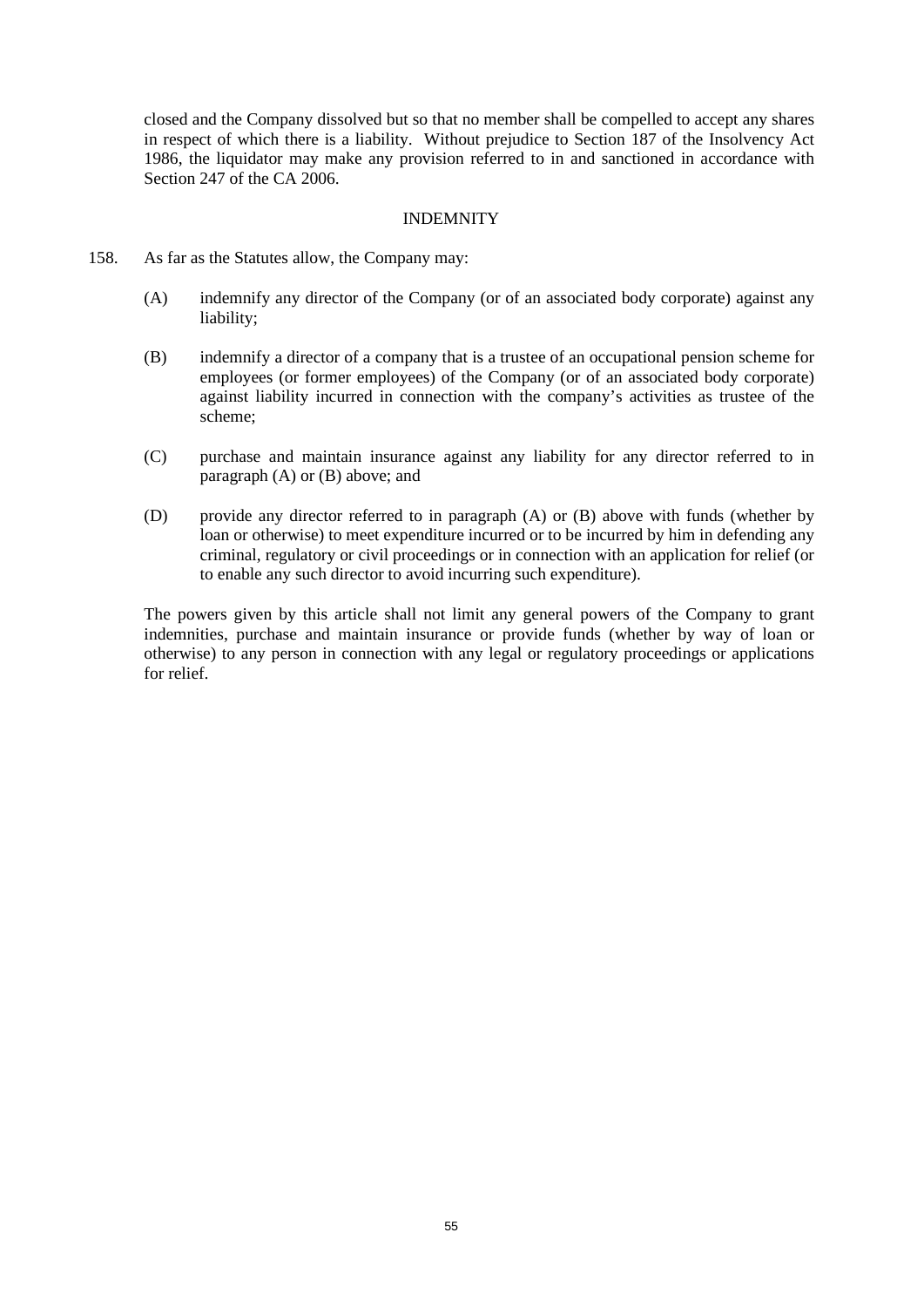closed and the Company dissolved but so that no member shall be compelled to accept any shares in respect of which there is a liability. Without prejudice to Section 187 of the Insolvency Act 1986, the liquidator may make any provision referred to in and sanctioned in accordance with Section 247 of the CA 2006.

## INDEMNITY

158. As far as the Statutes allow, the Company may:

(A) indemnify any director of the Company (or of an associated body corporate) against any liability;

(B) indemnify a director of a company that is a trustee of an occupational pension scheme for employees (or former employees) of the Company (or of an associated body corporate) against liability incurred in connection with the company's activities as trustee of the scheme;

(C) purchase and maintain insurance against any liability for any director referred to in paragraph (A) or (B) above; and

(D) provide any director referred to in paragraph (A) or (B) above with funds (whether by loan or otherwise) to meet expenditure incurred or to be incurred by him in defending any criminal, regulatory or civil proceedings or in connection with an application for relief (or to enable any such director to avoid incurring such expenditure).

The powers given by this article shall not limit any general powers of the Company to grant indemnities, purchase and maintain insurance or provide funds (whether by way of loan or otherwise) to any person in connection with any legal or regulatory proceedings or applications for relief.